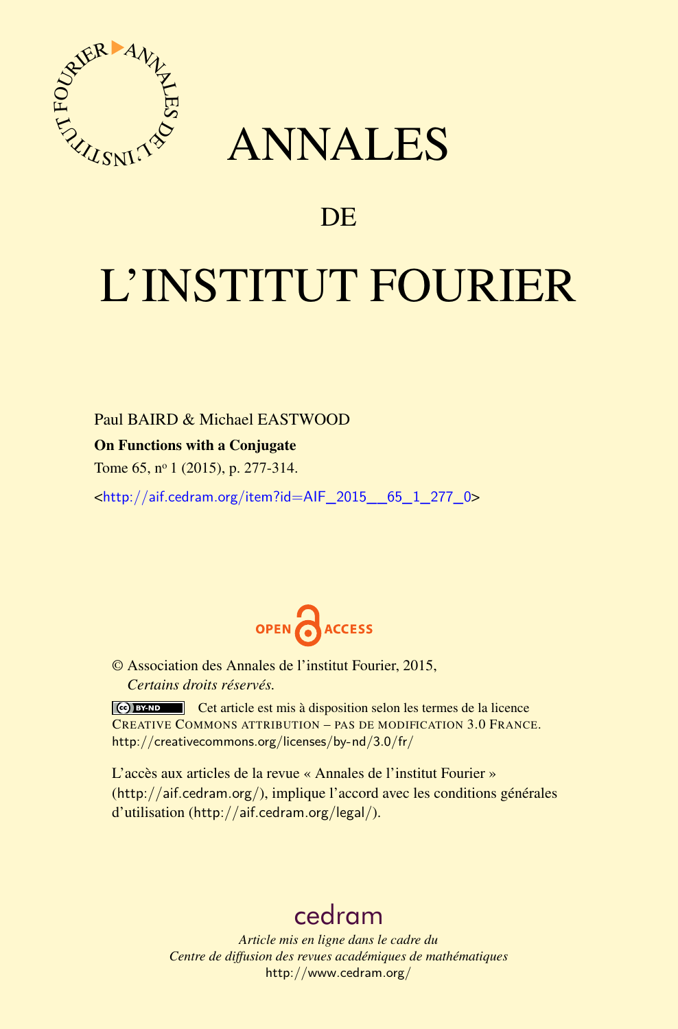# ANNALES

# DE

# L'INSTITUT FOURIER

Paul BAIRD & Michael EASTWOOD

**On Functions with a Conjugate**

Tome 65, n° 1 (2015), p. 277-314.

<http://aif.cedram.org/item?id=AIF_2015__65_1_277_0>

OPEN ACCESS

© Association des Annales de l'institut Fourier, 2015,
*Certains droits réservés.*

Cet article est mis à disposition selon les termes de la licence CREATIVE COMMONS ATTRIBUTION – PAS DE MODIFICATION 3.0 FRANCE.
http://creativecommons.org/licenses/by-nd/3.0/fr/

L'accès aux articles de la revue « Annales de l'institut Fourier » (http://aif.cedram.org/), implique l'accord avec les conditions générales d'utilisation (http://aif.cedram.org/legal/).

cedram

*Article mis en ligne dans le cadre du*
*Centre de diffusion des revues académiques de mathématiques*
http://www.cedram.org/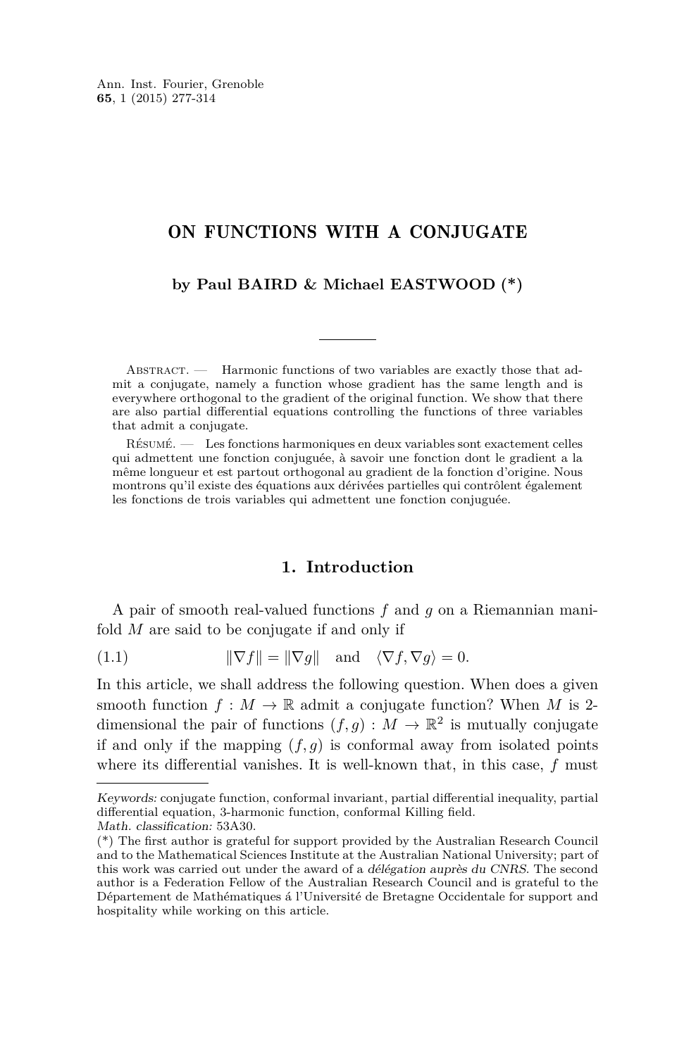# ON FUNCTIONS WITH A CONJUGATE

**by Paul BAIRD & Michael EASTWOOD (\*)**

Abstract. — Harmonic functions of two variables are exactly those that admit a conjugate, namely a function whose gradient has the same length and is everywhere orthogonal to the gradient of the original function. We show that there are also partial differential equations controlling the functions of three variables that admit a conjugate.

Résumé. — Les fonctions harmoniques en deux variables sont exactement celles qui admettent une fonction conjuguée, à savoir une fonction dont le gradient a la même longueur et est partout orthogonal au gradient de la fonction d'origine. Nous montrons qu'il existe des équations aux dérivées partielles qui contrôlent également les fonctions de trois variables qui admettent une fonction conjuguée.

## 1. Introduction

A pair of smooth real-valued functions $f$ and $g$ on a Riemannian manifold $M$ are said to be conjugate if and only if

$$\|\nabla f\| = \|\nabla g\| \quad \text{and} \quad \langle \nabla f, \nabla g \rangle = 0. \tag{1.1}$$

In this article, we shall address the following question. When does a given smooth function $f : M \to \mathbb{R}$ admit a conjugate function? When $M$ is 2-dimensional the pair of functions $(f, g) : M \to \mathbb{R}^2$ is mutually conjugate if and only if the mapping $(f, g)$ is conformal away from isolated points where its differential vanishes. It is well-known that, in this case, $f$ must

---

*Keywords:* conjugate function, conformal invariant, partial differential inequality, partial differential equation, 3-harmonic function, conformal Killing field.
*Math. classification:* 53A30.
(\*) The first author is grateful for support provided by the Australian Research Council and to the Mathematical Sciences Institute at the Australian National University; part of this work was carried out under the award of a *délégation auprès du CNRS*. The second author is a Federation Fellow of the Australian Research Council and is grateful to the Département de Mathématiques á l'Université de Bretagne Occidentale for support and hospitality while working on this article.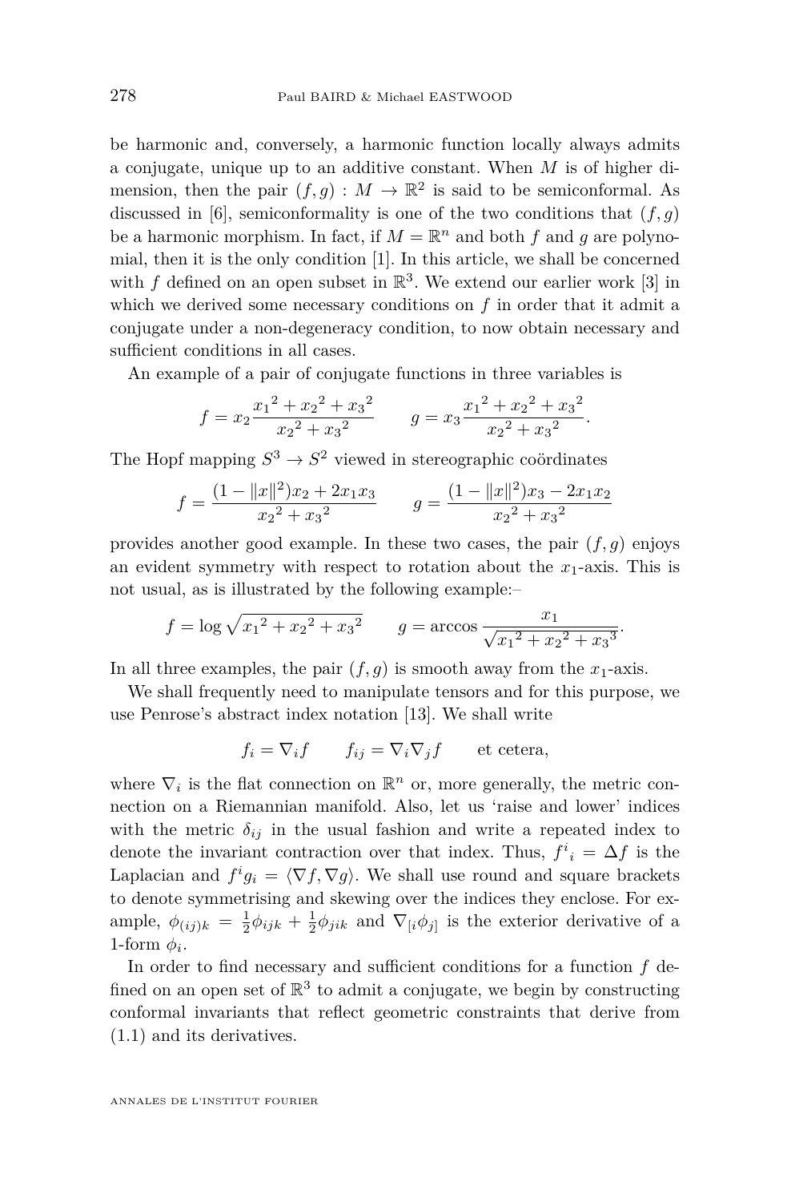be harmonic and, conversely, a harmonic function locally always admits a conjugate, unique up to an additive constant. When $M$ is of higher dimension, then the pair $(f,g) : M \to \mathbb{R}^2$ is said to be semiconformal. As discussed in [6], semiconformality is one of the two conditions that $(f,g)$ be a harmonic morphism. In fact, if $M = \mathbb{R}^n$ and both $f$ and $g$ are polynomial, then it is the only condition [1]. In this article, we shall be concerned with $f$ defined on an open subset in $\mathbb{R}^3$. We extend our earlier work [3] in which we derived some necessary conditions on $f$ in order that it admit a conjugate under a non-degeneracy condition, to now obtain necessary and sufficient conditions in all cases.

An example of a pair of conjugate functions in three variables is

$$f = x_2 \frac{{x_1}^2 + {x_2}^2 + {x_3}^2}{{x_2}^2 + {x_3}^2} \qquad g = x_3 \frac{{x_1}^2 + {x_2}^2 + {x_3}^2}{{x_2}^2 + {x_3}^2}.$$

The Hopf mapping $S^3 \to S^2$ viewed in stereographic coördinates

$$f = \frac{(1 - \|x\|^2)x_2 + 2x_1x_3}{{x_2}^2 + {x_3}^2} \qquad g = \frac{(1 - \|x\|^2)x_3 - 2x_1x_2}{{x_2}^2 + {x_3}^2}$$

provides another good example. In these two cases, the pair $(f,g)$ enjoys an evident symmetry with respect to rotation about the $x_1$-axis. This is not usual, as is illustrated by the following example:–

$$f = \log \sqrt{{x_1}^2 + {x_2}^2 + {x_3}^2} \qquad g = \arccos \frac{x_1}{\sqrt{{x_1}^2 + {x_2}^2 + {x_3}^3}}.$$

In all three examples, the pair $(f,g)$ is smooth away from the $x_1$-axis.

We shall frequently need to manipulate tensors and for this purpose, we use Penrose's abstract index notation [13]. We shall write

$$f_i = \nabla_i f \qquad f_{ij} = \nabla_i \nabla_j f \qquad \text{et cetera},$$

where $\nabla_i$ is the flat connection on $\mathbb{R}^n$ or, more generally, the metric connection on a Riemannian manifold. Also, let us 'raise and lower' indices with the metric $\delta_{ij}$ in the usual fashion and write a repeated index to denote the invariant contraction over that index. Thus, ${f^i}_i = \Delta f$ is the Laplacian and $f^i g_i = \langle \nabla f, \nabla g \rangle$. We shall use round and square brackets to denote symmetrising and skewing over the indices they enclose. For example, $\phi_{(ij)k} = \frac{1}{2}\phi_{ijk} + \frac{1}{2}\phi_{jik}$ and $\nabla_{[i}\phi_{j]}$ is the exterior derivative of a 1-form $\phi_i$.

In order to find necessary and sufficient conditions for a function $f$ defined on an open set of $\mathbb{R}^3$ to admit a conjugate, we begin by constructing conformal invariants that reflect geometric constraints that derive from (1.1) and its derivatives.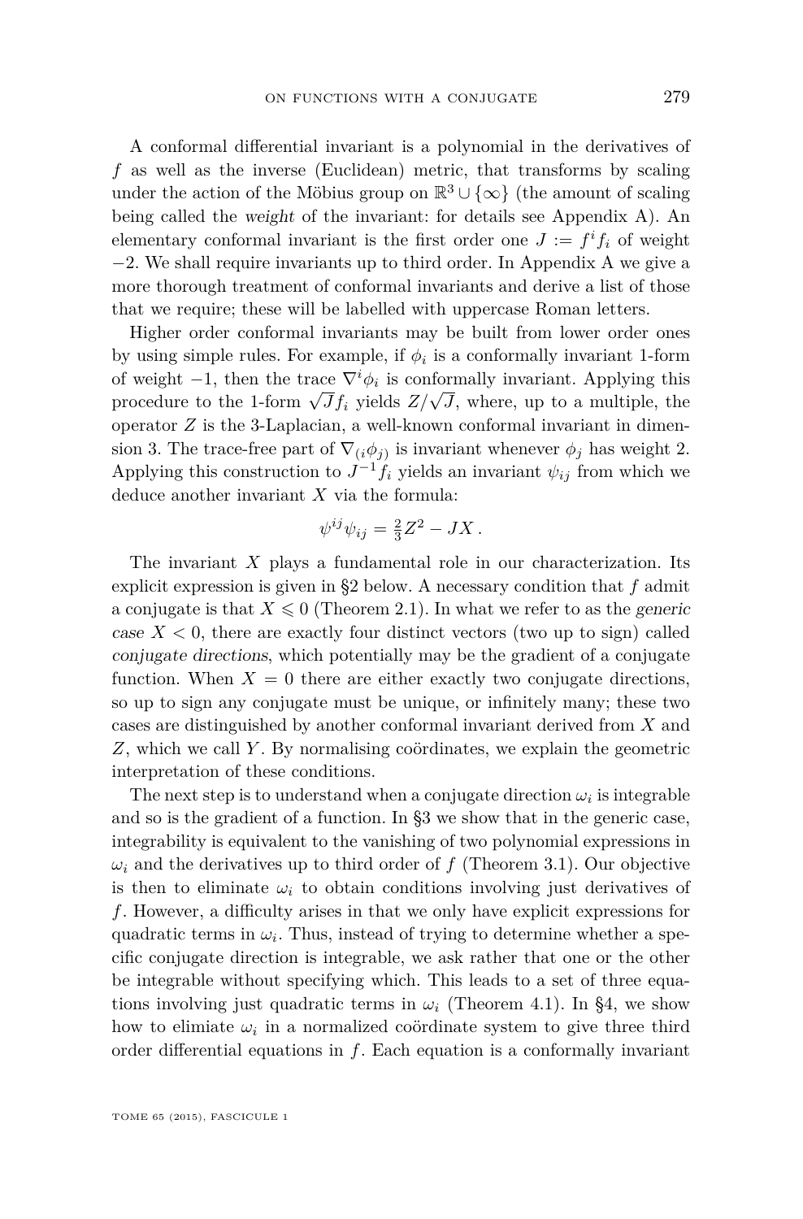A conformal differential invariant is a polynomial in the derivatives of $f$ as well as the inverse (Euclidean) metric, that transforms by scaling under the action of the Möbius group on $\mathbb{R}^3 \cup \{\infty\}$ (the amount of scaling being called the *weight* of the invariant: for details see Appendix A). An elementary conformal invariant is the first order one $J := f^i f_i$ of weight $-2$. We shall require invariants up to third order. In Appendix A we give a more thorough treatment of conformal invariants and derive a list of those that we require; these will be labelled with uppercase Roman letters.

Higher order conformal invariants may be built from lower order ones by using simple rules. For example, if $\phi_i$ is a conformally invariant 1-form of weight $-1$, then the trace $\nabla^i \phi_i$ is conformally invariant. Applying this procedure to the 1-form $\sqrt{J} f_i$ yields $Z/\sqrt{J}$, where, up to a multiple, the operator $Z$ is the 3-Laplacian, a well-known conformal invariant in dimension 3. The trace-free part of $\nabla_{(i}\phi_{j)}$ is invariant whenever $\phi_j$ has weight 2. Applying this construction to $J^{-1} f_i$ yields an invariant $\psi_{ij}$ from which we deduce another invariant $X$ via the formula:

$$\psi^{ij}\psi_{ij} = \tfrac{2}{3} Z^2 - JX\,.$$

The invariant $X$ plays a fundamental role in our characterization. Its explicit expression is given in §2 below. A necessary condition that $f$ admit a conjugate is that $X \leqslant 0$ (Theorem 2.1). In what we refer to as the *generic case* $X < 0$, there are exactly four distinct vectors (two up to sign) called *conjugate directions*, which potentially may be the gradient of a conjugate function. When $X = 0$ there are either exactly two conjugate directions, so up to sign any conjugate must be unique, or infinitely many; these two cases are distinguished by another conformal invariant derived from $X$ and $Z$, which we call $Y$. By normalising coördinates, we explain the geometric interpretation of these conditions.

The next step is to understand when a conjugate direction $\omega_i$ is integrable and so is the gradient of a function. In §3 we show that in the generic case, integrability is equivalent to the vanishing of two polynomial expressions in $\omega_i$ and the derivatives up to third order of $f$ (Theorem 3.1). Our objective is then to eliminate $\omega_i$ to obtain conditions involving just derivatives of $f$. However, a difficulty arises in that we only have explicit expressions for quadratic terms in $\omega_i$. Thus, instead of trying to determine whether a specific conjugate direction is integrable, we ask rather that one or the other be integrable without specifying which. This leads to a set of three equations involving just quadratic terms in $\omega_i$ (Theorem 4.1). In §4, we show how to elimiate $\omega_i$ in a normalized coördinate system to give three third order differential equations in $f$. Each equation is a conformally invariant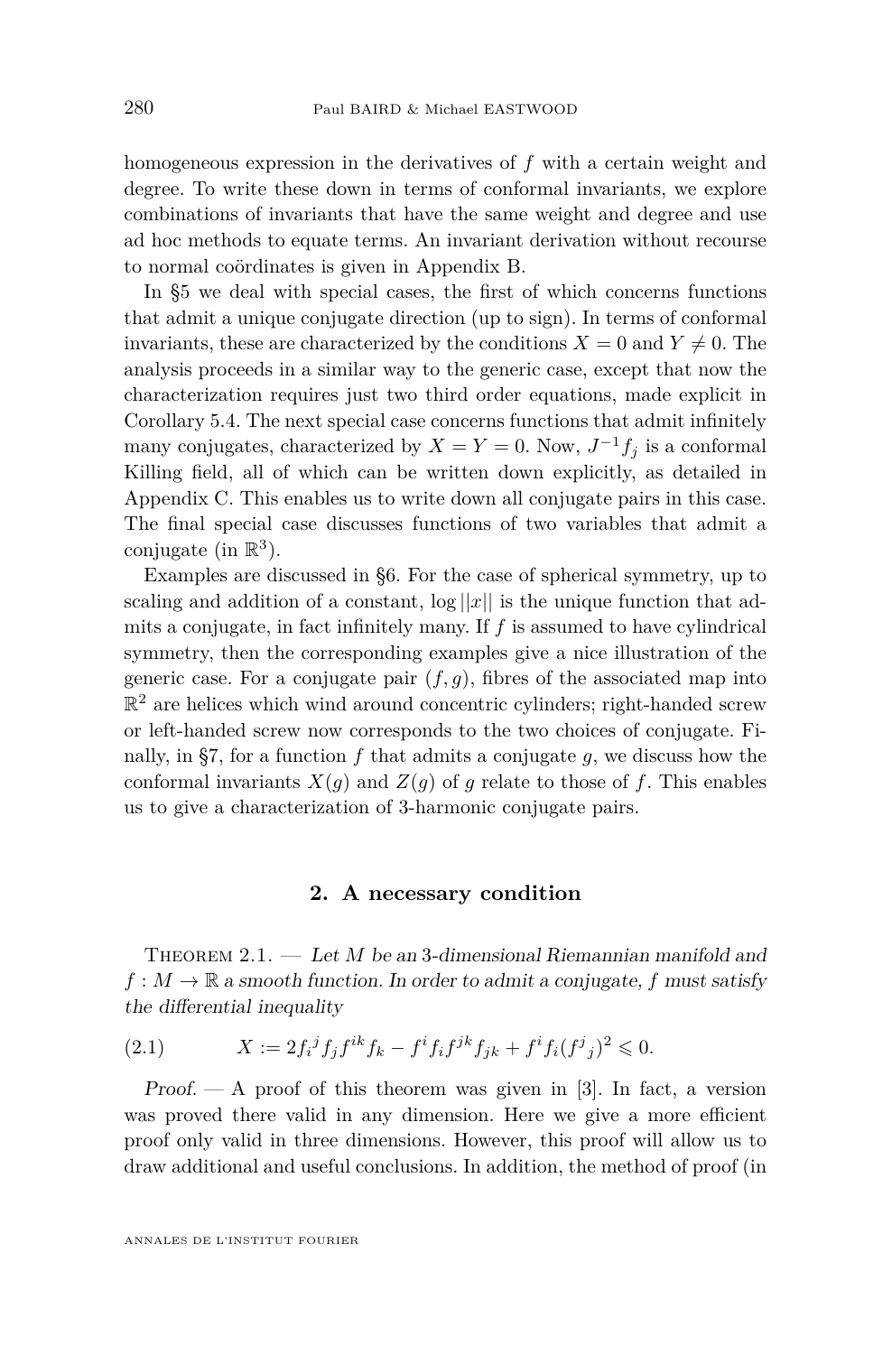homogeneous expression in the derivatives of $f$ with a certain weight and degree. To write these down in terms of conformal invariants, we explore combinations of invariants that have the same weight and degree and use ad hoc methods to equate terms. An invariant derivation without recourse to normal coördinates is given in Appendix B.

In §5 we deal with special cases, the first of which concerns functions that admit a unique conjugate direction (up to sign). In terms of conformal invariants, these are characterized by the conditions $X = 0$ and $Y \neq 0$. The analysis proceeds in a similar way to the generic case, except that now the characterization requires just two third order equations, made explicit in Corollary 5.4. The next special case concerns functions that admit infinitely many conjugates, characterized by $X = Y = 0$. Now, $J^{-1}f_j$ is a conformal Killing field, all of which can be written down explicitly, as detailed in Appendix C. This enables us to write down all conjugate pairs in this case. The final special case discusses functions of two variables that admit a conjugate (in $\mathbb{R}^3$).

Examples are discussed in §6. For the case of spherical symmetry, up to scaling and addition of a constant, $\log ||x||$ is the unique function that admits a conjugate, in fact infinitely many. If $f$ is assumed to have cylindrical symmetry, then the corresponding examples give a nice illustration of the generic case. For a conjugate pair $(f, g)$, fibres of the associated map into $\mathbb{R}^2$ are helices which wind around concentric cylinders; right-handed screw or left-handed screw now corresponds to the two choices of conjugate. Finally, in §7, for a function $f$ that admits a conjugate $g$, we discuss how the conformal invariants $X(g)$ and $Z(g)$ of $g$ relate to those of $f$. This enables us to give a characterization of 3-harmonic conjugate pairs.

## 2. A necessary condition

Theorem 2.1. — *Let $M$ be an 3-dimensional Riemannian manifold and $f : M \to \mathbb{R}$ a smooth function. In order to admit a conjugate, $f$ must satisfy the differential inequality*

$$X := 2f_i{}^j f_j f^{ik} f_k - f^i f_i f^{jk} f_{jk} + f^i f_i (f^j{}_j)^2 \leqslant 0. \tag{2.1}$$

*Proof.* — A proof of this theorem was given in [3]. In fact, a version was proved there valid in any dimension. Here we give a more efficient proof only valid in three dimensions. However, this proof will allow us to draw additional and useful conclusions. In addition, the method of proof (in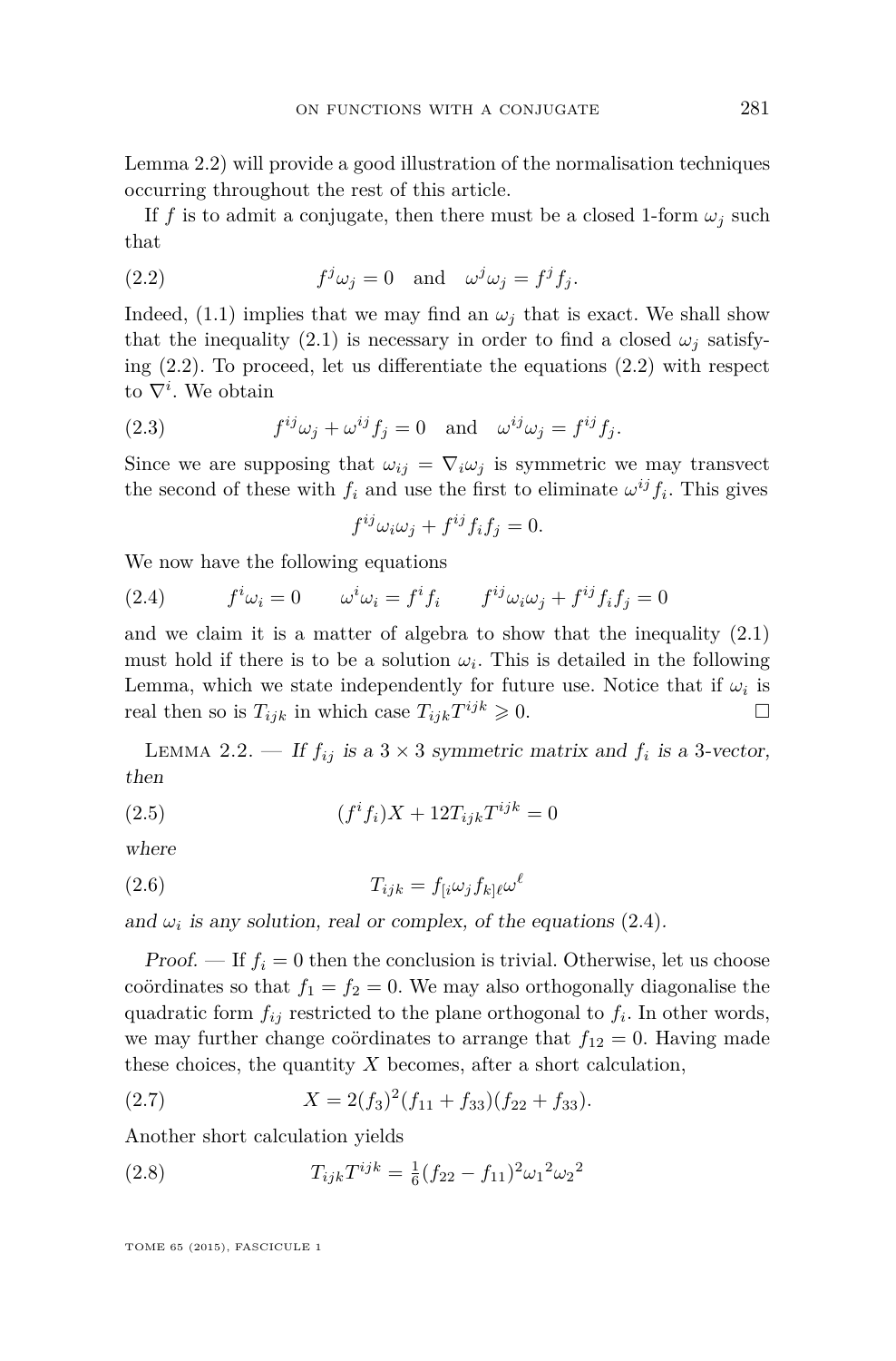Lemma 2.2) will provide a good illustration of the normalisation techniques occurring throughout the rest of this article.

If $f$ is to admit a conjugate, then there must be a closed 1-form $\omega_j$ such that

$$f^j\omega_j = 0 \quad \text{and} \quad \omega^j\omega_j = f^jf_j. \tag{2.2}$$

Indeed, (1.1) implies that we may find an $\omega_j$ that is exact. We shall show that the inequality (2.1) is necessary in order to find a closed $\omega_j$ satisfying (2.2). To proceed, let us differentiate the equations (2.2) with respect to $\nabla^i$. We obtain

$$f^{ij}\omega_j + \omega^{ij}f_j = 0 \quad \text{and} \quad \omega^{ij}\omega_j = f^{ij}f_j. \tag{2.3}$$

Since we are supposing that $\omega_{ij} = \nabla_i\omega_j$ is symmetric we may transvect the second of these with $f_i$ and use the first to eliminate $\omega^{ij}f_i$. This gives

$$f^{ij}\omega_i\omega_j + f^{ij}f_if_j = 0.$$

We now have the following equations

$$f^i\omega_i = 0 \qquad \omega^i\omega_i = f^if_i \qquad f^{ij}\omega_i\omega_j + f^{ij}f_if_j = 0 \tag{2.4}$$

and we claim it is a matter of algebra to show that the inequality (2.1) must hold if there is to be a solution $\omega_i$. This is detailed in the following Lemma, which we state independently for future use. Notice that if $\omega_i$ is real then so is $T_{ijk}$ in which case $T_{ijk}T^{ijk} \geqslant 0$. □

Lemma 2.2. — *If $f_{ij}$ is a $3 \times 3$ symmetric matrix and $f_i$ is a 3-vector, then*

$$(f^if_i)X + 12T_{ijk}T^{ijk} = 0 \tag{2.5}$$

*where*

$$T_{ijk} = f_{[i}\omega_j f_{k]\ell}\omega^\ell \tag{2.6}$$

*and $\omega_i$ is any solution, real or complex, of the equations* (2.4).

*Proof.* — If $f_i = 0$ then the conclusion is trivial. Otherwise, let us choose coördinates so that $f_1 = f_2 = 0$. We may also orthogonally diagonalise the quadratic form $f_{ij}$ restricted to the plane orthogonal to $f_i$. In other words, we may further change coördinates to arrange that $f_{12} = 0$. Having made these choices, the quantity $X$ becomes, after a short calculation,

$$X = 2(f_3)^2(f_{11} + f_{33})(f_{22} + f_{33}). \tag{2.7}$$

Another short calculation yields

$$T_{ijk}T^{ijk} = \tfrac{1}{6}(f_{22} - f_{11})^2{\omega_1}^2{\omega_2}^2 \tag{2.8}$$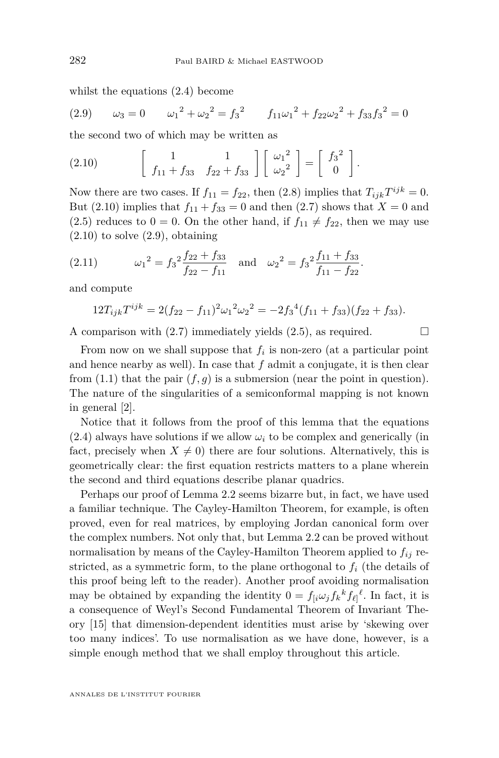whilst the equations (2.4) become

$$\omega_3 = 0 \qquad {\omega_1}^2 + {\omega_2}^2 = {f_3}^2 \qquad f_{11}{\omega_1}^2 + f_{22}{\omega_2}^2 + f_{33}{f_3}^2 = 0 \tag{2.9}$$

the second two of which may be written as

$$\begin{bmatrix} 1 & 1 \\ f_{11} + f_{33} & f_{22} + f_{33} \end{bmatrix} \begin{bmatrix} {\omega_1}^2 \\ {\omega_2}^2 \end{bmatrix} = \begin{bmatrix} {f_3}^2 \\ 0 \end{bmatrix}. \tag{2.10}$$

Now there are two cases. If $f_{11} = f_{22}$, then (2.8) implies that $T_{ijk}T^{ijk} = 0$. But (2.10) implies that $f_{11} + f_{33} = 0$ and then (2.7) shows that $X = 0$ and (2.5) reduces to $0 = 0$. On the other hand, if $f_{11} \neq f_{22}$, then we may use (2.10) to solve (2.9), obtaining

$${\omega_1}^2 = {f_3}^2 \frac{f_{22} + f_{33}}{f_{22} - f_{11}} \quad \text{and} \quad {\omega_2}^2 = {f_3}^2 \frac{f_{11} + f_{33}}{f_{11} - f_{22}}. \tag{2.11}$$

and compute

$$12T_{ijk}T^{ijk} = 2(f_{22} - f_{11})^2{\omega_1}^2{\omega_2}^2 = -2{f_3}^4(f_{11} + f_{33})(f_{22} + f_{33}).$$

A comparison with (2.7) immediately yields (2.5), as required. □

From now on we shall suppose that $f_i$ is non-zero (at a particular point and hence nearby as well). In case that $f$ admit a conjugate, it is then clear from (1.1) that the pair $(f, g)$ is a submersion (near the point in question). The nature of the singularities of a semiconformal mapping is not known in general [2].

Notice that it follows from the proof of this lemma that the equations (2.4) always have solutions if we allow $\omega_i$ to be complex and generically (in fact, precisely when $X \neq 0$) there are four solutions. Alternatively, this is geometrically clear: the first equation restricts matters to a plane wherein the second and third equations describe planar quadrics.

Perhaps our proof of Lemma 2.2 seems bizarre but, in fact, we have used a familiar technique. The Cayley-Hamilton Theorem, for example, is often proved, even for real matrices, by employing Jordan canonical form over the complex numbers. Not only that, but Lemma 2.2 can be proved without normalisation by means of the Cayley-Hamilton Theorem applied to $f_{ij}$ restricted, as a symmetric form, to the plane orthogonal to $f_i$ (the details of this proof being left to the reader). Another proof avoiding normalisation may be obtained by expanding the identity $0 = f_{[i}\omega_j {f_k}^k {f_{\ell]}}^\ell$. In fact, it is a consequence of Weyl's Second Fundamental Theorem of Invariant Theory [15] that dimension-dependent identities must arise by 'skewing over too many indices'. To use normalisation as we have done, however, is a simple enough method that we shall employ throughout this article.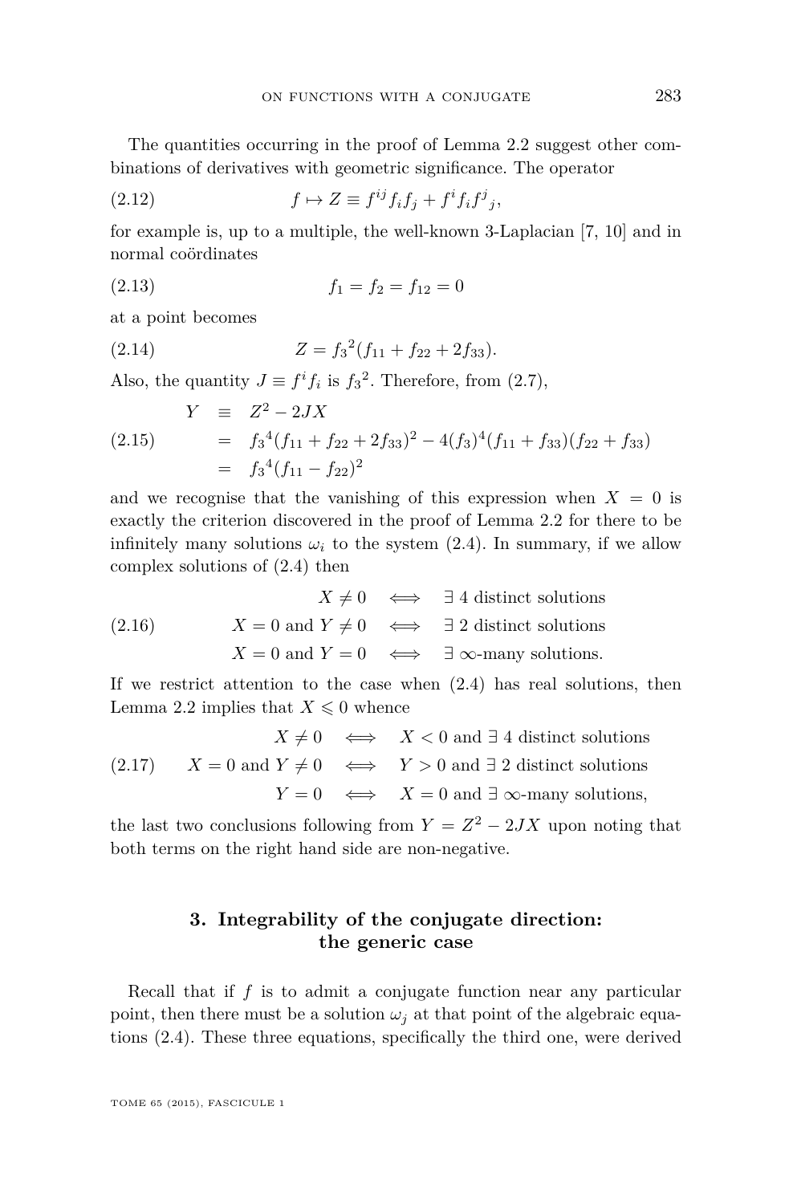The quantities occurring in the proof of Lemma 2.2 suggest other combinations of derivatives with geometric significance. The operator

$$f \mapsto Z \equiv f^{ij} f_i f_j + f^i f_i f^j{}_j, \tag{2.12}$$

for example is, up to a multiple, the well-known 3-Laplacian [7, 10] and in normal coördinates

$$f_1 = f_2 = f_{12} = 0 \tag{2.13}$$

at a point becomes

$$Z = {f_3}^2(f_{11} + f_{22} + 2f_{33}). \tag{2.14}$$

Also, the quantity $J \equiv f^i f_i$ is ${f_3}^2$. Therefore, from (2.7),

$$\begin{aligned} Y &\equiv Z^2 - 2JX \\ &= {f_3}^4(f_{11} + f_{22} + 2f_{33})^2 - 4(f_3)^4(f_{11} + f_{33})(f_{22} + f_{33}) \\ &= {f_3}^4(f_{11} - f_{22})^2 \end{aligned} \tag{2.15}$$

and we recognise that the vanishing of this expression when $X = 0$ is exactly the criterion discovered in the proof of Lemma 2.2 for there to be infinitely many solutions $\omega_i$ to the system (2.4). In summary, if we allow complex solutions of (2.4) then

$$\begin{aligned} X \neq 0 \quad &\iff \quad \exists \text{ 4 distinct solutions} \\ X = 0 \text{ and } Y \neq 0 \quad &\iff \quad \exists \text{ 2 distinct solutions} \\ X = 0 \text{ and } Y = 0 \quad &\iff \quad \exists \text{ } \infty\text{-many solutions.} \end{aligned} \tag{2.16}$$

If we restrict attention to the case when (2.4) has real solutions, then Lemma 2.2 implies that $X \leqslant 0$ whence

$$\begin{aligned} X \neq 0 \quad &\iff \quad X < 0 \text{ and } \exists \text{ 4 distinct solutions} \\ X = 0 \text{ and } Y \neq 0 \quad &\iff \quad Y > 0 \text{ and } \exists \text{ 2 distinct solutions} \\ Y = 0 \quad &\iff \quad X = 0 \text{ and } \exists \text{ } \infty\text{-many solutions,} \end{aligned} \tag{2.17}$$

the last two conclusions following from $Y = Z^2 - 2JX$ upon noting that both terms on the right hand side are non-negative.

## 3. Integrability of the conjugate direction: the generic case

Recall that if $f$ is to admit a conjugate function near any particular point, then there must be a solution $\omega_j$ at that point of the algebraic equations (2.4). These three equations, specifically the third one, were derived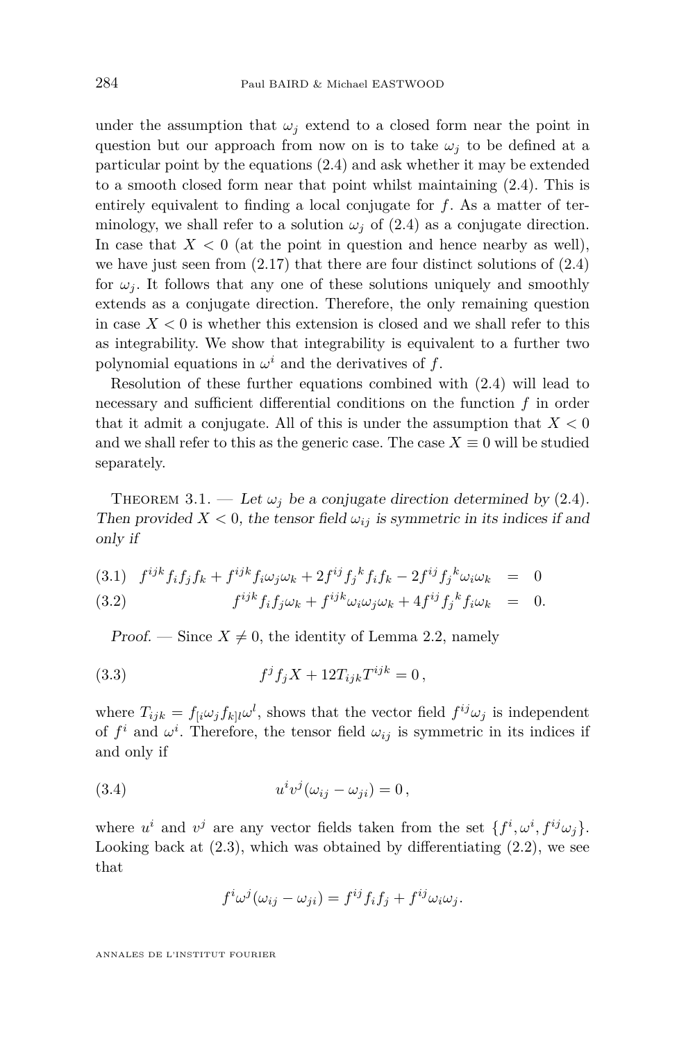under the assumption that $\omega_j$ extend to a closed form near the point in question but our approach from now on is to take $\omega_j$ to be defined at a particular point by the equations (2.4) and ask whether it may be extended to a smooth closed form near that point whilst maintaining (2.4). This is entirely equivalent to finding a local conjugate for $f$. As a matter of terminology, we shall refer to a solution $\omega_j$ of (2.4) as a conjugate direction. In case that $X < 0$ (at the point in question and hence nearby as well), we have just seen from (2.17) that there are four distinct solutions of (2.4) for $\omega_j$. It follows that any one of these solutions uniquely and smoothly extends as a conjugate direction. Therefore, the only remaining question in case $X < 0$ is whether this extension is closed and we shall refer to this as integrability. We show that integrability is equivalent to a further two polynomial equations in $\omega^i$ and the derivatives of $f$.

Resolution of these further equations combined with (2.4) will lead to necessary and sufficient differential conditions on the function $f$ in order that it admit a conjugate. All of this is under the assumption that $X < 0$ and we shall refer to this as the generic case. The case $X \equiv 0$ will be studied separately.

Theorem 3.1. — *Let $\omega_j$ be a conjugate direction determined by (2.4). Then provided $X < 0$, the tensor field $\omega_{ij}$ is symmetric in its indices if and only if*

$$f^{ijk}f_if_jf_k + f^{ijk}f_i\omega_j\omega_k + 2f^{ij}f_j{}^kf_if_k - 2f^{ij}f_j{}^k\omega_i\omega_k = 0 \tag{3.1}$$

$$f^{ijk}f_if_j\omega_k + f^{ijk}\omega_i\omega_j\omega_k + 4f^{ij}f_j{}^kf_i\omega_k = 0. \tag{3.2}$$

*Proof.* — Since $X \neq 0$, the identity of Lemma 2.2, namely

$$f^jf_jX + 12T_{ijk}T^{ijk} = 0\,, \tag{3.3}$$

where $T_{ijk} = f_{[i}\omega_jf_{k]l}\omega^l$, shows that the vector field $f^{ij}\omega_j$ is independent of $f^i$ and $\omega^i$. Therefore, the tensor field $\omega_{ij}$ is symmetric in its indices if and only if

$$u^iv^j(\omega_{ij} - \omega_{ji}) = 0\,, \tag{3.4}$$

where $u^i$ and $v^j$ are any vector fields taken from the set $\{f^i, \omega^i, f^{ij}\omega_j\}$. Looking back at (2.3), which was obtained by differentiating (2.2), we see that

$$f^i\omega^j(\omega_{ij} - \omega_{ji}) = f^{ij}f_if_j + f^{ij}\omega_i\omega_j.$$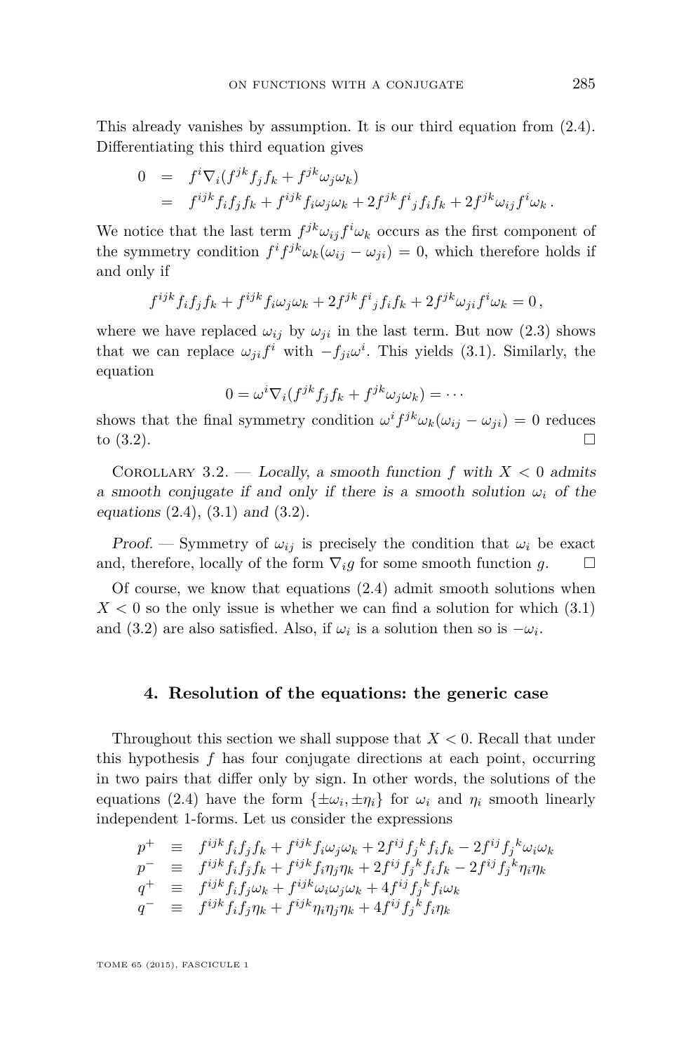This already vanishes by assumption. It is our third equation from (2.4). Differentiating this third equation gives

$$\begin{aligned} 0 &= f^i\nabla_i(f^{jk}f_jf_k + f^{jk}\omega_j\omega_k) \\ &= f^{ijk}f_if_jf_k + f^{ijk}f_i\omega_j\omega_k + 2f^{jk}f^i{}_jf_if_k + 2f^{jk}\omega_{ij}f^i\omega_k\,. \end{aligned}$$

We notice that the last term $f^{jk}\omega_{ij}f^i\omega_k$ occurs as the first component of the symmetry condition $f^if^{jk}\omega_k(\omega_{ij}-\omega_{ji})=0$, which therefore holds if and only if

$$f^{ijk}f_if_jf_k + f^{ijk}f_i\omega_j\omega_k + 2f^{jk}f^i{}_jf_if_k + 2f^{jk}\omega_{ji}f^i\omega_k = 0\,,$$

where we have replaced $\omega_{ij}$ by $\omega_{ji}$ in the last term. But now (2.3) shows that we can replace $\omega_{ji}f^i$ with $-f_{ji}\omega^i$. This yields (3.1). Similarly, the equation

$$0 = \omega^i\nabla_i(f^{jk}f_jf_k + f^{jk}\omega_j\omega_k) = \cdots$$

shows that the final symmetry condition $\omega^if^{jk}\omega_k(\omega_{ij}-\omega_{ji})=0$ reduces to (3.2). □

Corollary 3.2. — *Locally, a smooth function $f$ with $X<0$ admits a smooth conjugate if and only if there is a smooth solution $\omega_i$ of the equations* (2.4), (3.1) *and* (3.2).

*Proof.* — Symmetry of $\omega_{ij}$ is precisely the condition that $\omega_i$ be exact and, therefore, locally of the form $\nabla_ig$ for some smooth function $g$. □

Of course, we know that equations (2.4) admit smooth solutions when $X<0$ so the only issue is whether we can find a solution for which (3.1) and (3.2) are also satisfied. Also, if $\omega_i$ is a solution then so is $-\omega_i$.

## 4. Resolution of the equations: the generic case

Throughout this section we shall suppose that $X<0$. Recall that under this hypothesis $f$ has four conjugate directions at each point, occurring in two pairs that differ only by sign. In other words, the solutions of the equations (2.4) have the form $\{\pm\omega_i,\pm\eta_i\}$ for $\omega_i$ and $\eta_i$ smooth linearly independent 1-forms. Let us consider the expressions

$$\begin{aligned} p^+ &\equiv f^{ijk}f_if_jf_k + f^{ijk}f_i\omega_j\omega_k + 2f^{ij}f_j{}^kf_if_k - 2f^{ij}f_j{}^k\omega_i\omega_k \\ p^- &\equiv f^{ijk}f_if_jf_k + f^{ijk}f_i\eta_j\eta_k + 2f^{ij}f_j{}^kf_if_k - 2f^{ij}f_j{}^k\eta_i\eta_k \\ q^+ &\equiv f^{ijk}f_if_j\omega_k + f^{ijk}\omega_i\omega_j\omega_k + 4f^{ij}f_j{}^kf_i\omega_k \\ q^- &\equiv f^{ijk}f_if_j\eta_k + f^{ijk}\eta_i\eta_j\eta_k + 4f^{ij}f_j{}^kf_i\eta_k \end{aligned}$$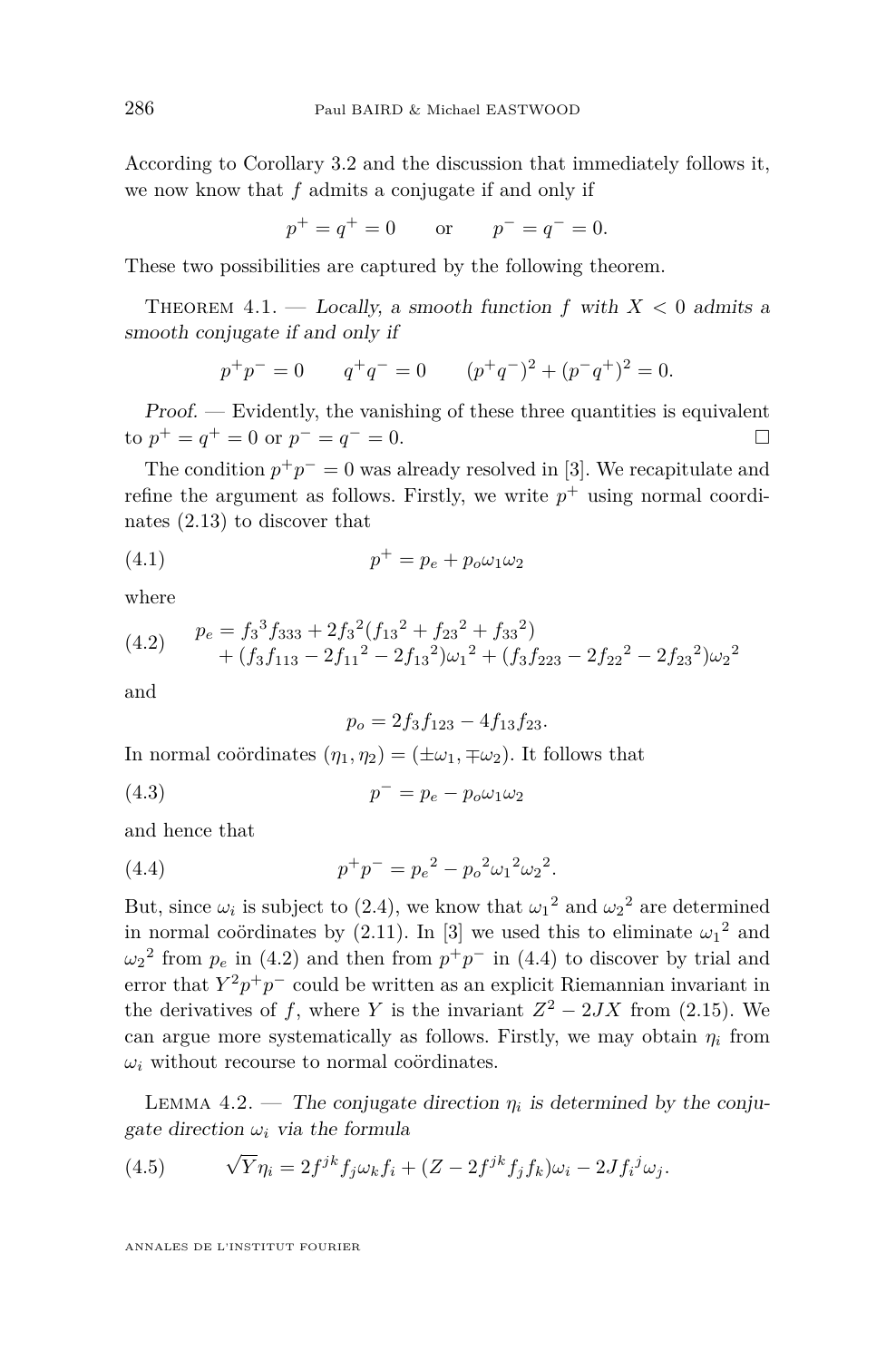According to Corollary 3.2 and the discussion that immediately follows it, we now know that $f$ admits a conjugate if and only if

$$p^+ = q^+ = 0 \qquad \text{or} \qquad p^- = q^- = 0.$$

These two possibilities are captured by the following theorem.

Theorem 4.1. — *Locally, a smooth function $f$ with $X < 0$ admits a smooth conjugate if and only if*

$$p^+p^- = 0 \qquad q^+q^- = 0 \qquad (p^+q^-)^2 + (p^-q^+)^2 = 0.$$

*Proof.* — Evidently, the vanishing of these three quantities is equivalent to $p^+ = q^+ = 0$ or $p^- = q^- = 0$. □

The condition $p^+p^- = 0$ was already resolved in [3]. We recapitulate and refine the argument as follows. Firstly, we write $p^+$ using normal coördinates (2.13) to discover that

$$p^+ = p_e + p_o\omega_1\omega_2 \tag{4.1}$$

where

$$\begin{aligned} p_e = {} & {f_3}^3 f_{333} + 2{f_3}^2({f_{13}}^2 + {f_{23}}^2 + {f_{33}}^2) \\ & + (f_3 f_{113} - 2{f_{11}}^2 - 2{f_{13}}^2){\omega_1}^2 + (f_3 f_{223} - 2{f_{22}}^2 - 2{f_{23}}^2){\omega_2}^2 \end{aligned} \tag{4.2}$$

and

$$p_o = 2f_3 f_{123} - 4f_{13}f_{23}.$$

In normal coördinates $(\eta_1, \eta_2) = (\pm\omega_1, \mp\omega_2)$. It follows that

$$p^- = p_e - p_o\omega_1\omega_2 \tag{4.3}$$

and hence that

$$p^+p^- = {p_e}^2 - {p_o}^2{\omega_1}^2{\omega_2}^2. \tag{4.4}$$

But, since $\omega_i$ is subject to (2.4), we know that ${\omega_1}^2$ and ${\omega_2}^2$ are determined in normal coördinates by (2.11). In [3] we used this to eliminate ${\omega_1}^2$ and ${\omega_2}^2$ from $p_e$ in (4.2) and then from $p^+p^-$ in (4.4) to discover by trial and error that $Y^2p^+p^-$ could be written as an explicit Riemannian invariant in the derivatives of $f$, where $Y$ is the invariant $Z^2 - 2JX$ from (2.15). We can argue more systematically as follows. Firstly, we may obtain $\eta_i$ from $\omega_i$ without recourse to normal coördinates.

Lemma 4.2. — *The conjugate direction $\eta_i$ is determined by the conjugate direction $\omega_i$ via the formula*

$$\sqrt{Y}\eta_i = 2f^{jk}f_j\omega_k f_i + (Z - 2f^{jk}f_jf_k)\omega_i - 2Jf_i{}^j\omega_j. \tag{4.5}$$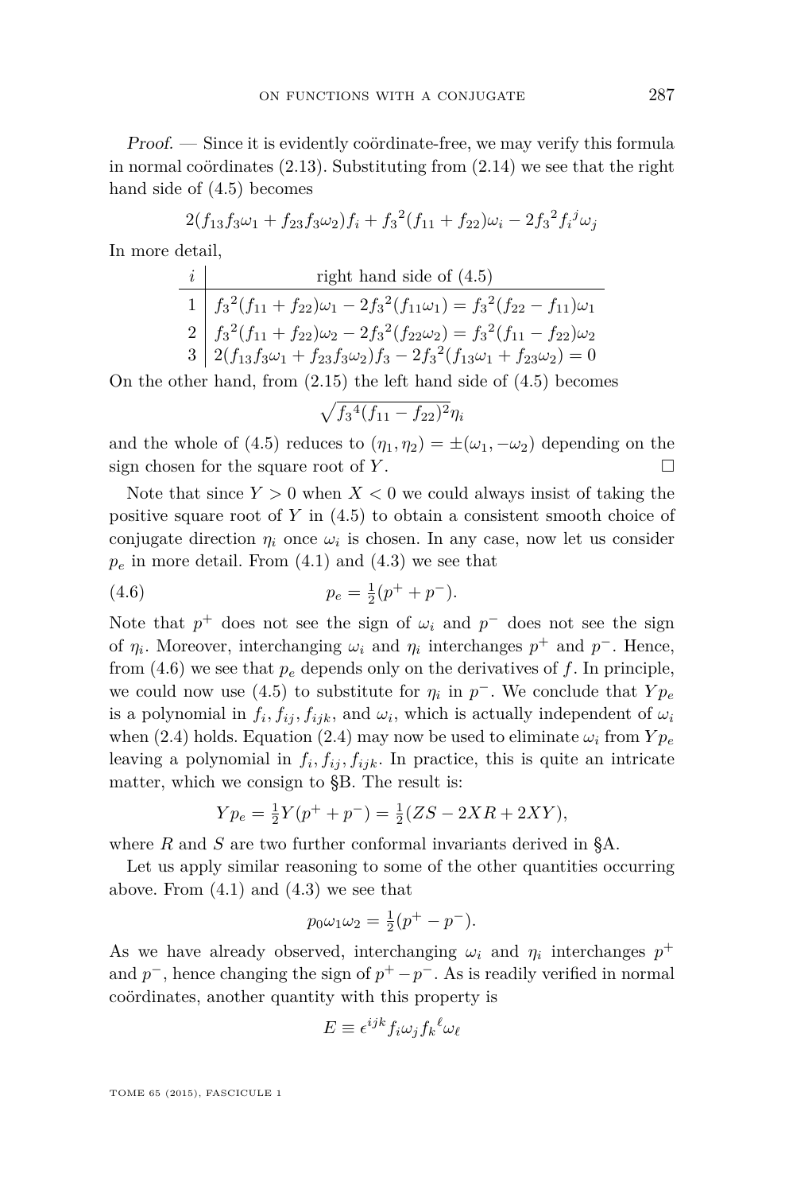*Proof.* — Since it is evidently coördinate-free, we may verify this formula in normal coördinates (2.13). Substituting from (2.14) we see that the right hand side of (4.5) becomes

$$2(f_{13}f_3\omega_1 + f_{23}f_3\omega_2)f_i + {f_3}^2(f_{11}+f_{22})\omega_i - 2{f_3}^2{f_i}^j\omega_j$$

In more detail,

| $i$ | right hand side of (4.5) |
|---|---|
| 1 | ${f_3}^2(f_{11}+f_{22})\omega_1 - 2{f_3}^2(f_{11}\omega_1) = {f_3}^2(f_{22}-f_{11})\omega_1$ |
| 2 | ${f_3}^2(f_{11}+f_{22})\omega_2 - 2{f_3}^2(f_{22}\omega_2) = {f_3}^2(f_{11}-f_{22})\omega_2$ |
| 3 | $2(f_{13}f_3\omega_1 + f_{23}f_3\omega_2)f_3 - 2{f_3}^2(f_{13}\omega_1 + f_{23}\omega_2) = 0$ |

On the other hand, from (2.15) the left hand side of (4.5) becomes

$$\sqrt{{f_3}^4(f_{11}-f_{22})^2}\,\eta_i$$

and the whole of (4.5) reduces to $(\eta_1, \eta_2) = \pm(\omega_1, -\omega_2)$ depending on the sign chosen for the square root of $Y$. □

Note that since $Y > 0$ when $X < 0$ we could always insist of taking the positive square root of $Y$ in (4.5) to obtain a consistent smooth choice of conjugate direction $\eta_i$ once $\omega_i$ is chosen. In any case, now let us consider $p_e$ in more detail. From (4.1) and (4.3) we see that

$$p_e = \tfrac{1}{2}(p^+ + p^-). \tag{4.6}$$

Note that $p^+$ does not see the sign of $\omega_i$ and $p^-$ does not see the sign of $\eta_i$. Moreover, interchanging $\omega_i$ and $\eta_i$ interchanges $p^+$ and $p^-$. Hence, from (4.6) we see that $p_e$ depends only on the derivatives of $f$. In principle, we could now use (4.5) to substitute for $\eta_i$ in $p^-$. We conclude that $Yp_e$ is a polynomial in $f_i, f_{ij}, f_{ijk}$, and $\omega_i$, which is actually independent of $\omega_i$ when (2.4) holds. Equation (2.4) may now be used to eliminate $\omega_i$ from $Yp_e$ leaving a polynomial in $f_i, f_{ij}, f_{ijk}$. In practice, this is quite an intricate matter, which we consign to §B. The result is:

$$Yp_e = \tfrac{1}{2}Y(p^+ + p^-) = \tfrac{1}{2}(ZS - 2XR + 2XY),$$

where $R$ and $S$ are two further conformal invariants derived in §A.

Let us apply similar reasoning to some of the other quantities occurring above. From (4.1) and (4.3) we see that

$$p_0\omega_1\omega_2 = \tfrac{1}{2}(p^+ - p^-).$$

As we have already observed, interchanging $\omega_i$ and $\eta_i$ interchanges $p^+$ and $p^-$, hence changing the sign of $p^+ - p^-$. As is readily verified in normal coördinates, another quantity with this property is

$$E \equiv \epsilon^{ijk} f_i \omega_j {f_k}^\ell \omega_\ell$$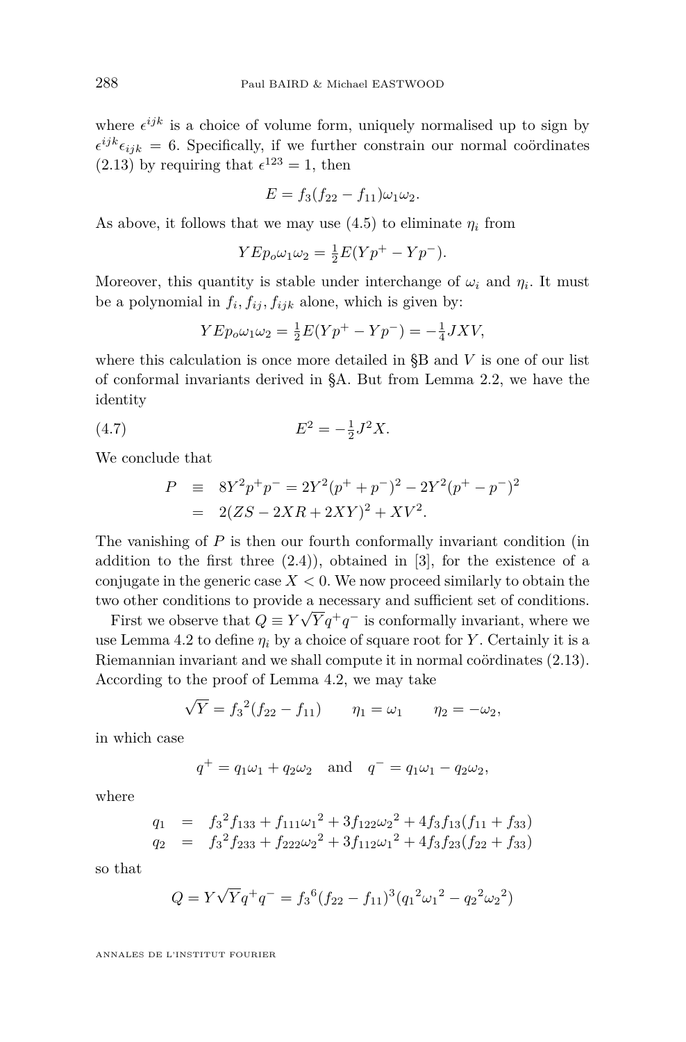where $\epsilon^{ijk}$ is a choice of volume form, uniquely normalised up to sign by $\epsilon^{ijk}\epsilon_{ijk} = 6$. Specifically, if we further constrain our normal coördinates (2.13) by requiring that $\epsilon^{123} = 1$, then

$$E = f_3(f_{22} - f_{11})\omega_1\omega_2.$$

As above, it follows that we may use (4.5) to eliminate $\eta_i$ from

$$YEp_o\omega_1\omega_2 = \tfrac{1}{2}E(Yp^+ - Yp^-).$$

Moreover, this quantity is stable under interchange of $\omega_i$ and $\eta_i$. It must be a polynomial in $f_i, f_{ij}, f_{ijk}$ alone, which is given by:

$$YEp_o\omega_1\omega_2 = \tfrac{1}{2}E(Yp^+ - Yp^-) = -\tfrac{1}{4}JXV,$$

where this calculation is once more detailed in §B and $V$ is one of our list of conformal invariants derived in §A. But from Lemma 2.2, we have the identity

$$E^2 = -\tfrac{1}{2}J^2X. \tag{4.7}$$

We conclude that

$$\begin{aligned} P &\equiv 8Y^2p^+p^- = 2Y^2(p^+ + p^-)^2 - 2Y^2(p^+ - p^-)^2 \\ &= 2(ZS - 2XR + 2XY)^2 + XV^2. \end{aligned}$$

The vanishing of $P$ is then our fourth conformally invariant condition (in addition to the first three (2.4)), obtained in [3], for the existence of a conjugate in the generic case $X < 0$. We now proceed similarly to obtain the two other conditions to provide a necessary and sufficient set of conditions.

First we observe that $Q \equiv Y\sqrt{Y}q^+q^-$ is conformally invariant, where we use Lemma 4.2 to define $\eta_i$ by a choice of square root for $Y$. Certainly it is a Riemannian invariant and we shall compute it in normal coördinates (2.13). According to the proof of Lemma 4.2, we may take

$$\sqrt{Y} = {f_3}^2(f_{22} - f_{11}) \qquad \eta_1 = \omega_1 \qquad \eta_2 = -\omega_2,$$

in which case

$$q^+ = q_1\omega_1 + q_2\omega_2 \quad \text{and} \quad q^- = q_1\omega_1 - q_2\omega_2,$$

where

$$\begin{aligned} q_1 &= {f_3}^2 f_{133} + f_{111}{\omega_1}^2 + 3f_{122}{\omega_2}^2 + 4f_3f_{13}(f_{11} + f_{33}) \\ q_2 &= {f_3}^2 f_{233} + f_{222}{\omega_2}^2 + 3f_{112}{\omega_1}^2 + 4f_3f_{23}(f_{22} + f_{33}) \end{aligned}$$

so that

$$Q = Y\sqrt{Y}q^+q^- = {f_3}^6(f_{22} - f_{11})^3({q_1}^2{\omega_1}^2 - {q_2}^2{\omega_2}^2)$$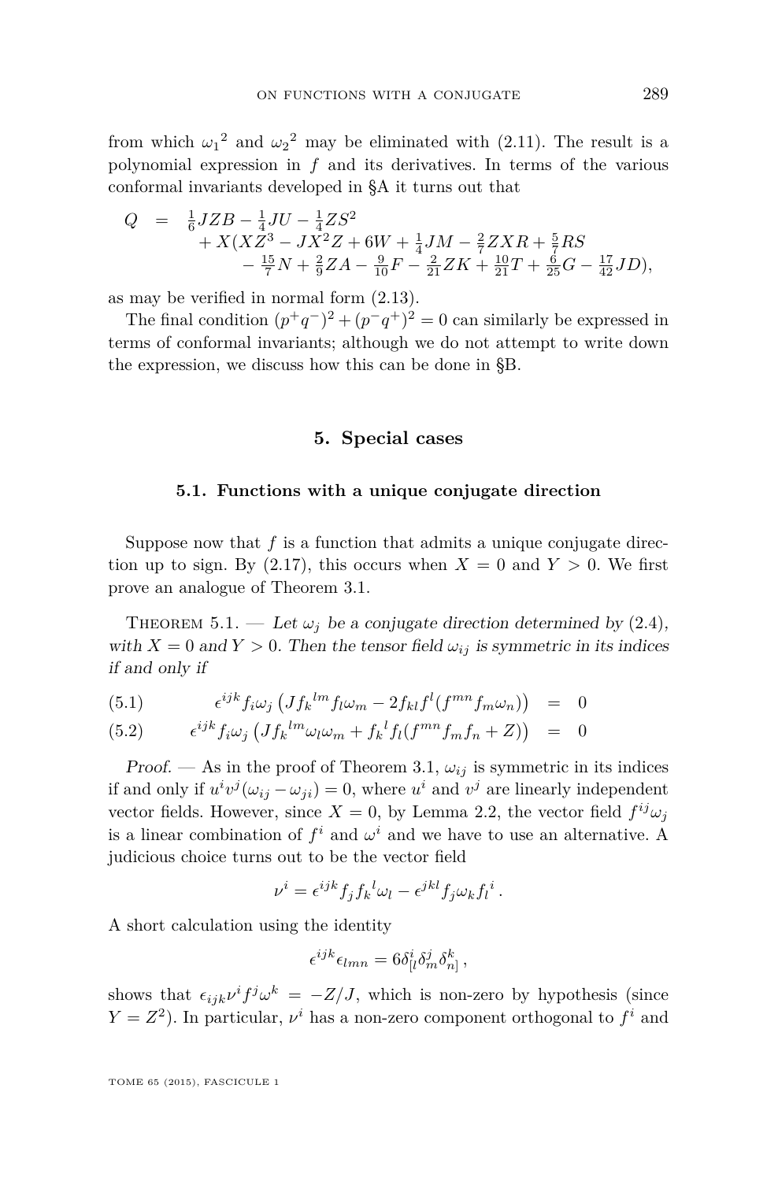from which ${\omega_1}^2$ and ${\omega_2}^2$ may be eliminated with (2.11). The result is a polynomial expression in $f$ and its derivatives. In terms of the various conformal invariants developed in §A it turns out that

$$
\begin{aligned}
Q \quad = \quad & \tfrac{1}{6}JZB - \tfrac{1}{4}JU - \tfrac{1}{4}ZS^2 \\
& + X(XZ^3 - JX^2Z + 6W + \tfrac{1}{4}JM - \tfrac{2}{7}ZXR + \tfrac{5}{7}RS \\
& \quad - \tfrac{15}{7}N + \tfrac{2}{9}ZA - \tfrac{9}{10}F - \tfrac{2}{21}ZK + \tfrac{10}{21}T + \tfrac{6}{25}G - \tfrac{17}{42}JD),
\end{aligned}
$$

as may be verified in normal form (2.13).

The final condition $(p^+q^-)^2 + (p^-q^+)^2 = 0$ can similarly be expressed in terms of conformal invariants; although we do not attempt to write down the expression, we discuss how this can be done in §B.

## 5. Special cases

### 5.1. Functions with a unique conjugate direction

Suppose now that $f$ is a function that admits a unique conjugate direction up to sign. By (2.17), this occurs when $X = 0$ and $Y > 0$. We first prove an analogue of Theorem 3.1.

Theorem 5.1. — *Let $\omega_j$ be a conjugate direction determined by (2.4), with $X = 0$ and $Y > 0$. Then the tensor field $\omega_{ij}$ is symmetric in its indices if and only if*

$$
\epsilon^{ijk} f_i \omega_j \left( J f_k{}^{lm} f_l \omega_m - 2 f_{kl} f^l (f^{mn} f_m \omega_n) \right) \quad = \quad 0 \tag{5.1}
$$

$$
\epsilon^{ijk} f_i \omega_j \left( J f_k{}^{lm} \omega_l \omega_m + f_k{}^l f_l (f^{mn} f_m f_n + Z) \right) \quad = \quad 0 \tag{5.2}
$$

*Proof.* — As in the proof of Theorem 3.1, $\omega_{ij}$ is symmetric in its indices if and only if $u^i v^j (\omega_{ij} - \omega_{ji}) = 0$, where $u^i$ and $v^j$ are linearly independent vector fields. However, since $X = 0$, by Lemma 2.2, the vector field $f^{ij}\omega_j$ is a linear combination of $f^i$ and $\omega^i$ and we have to use an alternative. A judicious choice turns out to be the vector field

$$
\nu^i = \epsilon^{ijk} f_j f_k{}^l \omega_l - \epsilon^{jkl} f_j \omega_k f_l{}^i \, .
$$

A short calculation using the identity

$$
\epsilon^{ijk} \epsilon_{lmn} = 6 \delta^i_{[l} \delta^j_m \delta^k_{n]} \, ,
$$

shows that $\epsilon_{ijk} \nu^i f^j \omega^k = -Z/J$, which is non-zero by hypothesis (since $Y = Z^2$). In particular, $\nu^i$ has a non-zero component orthogonal to $f^i$ and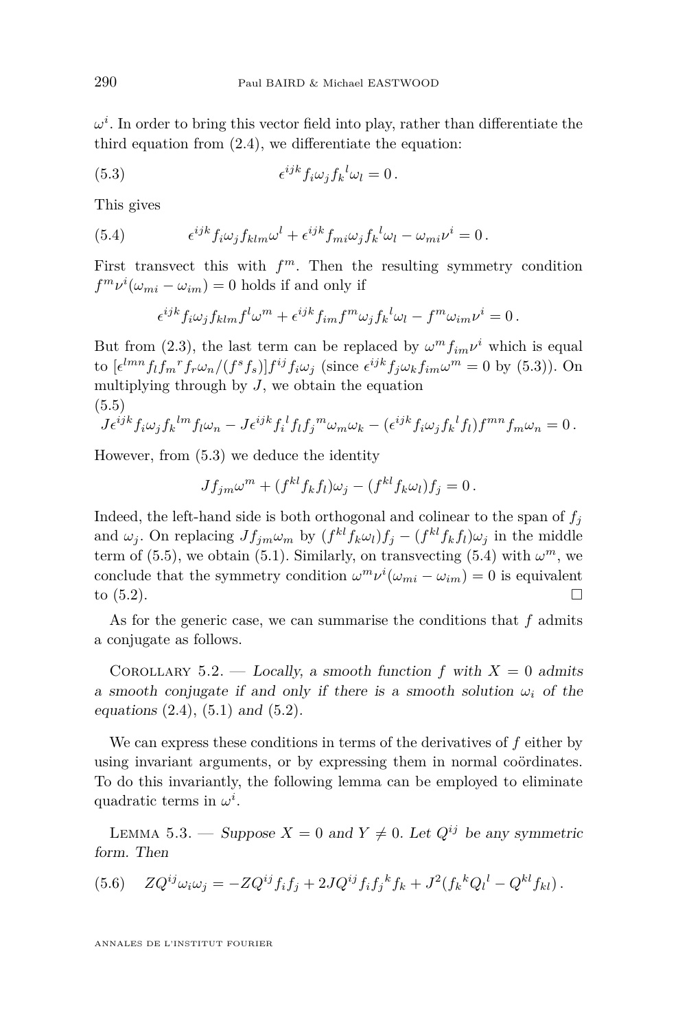$\omega^i$. In order to bring this vector field into play, rather than differentiate the third equation from (2.4), we differentiate the equation:

$$\epsilon^{ijk} f_i \omega_j f_k{}^l \omega_l = 0 . \tag{5.3}$$

This gives

$$\epsilon^{ijk} f_i \omega_j f_{klm} \omega^l + \epsilon^{ijk} f_{mi} \omega_j f_k{}^l \omega_l - \omega_{mi} \nu^i = 0 . \tag{5.4}$$

First transvect this with $f^m$. Then the resulting symmetry condition $f^m \nu^i (\omega_{mi} - \omega_{im}) = 0$ holds if and only if

$$\epsilon^{ijk} f_i \omega_j f_{klm} f^l \omega^m + \epsilon^{ijk} f_{im} f^m \omega_j f_k{}^l \omega_l - f^m \omega_{im} \nu^i = 0 .$$

But from (2.3), the last term can be replaced by $\omega^m f_{im} \nu^i$ which is equal to $[\epsilon^{lmn} f_l f_m{}^r f_r \omega_n / (f^s f_s)] f^{ij} f_i \omega_j$ (since $\epsilon^{ijk} f_j \omega_k f_{im} \omega^m = 0$ by (5.3)). On multiplying through by $J$, we obtain the equation

$$J \epsilon^{ijk} f_i \omega_j f_k{}^{lm} f_l \omega_n - J \epsilon^{ijk} f_i{}^l f_l f_j{}^m \omega_m \omega_k - (\epsilon^{ijk} f_i \omega_j f_k{}^l f_l) f^{mn} f_m \omega_n = 0 . \tag{5.5}$$

However, from (5.3) we deduce the identity

$$J f_{jm} \omega^m + (f^{kl} f_k f_l) \omega_j - (f^{kl} f_k \omega_l) f_j = 0 .$$

Indeed, the left-hand side is both orthogonal and colinear to the span of $f_j$ and $\omega_j$. On replacing $J f_{jm} \omega_m$ by $(f^{kl} f_k \omega_l) f_j - (f^{kl} f_k f_l) \omega_j$ in the middle term of (5.5), we obtain (5.1). Similarly, on transvecting (5.4) with $\omega^m$, we conclude that the symmetry condition $\omega^m \nu^i (\omega_{mi} - \omega_{im}) = 0$ is equivalent to (5.2). □

As for the generic case, we can summarise the conditions that $f$ admits a conjugate as follows.

Corollary 5.2. — *Locally, a smooth function $f$ with $X = 0$ admits a smooth conjugate if and only if there is a smooth solution $\omega_i$ of the equations* (2.4), (5.1) *and* (5.2).

We can express these conditions in terms of the derivatives of $f$ either by using invariant arguments, or by expressing them in normal coördinates. To do this invariantly, the following lemma can be employed to eliminate quadratic terms in $\omega^i$.

Lemma 5.3. — *Suppose $X = 0$ and $Y \neq 0$. Let $Q^{ij}$ be any symmetric form. Then*

$$Z Q^{ij} \omega_i \omega_j = -Z Q^{ij} f_i f_j + 2 J Q^{ij} f_i f_j{}^k f_k + J^2 (f_k{}^k Q_l{}^l - Q^{kl} f_{kl}) . \tag{5.6}$$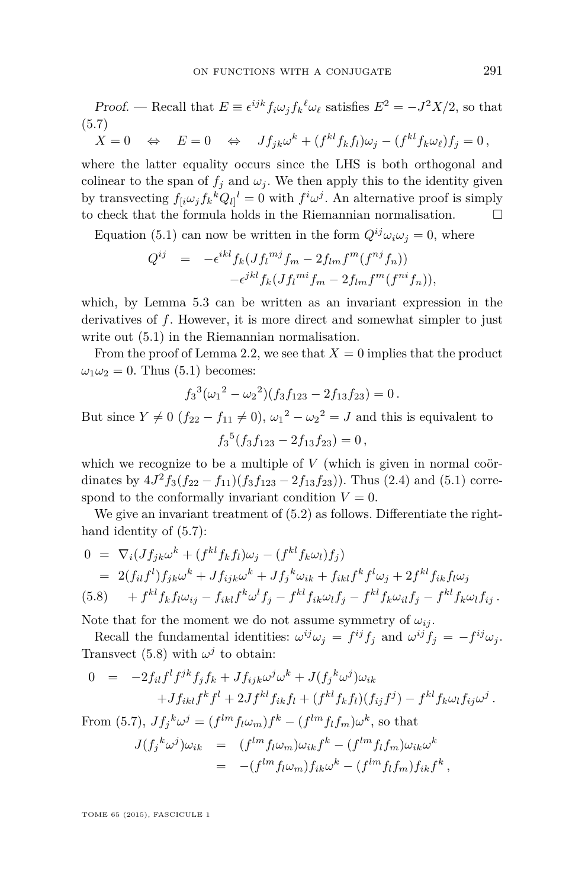*Proof.* — Recall that $E \equiv \epsilon^{ijk} f_i \omega_j f_k{}^\ell \omega_\ell$ satisfies $E^2 = -J^2 X/2$, so that (5.7)

$$X = 0 \quad \Leftrightarrow \quad E = 0 \quad \Leftrightarrow \quad J f_{jk}\omega^k + (f^{kl} f_k f_l)\omega_j - (f^{kl} f_k \omega_\ell) f_j = 0\,,$$

where the latter equality occurs since the LHS is both orthogonal and colinear to the span of $f_j$ and $\omega_j$. We then apply this to the identity given by transvecting $f_{[i}\omega_j f_k{}^k Q_{l]}{}^l = 0$ with $f^i \omega^j$. An alternative proof is simply to check that the formula holds in the Riemannian normalisation. □

Equation (5.1) can now be written in the form $Q^{ij}\omega_i\omega_j = 0$, where

$$\begin{aligned} Q^{ij} &= -\epsilon^{ikl} f_k (J f_l{}^{mj} f_m - 2 f_{lm} f^m (f^{nj} f_n)) \\ &\quad -\epsilon^{jkl} f_k (J f_l{}^{mi} f_m - 2 f_{lm} f^m (f^{ni} f_n)), \end{aligned}$$

which, by Lemma 5.3 can be written as an invariant expression in the derivatives of $f$. However, it is more direct and somewhat simpler to just write out (5.1) in the Riemannian normalisation.

From the proof of Lemma 2.2, we see that $X = 0$ implies that the product $\omega_1\omega_2 = 0$. Thus (5.1) becomes:

$$f_3{}^3({\omega_1}^2 - {\omega_2}^2)(f_3 f_{123} - 2 f_{13} f_{23}) = 0\,.$$

But since $Y \neq 0$ ($f_{22} - f_{11} \neq 0$), ${\omega_1}^2 - {\omega_2}^2 = J$ and this is equivalent to

$$f_3{}^5(f_3 f_{123} - 2 f_{13} f_{23}) = 0\,,$$

which we recognize to be a multiple of $V$ (which is given in normal coördinates by $4J^2 f_3(f_{22} - f_{11})(f_3 f_{123} - 2 f_{13} f_{23})$). Thus (2.4) and (5.1) correspond to the conformally invariant condition $V = 0$.

We give an invariant treatment of (5.2) as follows. Differentiate the right-hand identity of (5.7):

$$\begin{aligned} 0 &= \nabla_i (J f_{jk}\omega^k + (f^{kl} f_k f_l)\omega_j - (f^{kl} f_k \omega_l) f_j) \\ &= 2(f_{il} f^l) f_{jk}\omega^k + J f_{ijk}\omega^k + J f_j{}^k \omega_{ik} + f_{ikl} f^k f^l \omega_j + 2 f^{kl} f_{ik} f_l \omega_j \\ &\quad + f^{kl} f_k f_l \omega_{ij} - f_{ikl} f^k \omega^l f_j - f^{kl} f_{ik}\omega_l f_j - f^{kl} f_k \omega_{il} f_j - f^{kl} f_k \omega_l f_{ij}\,. \end{aligned} \tag{5.8}$$

Note that for the moment we do not assume symmetry of $\omega_{ij}$.

Recall the fundamental identities: $\omega^{ij}\omega_j = f^{ij} f_j$ and $\omega^{ij} f_j = -f^{ij}\omega_j$. Transvect (5.8) with $\omega^j$ to obtain:

$$\begin{aligned} 0 &= -2 f_{il} f^l f^{jk} f_j f_k + J f_{ijk}\omega^j\omega^k + J(f_j{}^k \omega^j)\omega_{ik} \\ &\quad + J f_{ikl} f^k f^l + 2J f^{kl} f_{ik} f_l + (f^{kl} f_k f_l)(f_{ij} f^j) - f^{kl} f_k \omega_l f_{ij}\omega^j\,. \end{aligned}$$

From (5.7), $J f_j{}^k \omega^j = (f^{lm} f_l \omega_m) f^k - (f^{lm} f_l f_m)\omega^k$, so that

$$\begin{aligned} J(f_j{}^k \omega^j)\omega_{ik} &= (f^{lm} f_l \omega_m)\omega_{ik} f^k - (f^{lm} f_l f_m)\omega_{ik}\omega^k \\ &= -(f^{lm} f_l \omega_m) f_{ik}\omega^k - (f^{lm} f_l f_m) f_{ik} f^k\,, \end{aligned}$$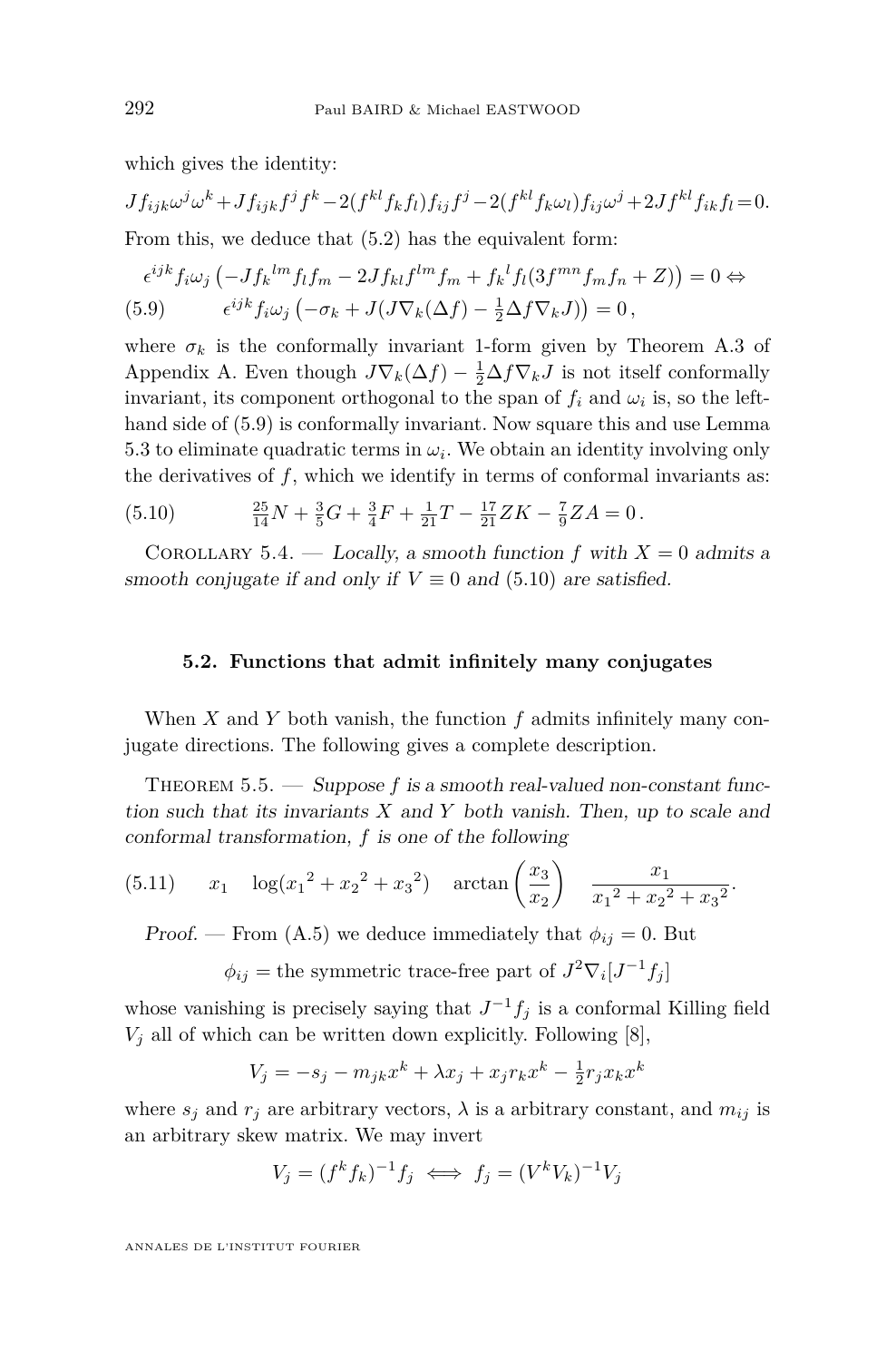which gives the identity:

$$J f_{ijk}\omega^j\omega^k + J f_{ijk} f^j f^k - 2(f^{kl} f_k f_l) f_{ij} f^j - 2(f^{kl} f_k \omega_l) f_{ij}\omega^j + 2J f^{kl} f_{ik} f_l = 0.$$

From this, we deduce that (5.2) has the equivalent form:

$$\epsilon^{ijk} f_i \omega_j \left(-J f_k{}^{lm} f_l f_m - 2J f_{kl} f^{lm} f_m + f_k{}^l f_l (3 f^{mn} f_m f_n + Z)\right) = 0 \Leftrightarrow$$

$$\epsilon^{ijk} f_i \omega_j \left(-\sigma_k + J(J\nabla_k(\Delta f) - \tfrac{1}{2}\Delta f \nabla_k J)\right) = 0\,, \tag{5.9}$$

where $\sigma_k$ is the conformally invariant 1-form given by Theorem A.3 of Appendix A. Even though $J\nabla_k(\Delta f) - \frac{1}{2}\Delta f \nabla_k J$ is not itself conformally invariant, its component orthogonal to the span of $f_i$ and $\omega_i$ is, so the left-hand side of (5.9) is conformally invariant. Now square this and use Lemma 5.3 to eliminate quadratic terms in $\omega_i$. We obtain an identity involving only the derivatives of $f$, which we identify in terms of conformal invariants as:

$$\tfrac{25}{14}N + \tfrac{3}{5}G + \tfrac{3}{4}F + \tfrac{1}{21}T - \tfrac{17}{21}ZK - \tfrac{7}{9}ZA = 0\,. \tag{5.10}$$

Corollary 5.4. — *Locally, a smooth function $f$ with $X = 0$ admits a smooth conjugate if and only if $V \equiv 0$ and (5.10) are satisfied.*

### 5.2. Functions that admit infinitely many conjugates

When $X$ and $Y$ both vanish, the function $f$ admits infinitely many conjugate directions. The following gives a complete description.

Theorem 5.5. — *Suppose $f$ is a smooth real-valued non-constant function such that its invariants $X$ and $Y$ both vanish. Then, up to scale and conformal transformation, $f$ is one of the following*

$$x_1 \quad \log({x_1}^2 + {x_2}^2 + {x_3}^2) \quad \arctan\left(\frac{x_3}{x_2}\right) \quad \frac{x_1}{{x_1}^2 + {x_2}^2 + {x_3}^2}. \tag{5.11}$$

*Proof.* — From (A.5) we deduce immediately that $\phi_{ij} = 0$. But

$$\phi_{ij} = \text{the symmetric trace-free part of } J^2\nabla_i[J^{-1} f_j]$$

whose vanishing is precisely saying that $J^{-1} f_j$ is a conformal Killing field $V_j$ all of which can be written down explicitly. Following [8],

$$V_j = -s_j - m_{jk}x^k + \lambda x_j + x_j r_k x^k - \tfrac{1}{2} r_j x_k x^k$$

where $s_j$ and $r_j$ are arbitrary vectors, $\lambda$ is a arbitrary constant, and $m_{ij}$ is an arbitrary skew matrix. We may invert

$$V_j = (f^k f_k)^{-1} f_j \iff f_j = (V^k V_k)^{-1} V_j$$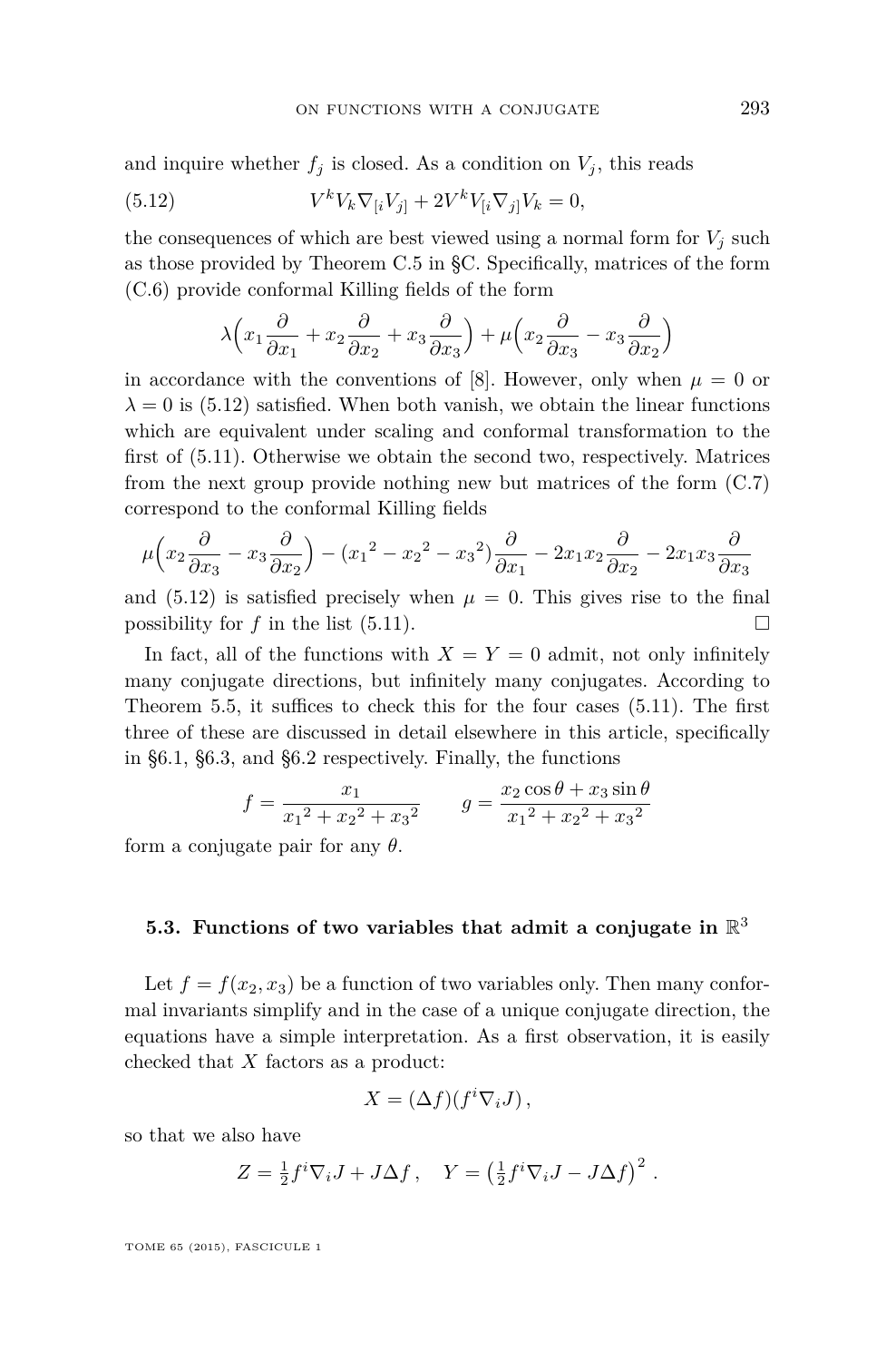and inquire whether $f_j$ is closed. As a condition on $V_j$, this reads

$$V^k V_k \nabla_{[i} V_{j]} + 2V^k V_{[i} \nabla_{j]} V_k = 0, \tag{5.12}$$

the consequences of which are best viewed using a normal form for $V_j$ such as those provided by Theorem C.5 in §C. Specifically, matrices of the form (C.6) provide conformal Killing fields of the form

$$\lambda\Big(x_1 \frac{\partial}{\partial x_1} + x_2 \frac{\partial}{\partial x_2} + x_3 \frac{\partial}{\partial x_3}\Big) + \mu\Big(x_2 \frac{\partial}{\partial x_3} - x_3 \frac{\partial}{\partial x_2}\Big)$$

in accordance with the conventions of [8]. However, only when $\mu = 0$ or $\lambda = 0$ is (5.12) satisfied. When both vanish, we obtain the linear functions which are equivalent under scaling and conformal transformation to the first of (5.11). Otherwise we obtain the second two, respectively. Matrices from the next group provide nothing new but matrices of the form (C.7) correspond to the conformal Killing fields

$$\mu\Big(x_2 \frac{\partial}{\partial x_3} - x_3 \frac{\partial}{\partial x_2}\Big) - ({x_1}^2 - {x_2}^2 - {x_3}^2)\frac{\partial}{\partial x_1} - 2x_1 x_2 \frac{\partial}{\partial x_2} - 2x_1 x_3 \frac{\partial}{\partial x_3}$$

and (5.12) is satisfied precisely when $\mu = 0$. This gives rise to the final possibility for $f$ in the list (5.11). $\square$

In fact, all of the functions with $X = Y = 0$ admit, not only infinitely many conjugate directions, but infinitely many conjugates. According to Theorem 5.5, it suffices to check this for the four cases (5.11). The first three of these are discussed in detail elsewhere in this article, specifically in §6.1, §6.3, and §6.2 respectively. Finally, the functions

$$f = \frac{x_1}{{x_1}^2 + {x_2}^2 + {x_3}^2} \qquad g = \frac{x_2 \cos\theta + x_3 \sin\theta}{{x_1}^2 + {x_2}^2 + {x_3}^2}$$

form a conjugate pair for any $\theta$.

### 5.3. Functions of two variables that admit a conjugate in $\mathbb{R}^3$

Let $f = f(x_2, x_3)$ be a function of two variables only. Then many conformal invariants simplify and in the case of a unique conjugate direction, the equations have a simple interpretation. As a first observation, it is easily checked that $X$ factors as a product:

$$X = (\Delta f)(f^i \nabla_i J),$$

so that we also have

$$Z = \tfrac{1}{2} f^i \nabla_i J + J\Delta f, \quad Y = \big(\tfrac{1}{2} f^i \nabla_i J - J\Delta f\big)^2.$$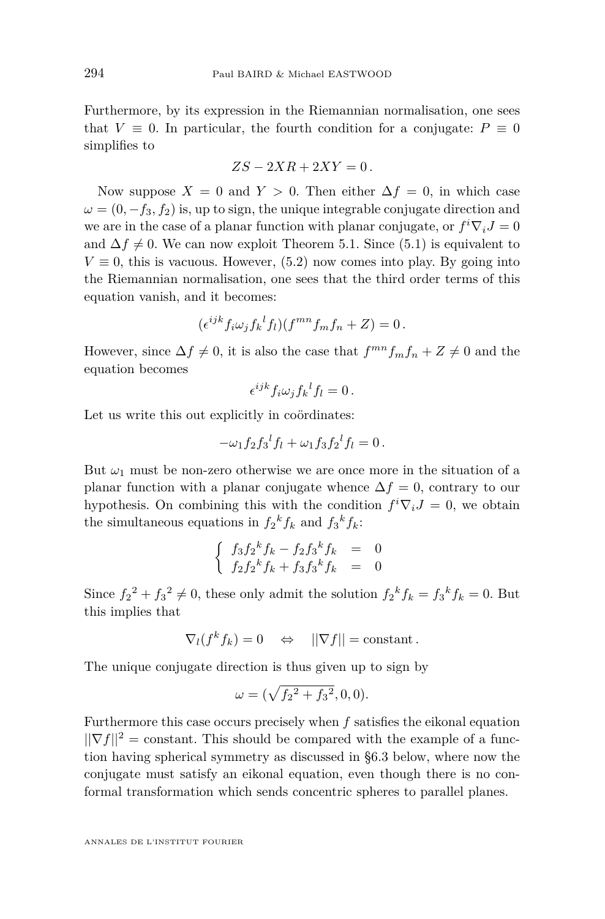Furthermore, by its expression in the Riemannian normalisation, one sees that $V \equiv 0$. In particular, the fourth condition for a conjugate: $P \equiv 0$ simplifies to

$$ZS - 2XR + 2XY = 0\,.$$

Now suppose $X = 0$ and $Y > 0$. Then either $\Delta f = 0$, in which case $\omega = (0, -f_3, f_2)$ is, up to sign, the unique integrable conjugate direction and we are in the case of a planar function with planar conjugate, or $f^i\nabla_i J = 0$ and $\Delta f \neq 0$. We can now exploit Theorem 5.1. Since (5.1) is equivalent to $V \equiv 0$, this is vacuous. However, (5.2) now comes into play. By going into the Riemannian normalisation, one sees that the third order terms of this equation vanish, and it becomes:

$$(\epsilon^{ijk} f_i \omega_j f_k{}^l f_l)(f^{mn} f_m f_n + Z) = 0\,.$$

However, since $\Delta f \neq 0$, it is also the case that $f^{mn} f_m f_n + Z \neq 0$ and the equation becomes

$$\epsilon^{ijk} f_i \omega_j f_k{}^l f_l = 0\,.$$

Let us write this out explicitly in coördinates:

$$-\omega_1 f_2 f_3{}^l f_l + \omega_1 f_3 f_2{}^l f_l = 0\,.$$

But $\omega_1$ must be non-zero otherwise we are once more in the situation of a planar function with a planar conjugate whence $\Delta f = 0$, contrary to our hypothesis. On combining this with the condition $f^i\nabla_i J = 0$, we obtain the simultaneous equations in $f_2{}^k f_k$ and $f_3{}^k f_k$:

$$\left\{ \begin{array}{rcl} f_3 f_2{}^k f_k - f_2 f_3{}^k f_k & = & 0 \\ f_2 f_2{}^k f_k + f_3 f_3{}^k f_k & = & 0 \end{array} \right.$$

Since ${f_2}^2 + {f_3}^2 \neq 0$, these only admit the solution $f_2{}^k f_k = f_3{}^k f_k = 0$. But this implies that

$$\nabla_l (f^k f_k) = 0 \quad \Leftrightarrow \quad ||\nabla f|| = \text{constant}\,.$$

The unique conjugate direction is thus given up to sign by

$$\omega = (\sqrt{{f_2}^2 + {f_3}^2}, 0, 0).$$

Furthermore this case occurs precisely when $f$ satisfies the eikonal equation $||\nabla f||^2 = \text{constant}$. This should be compared with the example of a function having spherical symmetry as discussed in §6.3 below, where now the conjugate must satisfy an eikonal equation, even though there is no conformal transformation which sends concentric spheres to parallel planes.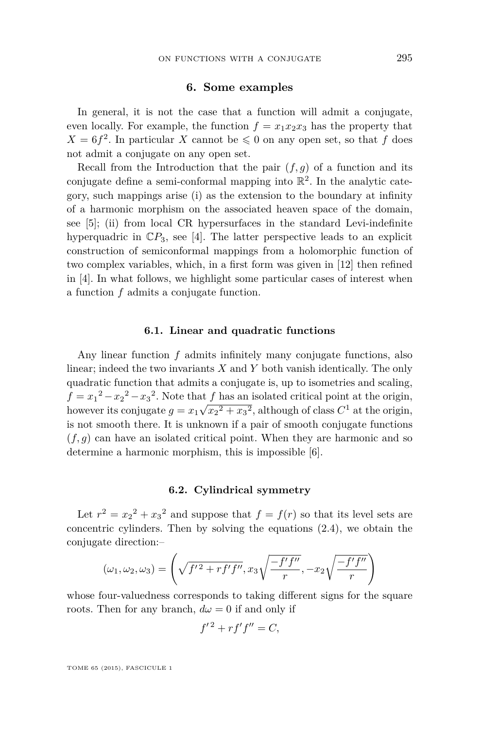## 6. Some examples

In general, it is not the case that a function will admit a conjugate, even locally. For example, the function $f = x_1 x_2 x_3$ has the property that $X = 6f^2$. In particular $X$ cannot be $\leqslant 0$ on any open set, so that $f$ does not admit a conjugate on any open set.

Recall from the Introduction that the pair $(f, g)$ of a function and its conjugate define a semi-conformal mapping into $\mathbb{R}^2$. In the analytic category, such mappings arise (i) as the extension to the boundary at infinity of a harmonic morphism on the associated heaven space of the domain, see [5]; (ii) from local CR hypersurfaces in the standard Levi-indefinite hyperquadric in $\mathbb{C}P_3$, see [4]. The latter perspective leads to an explicit construction of semiconformal mappings from a holomorphic function of two complex variables, which, in a first form was given in [12] then refined in [4]. In what follows, we highlight some particular cases of interest when a function $f$ admits a conjugate function.

### 6.1. Linear and quadratic functions

Any linear function $f$ admits infinitely many conjugate functions, also linear; indeed the two invariants $X$ and $Y$ both vanish identically. The only quadratic function that admits a conjugate is, up to isometries and scaling, $f = {x_1}^2 - {x_2}^2 - {x_3}^2$. Note that $f$ has an isolated critical point at the origin, however its conjugate $g = x_1\sqrt{{x_2}^2 + {x_3}^2}$, although of class $C^1$ at the origin, is not smooth there. It is unknown if a pair of smooth conjugate functions $(f, g)$ can have an isolated critical point. When they are harmonic and so determine a harmonic morphism, this is impossible [6].

### 6.2. Cylindrical symmetry

Let $r^2 = {x_2}^2 + {x_3}^2$ and suppose that $f = f(r)$ so that its level sets are concentric cylinders. Then by solving the equations (2.4), we obtain the conjugate direction:–

$$(\omega_1, \omega_2, \omega_3) = \left(\sqrt{{f'}^2 + rf'f''}, x_3\sqrt{\frac{-f'f''}{r}}, -x_2\sqrt{\frac{-f'f''}{r}}\right)$$

whose four-valuedness corresponds to taking different signs for the square roots. Then for any branch, $d\omega = 0$ if and only if

$${f'}^2 + rf'f'' = C,$$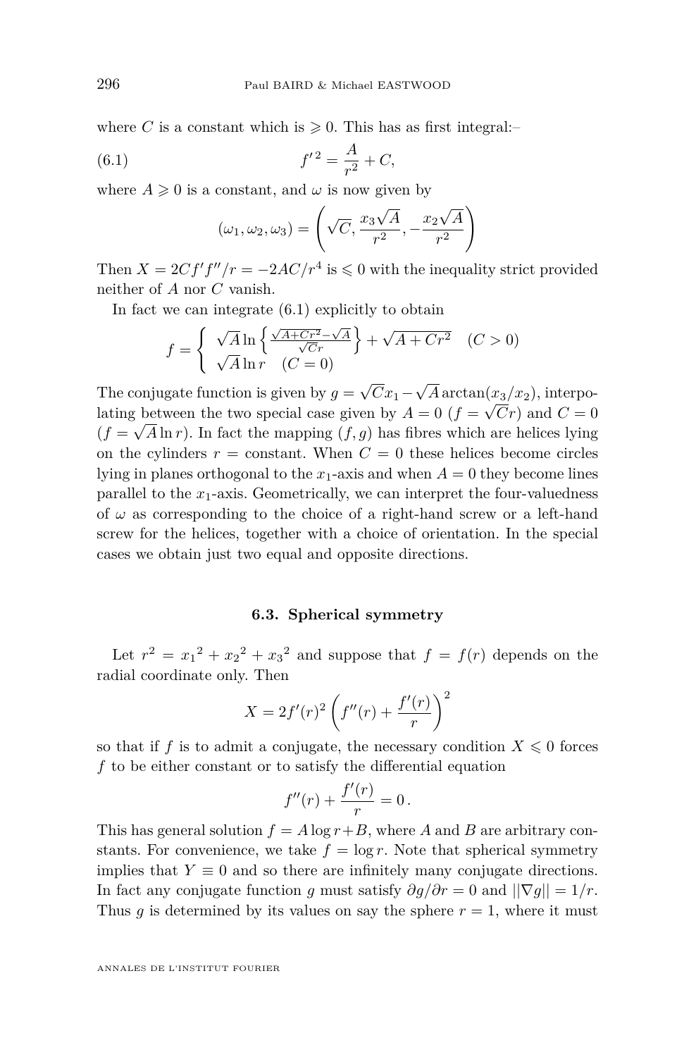where $C$ is a constant which is $\geqslant 0$. This has as first integral:–

$$f'^2 = \frac{A}{r^2} + C, \tag{6.1}$$

where $A \geqslant 0$ is a constant, and $\omega$ is now given by

$$(\omega_1, \omega_2, \omega_3) = \left( \sqrt{C}, \frac{x_3\sqrt{A}}{r^2}, -\frac{x_2\sqrt{A}}{r^2} \right)$$

Then $X = 2Cf'f''/r = -2AC/r^4$ is $\leqslant 0$ with the inequality strict provided neither of $A$ nor $C$ vanish.

In fact we can integrate (6.1) explicitly to obtain

$$f = \begin{cases} \sqrt{A}\ln\left\{\frac{\sqrt{A+Cr^2}-\sqrt{A}}{\sqrt{C}r}\right\} + \sqrt{A+Cr^2} & (C > 0) \\ \sqrt{A}\ln r \quad (C = 0) \end{cases}$$

The conjugate function is given by $g = \sqrt{C}x_1 - \sqrt{A}\arctan(x_3/x_2)$, interpolating between the two special case given by $A = 0$ ($f = \sqrt{C}r$) and $C = 0$ ($f = \sqrt{A}\ln r$). In fact the mapping $(f, g)$ has fibres which are helices lying on the cylinders $r =$ constant. When $C = 0$ these helices become circles lying in planes orthogonal to the $x_1$-axis and when $A = 0$ they become lines parallel to the $x_1$-axis. Geometrically, we can interpret the four-valuedness of $\omega$ as corresponding to the choice of a right-hand screw or a left-hand screw for the helices, together with a choice of orientation. In the special cases we obtain just two equal and opposite directions.

### 6.3. Spherical symmetry

Let $r^2 = {x_1}^2 + {x_2}^2 + {x_3}^2$ and suppose that $f = f(r)$ depends on the radial coordinate only. Then

$$X = 2f'(r)^2 \left( f''(r) + \frac{f'(r)}{r} \right)^2$$

so that if $f$ is to admit a conjugate, the necessary condition $X \leqslant 0$ forces $f$ to be either constant or to satisfy the differential equation

$$f''(r) + \frac{f'(r)}{r} = 0\,.$$

This has general solution $f = A\log r + B$, where $A$ and $B$ are arbitrary constants. For convenience, we take $f = \log r$. Note that spherical symmetry implies that $Y \equiv 0$ and so there are infinitely many conjugate directions. In fact any conjugate function $g$ must satisfy $\partial g/\partial r = 0$ and $||\nabla g|| = 1/r$. Thus $g$ is determined by its values on say the sphere $r = 1$, where it must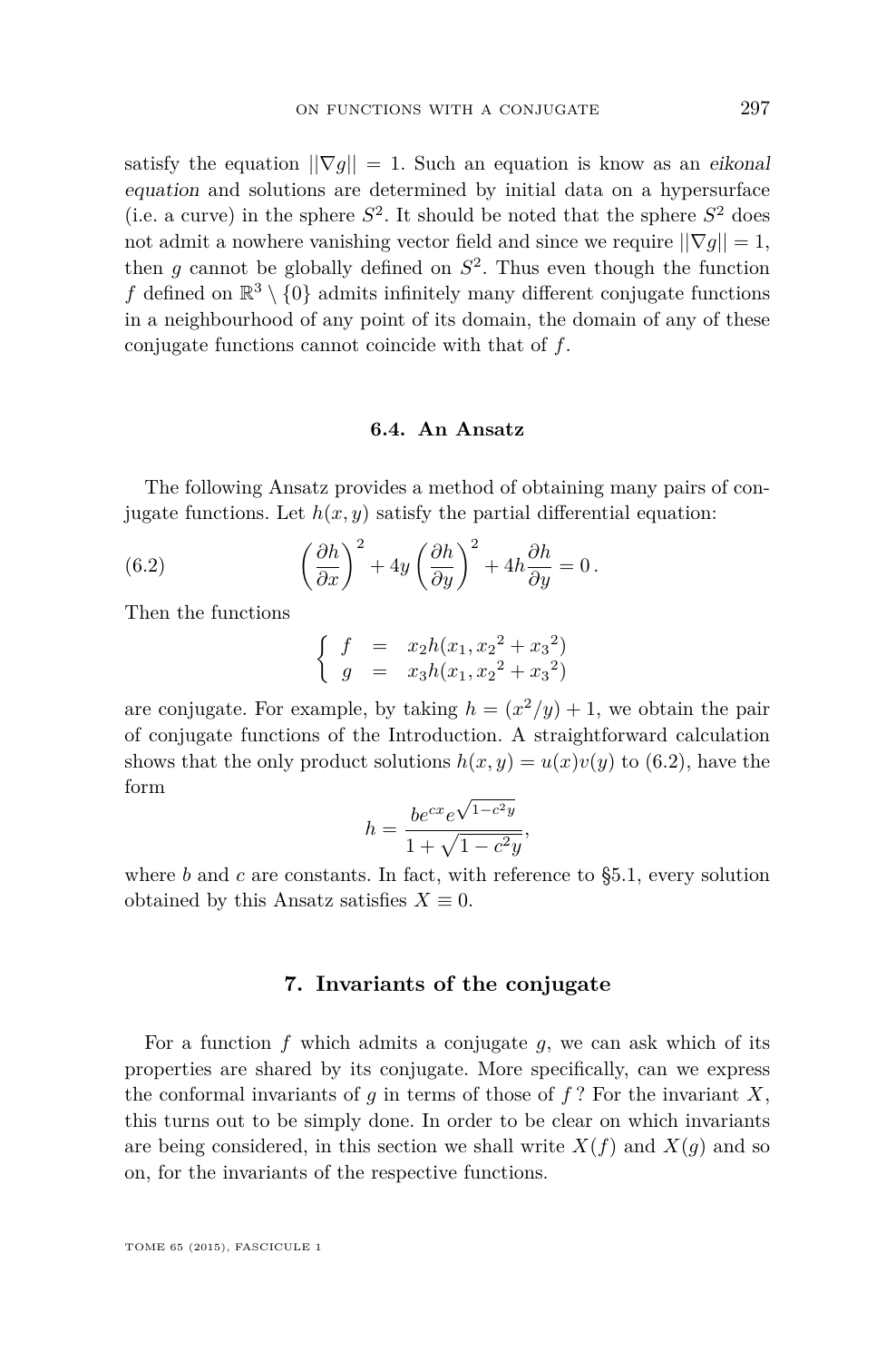satisfy the equation $||\nabla g|| = 1$. Such an equation is know as an *eikonal equation* and solutions are determined by initial data on a hypersurface (i.e. a curve) in the sphere $S^2$. It should be noted that the sphere $S^2$ does not admit a nowhere vanishing vector field and since we require $||\nabla g|| = 1$, then $g$ cannot be globally defined on $S^2$. Thus even though the function $f$ defined on $\mathbb{R}^3 \setminus \{0\}$ admits infinitely many different conjugate functions in a neighbourhood of any point of its domain, the domain of any of these conjugate functions cannot coincide with that of $f$.

### 6.4. An Ansatz

The following Ansatz provides a method of obtaining many pairs of conjugate functions. Let $h(x, y)$ satisfy the partial differential equation:

$$\left(\frac{\partial h}{\partial x}\right)^2 + 4y\left(\frac{\partial h}{\partial y}\right)^2 + 4h\frac{\partial h}{\partial y} = 0\,. \tag{6.2}$$

Then the functions

$$\left\{\begin{array}{lcl} f & = & x_2 h(x_1, {x_2}^2 + {x_3}^2) \\ g & = & x_3 h(x_1, {x_2}^2 + {x_3}^2) \end{array}\right.$$

are conjugate. For example, by taking $h = (x^2/y) + 1$, we obtain the pair of conjugate functions of the Introduction. A straightforward calculation shows that the only product solutions $h(x, y) = u(x)v(y)$ to (6.2), have the form

$$h = \frac{be^{cx}e^{\sqrt{1-c^2y}}}{1 + \sqrt{1-c^2y}},$$

where $b$ and $c$ are constants. In fact, with reference to §5.1, every solution obtained by this Ansatz satisfies $X \equiv 0$.

## 7. Invariants of the conjugate

For a function $f$ which admits a conjugate $g$, we can ask which of its properties are shared by its conjugate. More specifically, can we express the conformal invariants of $g$ in terms of those of $f$ ? For the invariant $X$, this turns out to be simply done. In order to be clear on which invariants are being considered, in this section we shall write $X(f)$ and $X(g)$ and so on, for the invariants of the respective functions.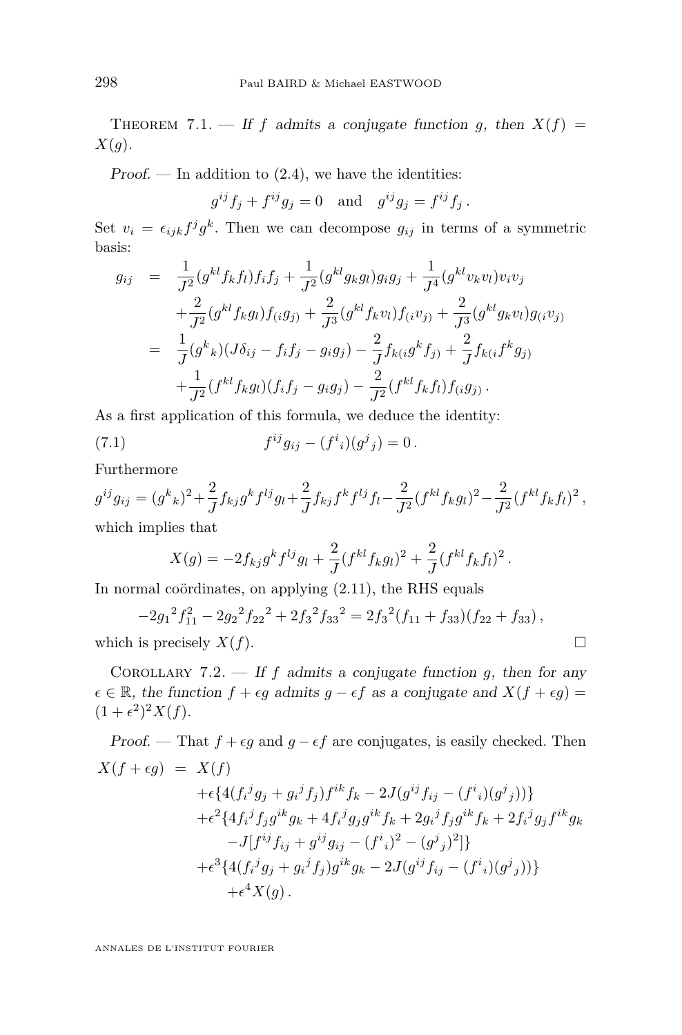Theorem 7.1. — *If $f$ admits a conjugate function $g$, then $X(f) = X(g)$.*

*Proof.* — In addition to (2.4), we have the identities:

$$g^{ij}f_j + f^{ij}g_j = 0 \quad \text{and} \quad g^{ij}g_j = f^{ij}f_j\,.$$

Set $v_i = \epsilon_{ijk}f^jg^k$. Then we can decompose $g_{ij}$ in terms of a symmetric basis:

$$\begin{aligned}
g_{ij} &= \frac{1}{J^2}(g^{kl}f_kf_l)f_if_j + \frac{1}{J^2}(g^{kl}g_kg_l)g_ig_j + \frac{1}{J^4}(g^{kl}v_kv_l)v_iv_j \\
&\quad + \frac{2}{J^2}(g^{kl}f_kg_l)f_{(i}g_{j)} + \frac{2}{J^3}(g^{kl}f_kv_l)f_{(i}v_{j)} + \frac{2}{J^3}(g^{kl}g_kv_l)g_{(i}v_{j)} \\
&= \frac{1}{J}(g^k{}_k)(J\delta_{ij} - f_if_j - g_ig_j) - \frac{2}{J}f_{k(i}g^kf_{j)} + \frac{2}{J}f_{k(i}f^kg_{j)} \\
&\quad + \frac{1}{J^2}(f^{kl}f_kg_l)(f_if_j - g_ig_j) - \frac{2}{J^2}(f^{kl}f_kf_l)f_{(i}g_{j)}\,.
\end{aligned}$$

As a first application of this formula, we deduce the identity:

$$f^{ij}g_{ij} - (f^i{}_i)(g^j{}_j) = 0\,. \tag{7.1}$$

Furthermore

$$g^{ij}g_{ij} = (g^k{}_k)^2 + \frac{2}{J}f_{kj}g^kf^{lj}g_l + \frac{2}{J}f_{kj}f^kf^{lj}f_l - \frac{2}{J^2}(f^{kl}f_kg_l)^2 - \frac{2}{J^2}(f^{kl}f_kf_l)^2\,,$$

which implies that

$$X(g) = -2f_{kj}g^kf^{lj}g_l + \frac{2}{J}(f^{kl}f_kg_l)^2 + \frac{2}{J}(f^{kl}f_kf_l)^2\,.$$

In normal coördinates, on applying (2.11), the RHS equals

$$-2{g_1}^2f_{11}^2 - 2{g_2}^2{f_{22}}^2 + 2{f_3}^2{f_{33}}^2 = 2{f_3}^2(f_{11} + f_{33})(f_{22} + f_{33})\,,$$

which is precisely $X(f)$. $\square$

Corollary 7.2. — *If $f$ admits a conjugate function $g$, then for any $\epsilon \in \mathbb{R}$, the function $f + \epsilon g$ admits $g - \epsilon f$ as a conjugate and $X(f + \epsilon g) = (1 + \epsilon^2)^2 X(f)$.*

*Proof.* — That $f + \epsilon g$ and $g - \epsilon f$ are conjugates, is easily checked. Then

$$\begin{aligned}
X(f + \epsilon g) &= X(f) \\
&\quad + \epsilon\{4(f_i{}^jg_j + g_i{}^jf_j)f^{ik}f_k - 2J(g^{ij}f_{ij} - (f^i{}_i)(g^j{}_j))\} \\
&\quad + \epsilon^2\{4f_i{}^jf_jg^{ik}g_k + 4f_i{}^jg_jg^{ik}f_k + 2g_i{}^jf_jg^{ik}f_k + 2f_i{}^jg_jf^{ik}g_k \\
&\qquad - J[f^{ij}f_{ij} + g^{ij}g_{ij} - (f^i{}_i)^2 - (g^j{}_j)^2]\} \\
&\quad + \epsilon^3\{4(f_i{}^jg_j + g_i{}^jf_j)g^{ik}g_k - 2J(g^{ij}f_{ij} - (f^i{}_i)(g^j{}_j))\} \\
&\qquad + \epsilon^4X(g)\,.
\end{aligned}$$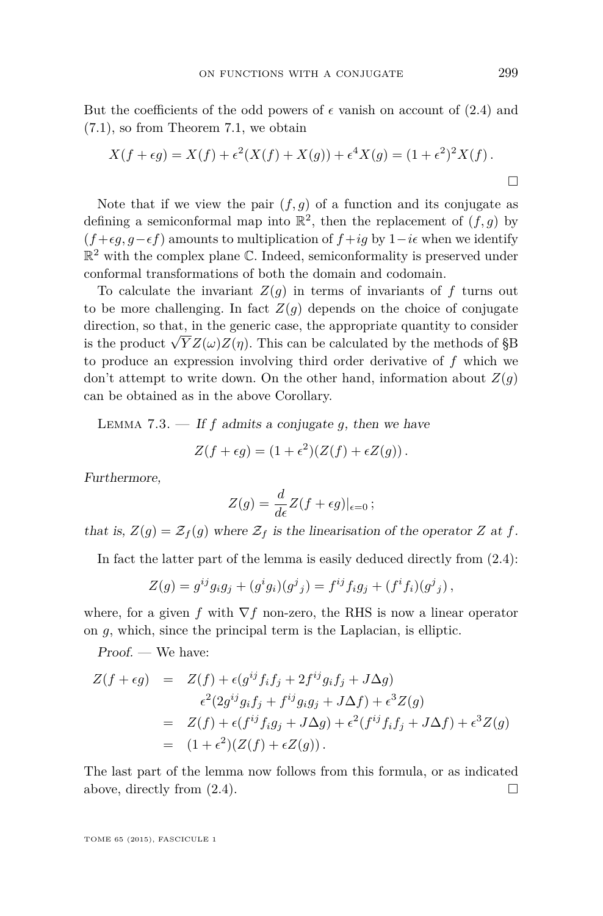But the coefficients of the odd powers of $\epsilon$ vanish on account of (2.4) and (7.1), so from Theorem 7.1, we obtain

$$X(f + \epsilon g) = X(f) + \epsilon^2(X(f) + X(g)) + \epsilon^4 X(g) = (1 + \epsilon^2)^2 X(f)\,.$$

□

Note that if we view the pair $(f, g)$ of a function and its conjugate as defining a semiconformal map into $\mathbb{R}^2$, then the replacement of $(f, g)$ by $(f+\epsilon g, g-\epsilon f)$ amounts to multiplication of $f+ig$ by $1-i\epsilon$ when we identify $\mathbb{R}^2$ with the complex plane $\mathbb{C}$. Indeed, semiconformality is preserved under conformal transformations of both the domain and codomain.

To calculate the invariant $Z(g)$ in terms of invariants of $f$ turns out to be more challenging. In fact $Z(g)$ depends on the choice of conjugate direction, so that, in the generic case, the appropriate quantity to consider is the product $\sqrt{Y} Z(\omega) Z(\eta)$. This can be calculated by the methods of §B to produce an expression involving third order derivative of $f$ which we don't attempt to write down. On the other hand, information about $Z(g)$ can be obtained as in the above Corollary.

Lemma 7.3. — *If $f$ admits a conjugate $g$, then we have*

$$Z(f + \epsilon g) = (1 + \epsilon^2)(Z(f) + \epsilon Z(g))\,.$$

*Furthermore,*

$$Z(g) = \frac{d}{d\epsilon} Z(f + \epsilon g)|_{\epsilon=0}\,;$$

*that is, $Z(g) = \mathcal{Z}_f(g)$ where $\mathcal{Z}_f$ is the linearisation of the operator $Z$ at $f$.*

In fact the latter part of the lemma is easily deduced directly from (2.4):

$$Z(g) = g^{ij} g_i g_j + (g^i g_i)(g^j{}_j) = f^{ij} f_i g_j + (f^i f_i)(g^j{}_j)\,,$$

where, for a given $f$ with $\nabla f$ non-zero, the RHS is now a linear operator on $g$, which, since the principal term is the Laplacian, is elliptic.

*Proof.* — We have:

$$\begin{aligned}
Z(f + \epsilon g) &= Z(f) + \epsilon(g^{ij} f_i f_j + 2 f^{ij} g_i f_j + J \Delta g) \\
&\quad \epsilon^2(2 g^{ij} g_i f_j + f^{ij} g_i g_j + J \Delta f) + \epsilon^3 Z(g) \\
&= Z(f) + \epsilon(f^{ij} f_i g_j + J \Delta g) + \epsilon^2(f^{ij} f_i f_j + J \Delta f) + \epsilon^3 Z(g) \\
&= (1 + \epsilon^2)(Z(f) + \epsilon Z(g))\,.
\end{aligned}$$

The last part of the lemma now follows from this formula, or as indicated above, directly from (2.4). □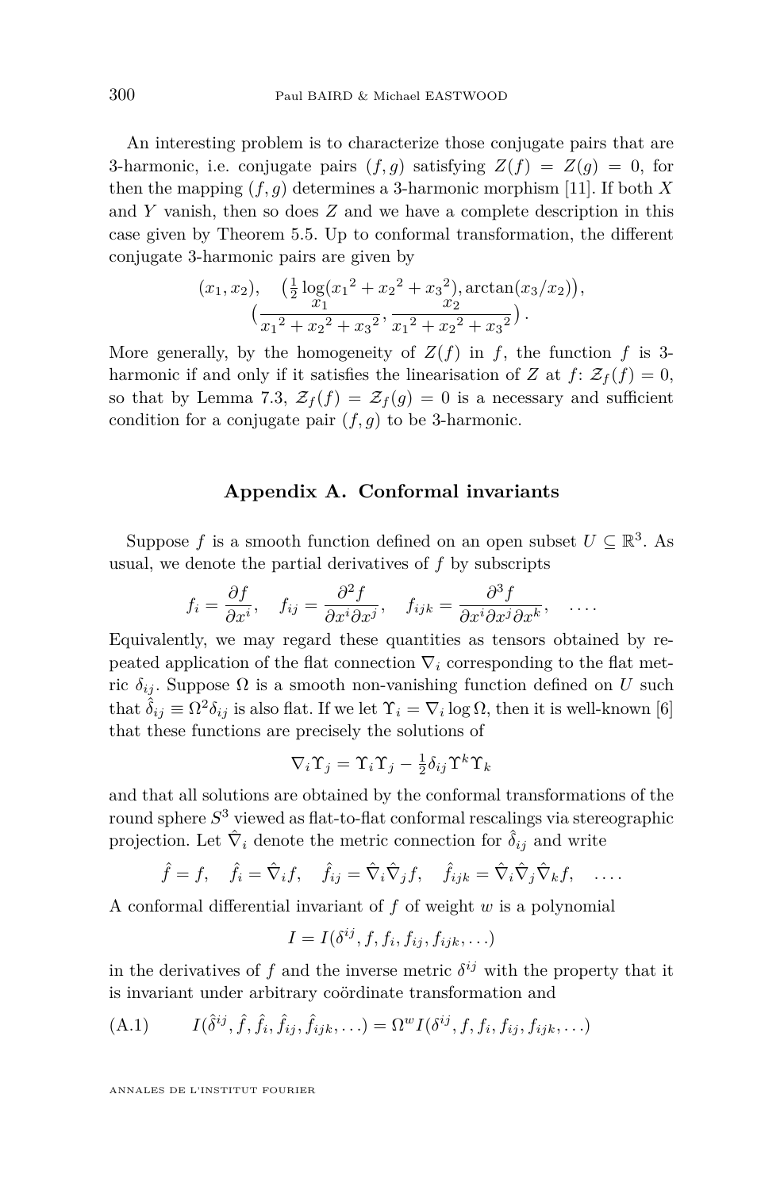An interesting problem is to characterize those conjugate pairs that are 3-harmonic, i.e. conjugate pairs $(f,g)$ satisfying $Z(f) = Z(g) = 0$, for then the mapping $(f,g)$ determines a 3-harmonic morphism [11]. If both $X$ and $Y$ vanish, then so does $Z$ and we have a complete description in this case given by Theorem 5.5. Up to conformal transformation, the different conjugate 3-harmonic pairs are given by

$$(x_1, x_2), \quad \big(\tfrac{1}{2}\log({x_1}^2+{x_2}^2+{x_3}^2), \arctan(x_3/x_2)\big),$$
$$\big(\frac{x_1}{{x_1}^2+{x_2}^2+{x_3}^2}, \frac{x_2}{{x_1}^2+{x_2}^2+{x_3}^2}\big)\,.$$

More generally, by the homogeneity of $Z(f)$ in $f$, the function $f$ is 3-harmonic if and only if it satisfies the linearisation of $Z$ at $f$: $\mathcal{Z}_f(f) = 0$, so that by Lemma 7.3, $\mathcal{Z}_f(f) = \mathcal{Z}_f(g) = 0$ is a necessary and sufficient condition for a conjugate pair $(f,g)$ to be 3-harmonic.

## Appendix A. Conformal invariants

Suppose $f$ is a smooth function defined on an open subset $U \subseteq \mathbb{R}^3$. As usual, we denote the partial derivatives of $f$ by subscripts

$$f_i = \frac{\partial f}{\partial x^i}, \quad f_{ij} = \frac{\partial^2 f}{\partial x^i \partial x^j}, \quad f_{ijk} = \frac{\partial^3 f}{\partial x^i \partial x^j \partial x^k}, \quad \ldots .$$

Equivalently, we may regard these quantities as tensors obtained by repeated application of the flat connection $\nabla_i$ corresponding to the flat metric $\delta_{ij}$. Suppose $\Omega$ is a smooth non-vanishing function defined on $U$ such that $\hat{\delta}_{ij} \equiv \Omega^2 \delta_{ij}$ is also flat. If we let $\Upsilon_i = \nabla_i \log \Omega$, then it is well-known [6] that these functions are precisely the solutions of

$$\nabla_i \Upsilon_j = \Upsilon_i \Upsilon_j - \tfrac{1}{2}\delta_{ij}\Upsilon^k\Upsilon_k$$

and that all solutions are obtained by the conformal transformations of the round sphere $S^3$ viewed as flat-to-flat conformal rescalings via stereographic projection. Let $\hat{\nabla}_i$ denote the metric connection for $\hat{\delta}_{ij}$ and write

$$\hat{f} = f, \quad \hat{f}_i = \hat{\nabla}_i f, \quad \hat{f}_{ij} = \hat{\nabla}_i \hat{\nabla}_j f, \quad \hat{f}_{ijk} = \hat{\nabla}_i \hat{\nabla}_j \hat{\nabla}_k f, \quad \ldots .$$

A conformal differential invariant of $f$ of weight $w$ is a polynomial

$$I = I(\delta^{ij}, f, f_i, f_{ij}, f_{ijk}, \ldots)$$

in the derivatives of $f$ and the inverse metric $\delta^{ij}$ with the property that it is invariant under arbitrary coördinate transformation and

$$I(\hat{\delta}^{ij}, \hat{f}, \hat{f}_i, \hat{f}_{ij}, \hat{f}_{ijk}, \ldots) = \Omega^w I(\delta^{ij}, f, f_i, f_{ij}, f_{ijk}, \ldots) \tag{A.1}$$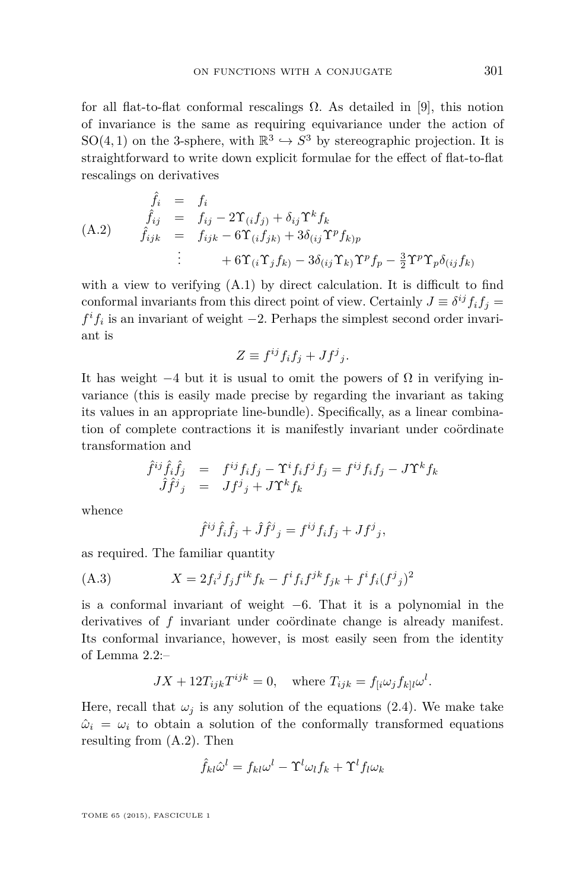for all flat-to-flat conformal rescalings $\Omega$. As detailed in [9], this notion of invariance is the same as requiring equivariance under the action of $\mathrm{SO}(4,1)$ on the 3-sphere, with $\mathbb{R}^3 \hookrightarrow S^3$ by stereographic projection. It is straightforward to write down explicit formulae for the effect of flat-to-flat rescalings on derivatives

$$
\text{(A.2)} \qquad
\begin{array}{rcl}
\hat{f}_i &=& f_i \\
\hat{f}_{ij} &=& f_{ij} - 2\Upsilon_{(i} f_{j)} + \delta_{ij}\Upsilon^k f_k \\
\hat{f}_{ijk} &=& f_{ijk} - 6\Upsilon_{(i} f_{jk)} + 3\delta_{(ij}\Upsilon^p f_{k)p} \\
\vdots & & \qquad + 6\Upsilon_{(i}\Upsilon_j f_{k)} - 3\delta_{(ij}\Upsilon_{k)}\Upsilon^p f_p - \frac{3}{2}\Upsilon^p\Upsilon_p\delta_{(ij} f_{k)}
\end{array}
$$

with a view to verifying (A.1) by direct calculation. It is difficult to find conformal invariants from this direct point of view. Certainly $J \equiv \delta^{ij} f_i f_j = f^i f_i$ is an invariant of weight $-2$. Perhaps the simplest second order invariant is

$$
Z \equiv f^{ij} f_i f_j + J f^j{}_j.
$$

It has weight $-4$ but it is usual to omit the powers of $\Omega$ in verifying invariance (this is easily made precise by regarding the invariant as taking its values in an appropriate line-bundle). Specifically, as a linear combination of complete contractions it is manifestly invariant under coördinate transformation and

$$
\begin{array}{rcl}
\hat{f}^{ij}\hat{f}_i\hat{f}_j &=& f^{ij} f_i f_j - \Upsilon^i f_i f^j f_j = f^{ij} f_i f_j - J\Upsilon^k f_k \\
\hat{J}\hat{f}^j{}_j &=& J f^j{}_j + J\Upsilon^k f_k
\end{array}
$$

whence

$$
\hat{f}^{ij}\hat{f}_i\hat{f}_j + \hat{J}\hat{f}^j{}_j = f^{ij} f_i f_j + J f^j{}_j,
$$

as required. The familiar quantity

$$
\text{(A.3)} \qquad X = 2 f_i{}^j f_j f^{ik} f_k - f^i f_i f^{jk} f_{jk} + f^i f_i (f^j{}_j)^2
$$

is a conformal invariant of weight $-6$. That it is a polynomial in the derivatives of $f$ invariant under coördinate change is already manifest. Its conformal invariance, however, is most easily seen from the identity of Lemma 2.2:–

$$
JX + 12 T_{ijk} T^{ijk} = 0, \quad \text{where } T_{ijk} = f_{[i}\omega_j f_{k]l}\omega^l.
$$

Here, recall that $\omega_j$ is any solution of the equations (2.4). We make take $\hat{\omega}_i = \omega_i$ to obtain a solution of the conformally transformed equations resulting from (A.2). Then

$$
\hat{f}_{kl}\hat{\omega}^l = f_{kl}\omega^l - \Upsilon^l \omega_l f_k + \Upsilon^l f_l \omega_k
$$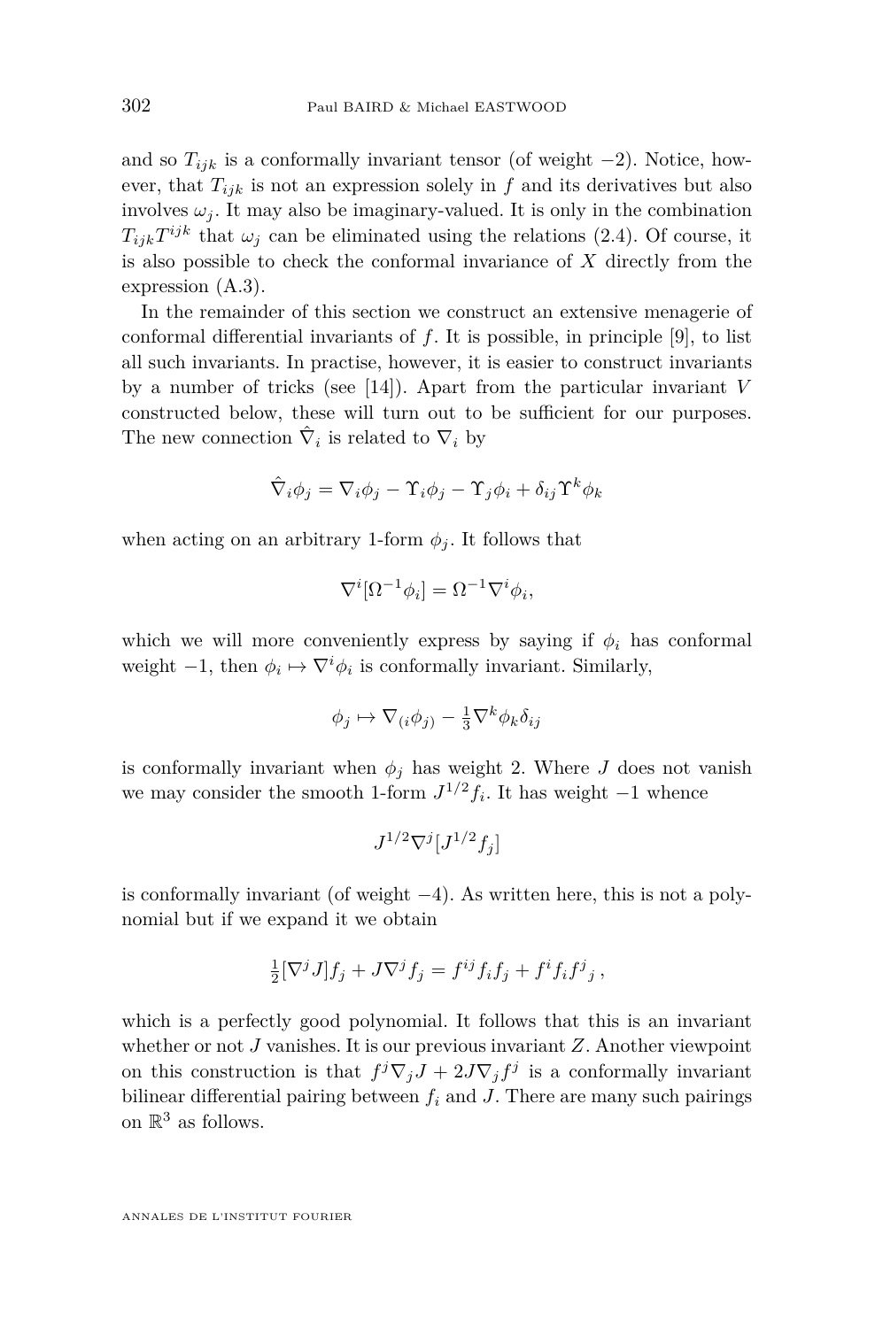and so $T_{ijk}$ is a conformally invariant tensor (of weight $-2$). Notice, however, that $T_{ijk}$ is not an expression solely in $f$ and its derivatives but also involves $\omega_j$. It may also be imaginary-valued. It is only in the combination $T_{ijk}T^{ijk}$ that $\omega_j$ can be eliminated using the relations (2.4). Of course, it is also possible to check the conformal invariance of $X$ directly from the expression (A.3).

In the remainder of this section we construct an extensive menagerie of conformal differential invariants of $f$. It is possible, in principle [9], to list all such invariants. In practise, however, it is easier to construct invariants by a number of tricks (see [14]). Apart from the particular invariant $V$ constructed below, these will turn out to be sufficient for our purposes. The new connection $\hat{\nabla}_i$ is related to $\nabla_i$ by

$$\hat{\nabla}_i\phi_j = \nabla_i\phi_j - \Upsilon_i\phi_j - \Upsilon_j\phi_i + \delta_{ij}\Upsilon^k\phi_k$$

when acting on an arbitrary 1-form $\phi_j$. It follows that

$$\nabla^i[\Omega^{-1}\phi_i] = \Omega^{-1}\nabla^i\phi_i,$$

which we will more conveniently express by saying if $\phi_i$ has conformal weight $-1$, then $\phi_i \mapsto \nabla^i\phi_i$ is conformally invariant. Similarly,

$$\phi_j \mapsto \nabla_{(i}\phi_{j)} - \tfrac{1}{3}\nabla^k\phi_k\delta_{ij}$$

is conformally invariant when $\phi_j$ has weight 2. Where $J$ does not vanish we may consider the smooth 1-form $J^{1/2}f_i$. It has weight $-1$ whence

$$J^{1/2}\nabla^j[J^{1/2}f_j]$$

is conformally invariant (of weight $-4$). As written here, this is not a polynomial but if we expand it we obtain

$$\tfrac{1}{2}[\nabla^j J]f_j + J\nabla^j f_j = f^{ij}f_if_j + f^if_if^j{}_j\,,$$

which is a perfectly good polynomial. It follows that this is an invariant whether or not $J$ vanishes. It is our previous invariant $Z$. Another viewpoint on this construction is that $f^j\nabla_jJ + 2J\nabla_jf^j$ is a conformally invariant bilinear differential pairing between $f_i$ and $J$. There are many such pairings on $\mathbb{R}^3$ as follows.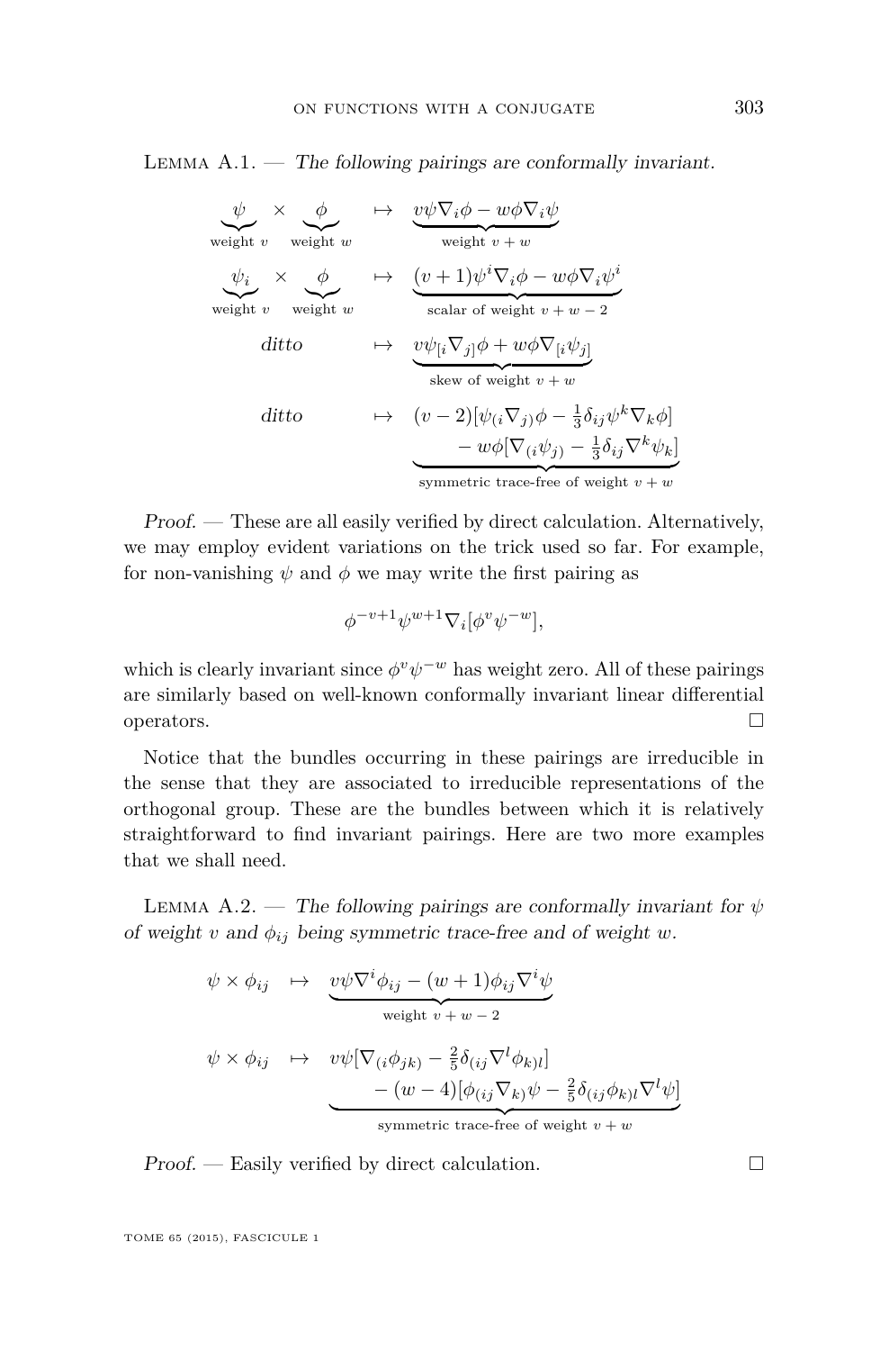Lemma A.1. — *The following pairings are conformally invariant.*

$$\underbrace{\psi}_{\text{weight } v} \times \underbrace{\phi}_{\text{weight } w} \quad \mapsto \quad \underbrace{v\psi\nabla_i\phi - w\phi\nabla_i\psi}_{\text{weight } v+w}$$

$$\underbrace{\psi_i}_{\text{weight } v} \times \underbrace{\phi}_{\text{weight } w} \quad \mapsto \quad \underbrace{(v+1)\psi^i\nabla_i\phi - w\phi\nabla_i\psi^i}_{\text{scalar of weight } v+w-2}$$

$$\textit{ditto} \quad \mapsto \quad \underbrace{v\psi_{[i}\nabla_{j]}\phi + w\phi\nabla_{[i}\psi_{j]}}_{\text{skew of weight } v+w}$$

$$\textit{ditto} \quad \mapsto \quad \underbrace{\begin{aligned}(v-2)[\psi_{(i}\nabla_{j)}\phi - \tfrac{1}{3}\delta_{ij}\psi^k\nabla_k\phi] \\ - w\phi[\nabla_{(i}\psi_{j)} - \tfrac{1}{3}\delta_{ij}\nabla^k\psi_k]\end{aligned}}_{\text{symmetric trace-free of weight } v+w}$$

*Proof.* — These are all easily verified by direct calculation. Alternatively, we may employ evident variations on the trick used so far. For example, for non-vanishing $\psi$ and $\phi$ we may write the first pairing as

$$\phi^{-v+1}\psi^{w+1}\nabla_i[\phi^v\psi^{-w}],$$

which is clearly invariant since $\phi^v\psi^{-w}$ has weight zero. All of these pairings are similarly based on well-known conformally invariant linear differential operators. $\square$

Notice that the bundles occurring in these pairings are irreducible in the sense that they are associated to irreducible representations of the orthogonal group. These are the bundles between which it is relatively straightforward to find invariant pairings. Here are two more examples that we shall need.

Lemma A.2. — *The following pairings are conformally invariant for $\psi$ of weight $v$ and $\phi_{ij}$ being symmetric trace-free and of weight $w$.*

$$\psi \times \phi_{ij} \quad \mapsto \quad \underbrace{v\psi\nabla^i\phi_{ij} - (w+1)\phi_{ij}\nabla^i\psi}_{\text{weight } v+w-2}$$

$$\psi \times \phi_{ij} \quad \mapsto \quad \underbrace{\begin{aligned}v\psi[\nabla_{(i}\phi_{jk)} - \tfrac{2}{5}\delta_{(ij}\nabla^l\phi_{k)l}] \\ - (w-4)[\phi_{(ij}\nabla_{k)}\psi - \tfrac{2}{5}\delta_{(ij}\phi_{k)l}\nabla^l\psi]\end{aligned}}_{\text{symmetric trace-free of weight } v+w}$$

*Proof.* — Easily verified by direct calculation. $\square$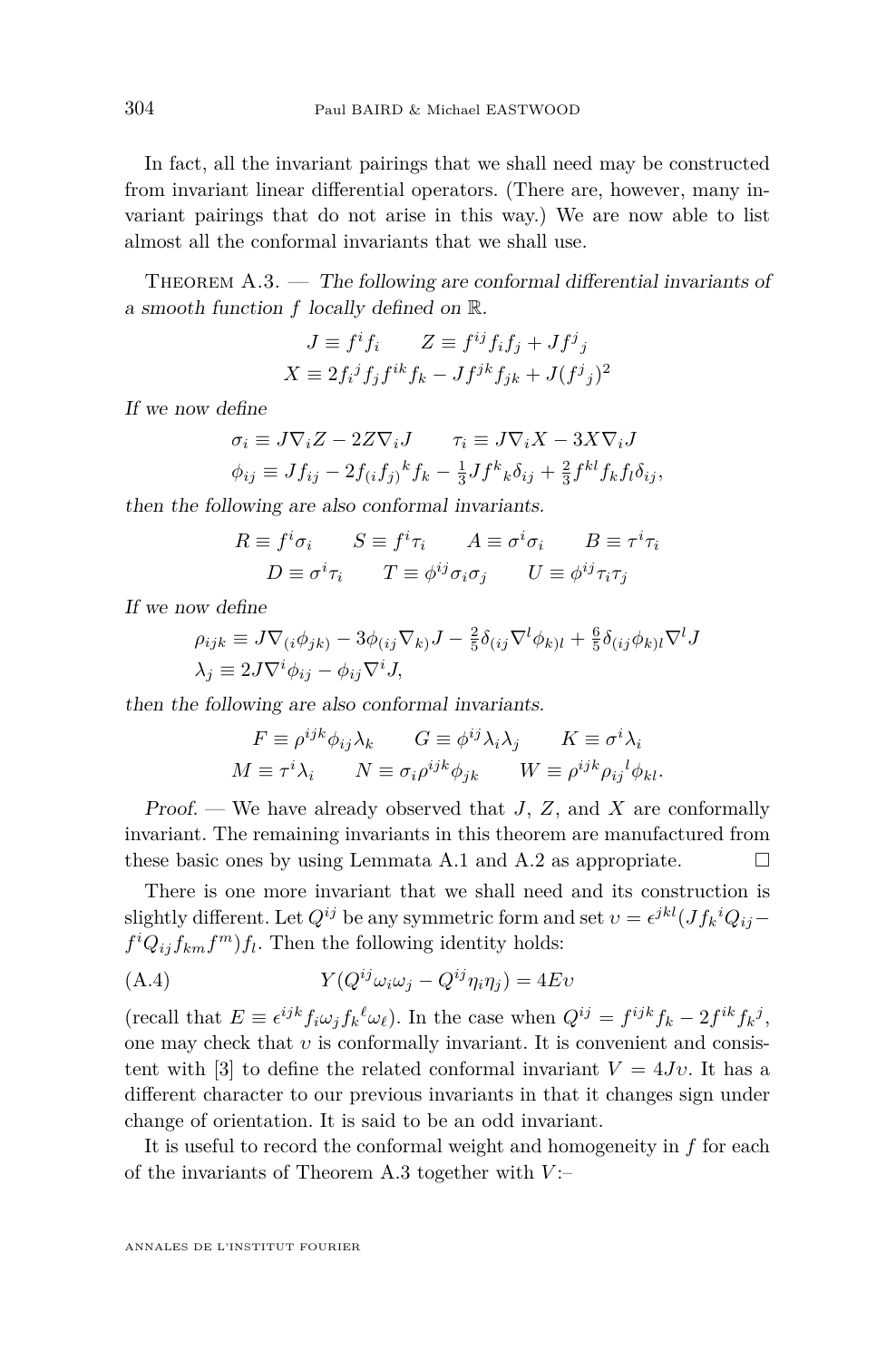In fact, all the invariant pairings that we shall need may be constructed from invariant linear differential operators. (There are, however, many invariant pairings that do not arise in this way.) We are now able to list almost all the conformal invariants that we shall use.

Theorem A.3. — *The following are conformal differential invariants of a smooth function $f$ locally defined on $\mathbb{R}$.*

$$J \equiv f^i f_i \qquad Z \equiv f^{ij} f_i f_j + J f^j{}_j$$
$$X \equiv 2 f_i{}^j f_j f^{ik} f_k - J f^{jk} f_{jk} + J (f^j{}_j)^2$$

*If we now define*

$$\sigma_i \equiv J \nabla_i Z - 2 Z \nabla_i J \qquad \tau_i \equiv J \nabla_i X - 3 X \nabla_i J$$
$$\phi_{ij} \equiv J f_{ij} - 2 f_{(i} f_{j)}{}^k f_k - \tfrac{1}{3} J f^k{}_k \delta_{ij} + \tfrac{2}{3} f^{kl} f_k f_l \delta_{ij},$$

*then the following are also conformal invariants.*

$$R \equiv f^i \sigma_i \qquad S \equiv f^i \tau_i \qquad A \equiv \sigma^i \sigma_i \qquad B \equiv \tau^i \tau_i$$
$$D \equiv \sigma^i \tau_i \qquad T \equiv \phi^{ij} \sigma_i \sigma_j \qquad U \equiv \phi^{ij} \tau_i \tau_j$$

*If we now define*

$$\rho_{ijk} \equiv J \nabla_{(i} \phi_{jk)} - 3 \phi_{(ij} \nabla_{k)} J - \tfrac{2}{5} \delta_{(ij} \nabla^l \phi_{k)l} + \tfrac{6}{5} \delta_{(ij} \phi_{k)l} \nabla^l J$$
$$\lambda_j \equiv 2 J \nabla^i \phi_{ij} - \phi_{ij} \nabla^i J,$$

*then the following are also conformal invariants.*

$$F \equiv \rho^{ijk} \phi_{ij} \lambda_k \qquad G \equiv \phi^{ij} \lambda_i \lambda_j \qquad K \equiv \sigma^i \lambda_i$$
$$M \equiv \tau^i \lambda_i \qquad N \equiv \sigma_i \rho^{ijk} \phi_{jk} \qquad W \equiv \rho^{ijk} \rho_{ij}{}^l \phi_{kl}.$$

*Proof.* — We have already observed that $J$, $Z$, and $X$ are conformally invariant. The remaining invariants in this theorem are manufactured from these basic ones by using Lemmata A.1 and A.2 as appropriate. □

There is one more invariant that we shall need and its construction is slightly different. Let $Q^{ij}$ be any symmetric form and set $\upsilon = \epsilon^{jkl}(J f_k{}^i Q_{ij} - f^i Q_{ij} f_{km} f^m) f_l$. Then the following identity holds:

$$Y(Q^{ij} \omega_i \omega_j - Q^{ij} \eta_i \eta_j) = 4 E \upsilon \tag{A.4}$$

(recall that $E \equiv \epsilon^{ijk} f_i \omega_j f_k{}^\ell \omega_\ell$). In the case when $Q^{ij} = f^{ijk} f_k - 2 f^{ik} f_k{}^j$, one may check that $\upsilon$ is conformally invariant. It is convenient and consistent with [3] to define the related conformal invariant $V = 4 J \upsilon$. It has a different character to our previous invariants in that it changes sign under change of orientation. It is said to be an odd invariant.

It is useful to record the conformal weight and homogeneity in $f$ for each of the invariants of Theorem A.3 together with $V$:–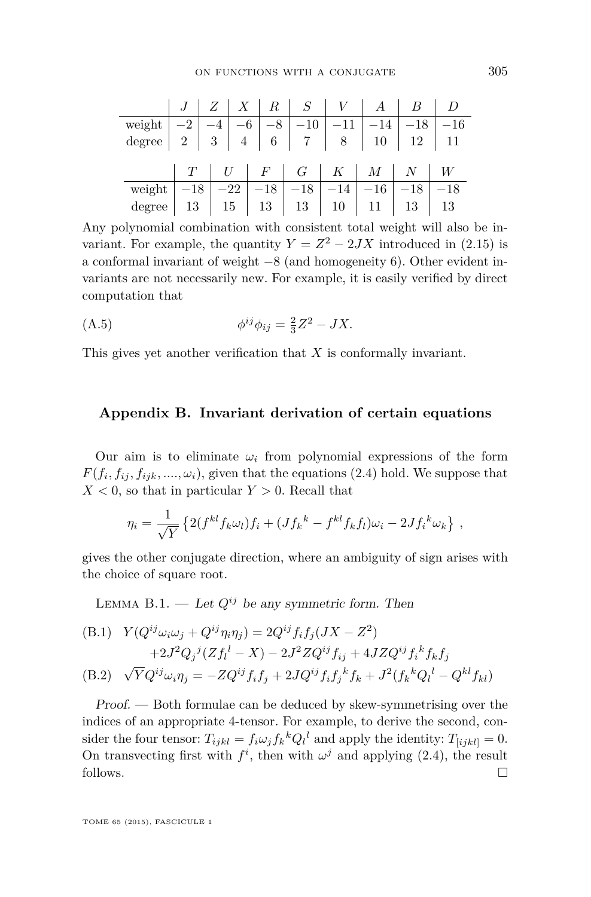|  | $J$ | $Z$ | $X$ | $R$ | $S$ | $V$ | $A$ | $B$ | $D$ |
|---|---|---|---|---|---|---|---|---|---|
| weight | $-2$ | $-4$ | $-6$ | $-8$ | $-10$ | $-11$ | $-14$ | $-18$ | $-16$ |
| degree | 2 | 3 | 4 | 6 | 7 | 8 | 10 | 12 | 11 |

|  | $T$ | $U$ | $F$ | $G$ | $K$ | $M$ | $N$ | $W$ |
|---|---|---|---|---|---|---|---|---|
| weight | $-18$ | $-22$ | $-18$ | $-18$ | $-14$ | $-16$ | $-18$ | $-18$ |
| degree | 13 | 15 | 13 | 13 | 10 | 11 | 13 | 13 |

Any polynomial combination with consistent total weight will also be invariant. For example, the quantity $Y = Z^2 - 2JX$ introduced in (2.15) is a conformal invariant of weight $-8$ (and homogeneity 6). Other evident invariants are not necessarily new. For example, it is easily verified by direct computation that

$$\phi^{ij}\phi_{ij} = \tfrac{2}{3}Z^2 - JX. \tag{A.5}$$

This gives yet another verification that $X$ is conformally invariant.

## Appendix B. Invariant derivation of certain equations

Our aim is to eliminate $\omega_i$ from polynomial expressions of the form $F(f_i, f_{ij}, f_{ijk}, ...., \omega_i)$, given that the equations (2.4) hold. We suppose that $X < 0$, so that in particular $Y > 0$. Recall that

$$\eta_i = \frac{1}{\sqrt{Y}}\left\{2(f^{kl}f_k\omega_l)f_i + (Jf_k{}^k - f^{kl}f_kf_l)\omega_i - 2Jf_i{}^k\omega_k\right\},$$

gives the other conjugate direction, where an ambiguity of sign arises with the choice of square root.

Lemma B.1. — *Let $Q^{ij}$ be any symmetric form. Then*

$$\begin{aligned}
\text{(B.1)}\quad & Y(Q^{ij}\omega_i\omega_j + Q^{ij}\eta_i\eta_j) = 2Q^{ij}f_if_j(JX - Z^2) \\
& \qquad + 2J^2Q_j{}^j(Zf_l{}^l - X) - 2J^2ZQ^{ij}f_{ij} + 4JZQ^{ij}f_i{}^kf_kf_j \\
\text{(B.2)}\quad & \sqrt{Y}Q^{ij}\omega_i\eta_j = -ZQ^{ij}f_if_j + 2JQ^{ij}f_if_j{}^kf_k + J^2(f_k{}^kQ_l{}^l - Q^{kl}f_{kl})
\end{aligned}$$

*Proof.* — Both formulae can be deduced by skew-symmetrising over the indices of an appropriate 4-tensor. For example, to derive the second, consider the four tensor: $T_{ijkl} = f_i\omega_jf_k{}^kQ_l{}^l$ and apply the identity: $T_{[ijkl]} = 0$. On transvecting first with $f^i$, then with $\omega^j$ and applying (2.4), the result follows. □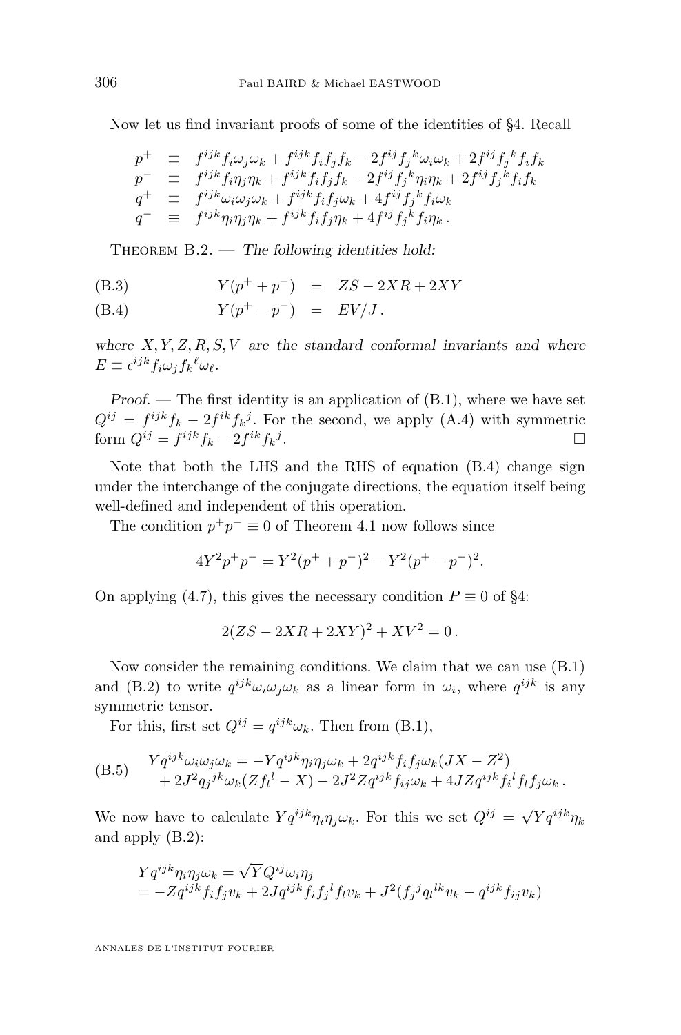Now let us find invariant proofs of some of the identities of §4. Recall

$$
\begin{array}{rcl}
p^+ & \equiv & f^{ijk}f_i\omega_j\omega_k + f^{ijk}f_if_jf_k - 2f^{ij}f_j{}^k\omega_i\omega_k + 2f^{ij}f_j{}^kf_if_k \\
p^- & \equiv & f^{ijk}f_i\eta_j\eta_k + f^{ijk}f_if_jf_k - 2f^{ij}f_j{}^k\eta_i\eta_k + 2f^{ij}f_j{}^kf_if_k \\
q^+ & \equiv & f^{ijk}\omega_i\omega_j\omega_k + f^{ijk}f_if_j\omega_k + 4f^{ij}f_j{}^kf_i\omega_k \\
q^- & \equiv & f^{ijk}\eta_i\eta_j\eta_k + f^{ijk}f_if_j\eta_k + 4f^{ij}f_j{}^kf_i\eta_k\,.
\end{array}
$$

Theorem B.2. — *The following identities hold:*

$$
\text{(B.3)} \qquad Y(p^+ + p^-) \;=\; ZS - 2XR + 2XY
$$

$$
\text{(B.4)} \qquad Y(p^+ - p^-) \;=\; EV/J\,.
$$

*where $X, Y, Z, R, S, V$ are the standard conformal invariants and where $E \equiv \epsilon^{ijk}f_i\omega_jf_k{}^\ell\omega_\ell$.*

*Proof.* — The first identity is an application of (B.1), where we have set $Q^{ij} = f^{ijk}f_k - 2f^{ik}f_k{}^j$. For the second, we apply (A.4) with symmetric form $Q^{ij} = f^{ijk}f_k - 2f^{ik}f_k{}^j$. □

Note that both the LHS and the RHS of equation (B.4) change sign under the interchange of the conjugate directions, the equation itself being well-defined and independent of this operation.

The condition $p^+p^- \equiv 0$ of Theorem 4.1 now follows since

$$
4Y^2p^+p^- = Y^2(p^+ + p^-)^2 - Y^2(p^+ - p^-)^2.
$$

On applying (4.7), this gives the necessary condition $P \equiv 0$ of §4:

$$
2(ZS - 2XR + 2XY)^2 + XV^2 = 0\,.
$$

Now consider the remaining conditions. We claim that we can use (B.1) and (B.2) to write $q^{ijk}\omega_i\omega_j\omega_k$ as a linear form in $\omega_i$, where $q^{ijk}$ is any symmetric tensor.

For this, first set $Q^{ij} = q^{ijk}\omega_k$. Then from (B.1),

$$
\text{(B.5)} \qquad
\begin{array}{l}
Yq^{ijk}\omega_i\omega_j\omega_k = -Yq^{ijk}\eta_i\eta_j\omega_k + 2q^{ijk}f_if_j\omega_k(JX - Z^2) \\
\quad + 2J^2q_j{}^{jk}\omega_k(Zf_l{}^l - X) - 2J^2Zq^{ijk}f_{ij}\omega_k + 4JZq^{ijk}f_i{}^lf_lf_j\omega_k\,.
\end{array}
$$

We now have to calculate $Yq^{ijk}\eta_i\eta_j\omega_k$. For this we set $Q^{ij} = \sqrt{Y}q^{ijk}\eta_k$ and apply (B.2):

$$
\begin{array}{l}
Yq^{ijk}\eta_i\eta_j\omega_k = \sqrt{Y}Q^{ij}\omega_i\eta_j \\
= -Zq^{ijk}f_if_jv_k + 2Jq^{ijk}f_if_j{}^lf_lv_k + J^2(f_j{}^jq_l{}^{lk}v_k - q^{ijk}f_{ij}v_k)
\end{array}
$$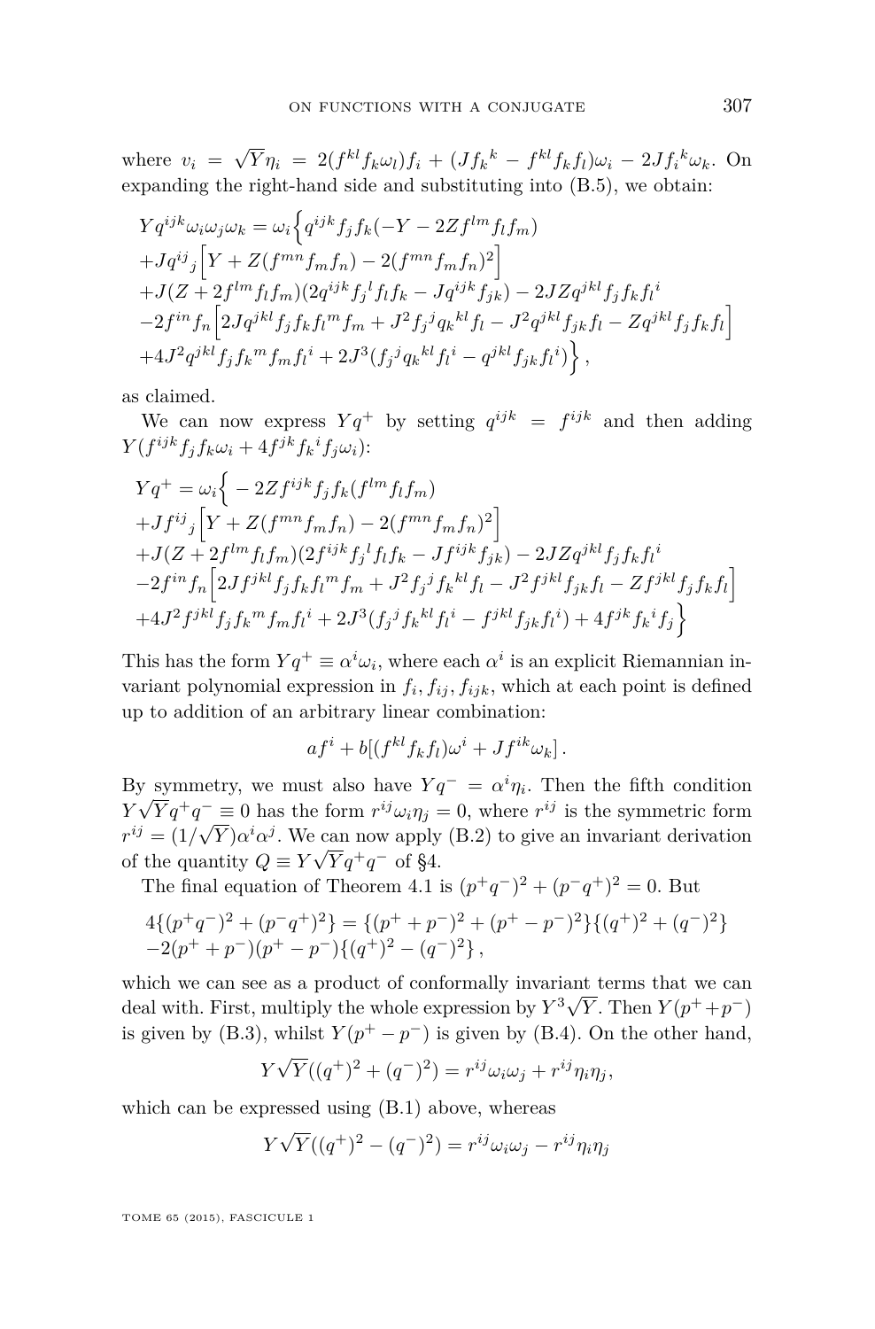where $v_i = \sqrt{Y}\eta_i = 2(f^{kl}f_k\omega_l)f_i + (Jf_k{}^k - f^{kl}f_kf_l)\omega_i - 2Jf_i{}^k\omega_k$. On expanding the right-hand side and substituting into (B.5), we obtain:

$$
\begin{aligned}
&Yq^{ijk}\omega_i\omega_j\omega_k = \omega_i\Big\{q^{ijk}f_jf_k(-Y - 2Zf^{lm}f_lf_m)\\
&+Jq^{ij}{}_j\Big[Y + Z(f^{mn}f_mf_n) - 2(f^{mn}f_mf_n)^2\Big]\\
&+J(Z + 2f^{lm}f_lf_m)(2q^{ijk}f_j{}^lf_lf_k - Jq^{ijk}f_{jk}) - 2JZq^{jkl}f_jf_kf_l{}^i\\
&-2f^{in}f_n\Big[2Jq^{jkl}f_jf_kf_l{}^mf_m + J^2f_j{}^jq_k{}^{kl}f_l - J^2q^{jkl}f_{jk}f_l - Zq^{jkl}f_jf_kf_l\Big]\\
&+4J^2q^{jkl}f_jf_k{}^mf_mf_l{}^i + 2J^3(f_j{}^jq_k{}^{kl}f_l{}^i - q^{jkl}f_{jk}f_l{}^i)\Big\}\,,
\end{aligned}
$$

as claimed.

We can now express $Yq^+$ by setting $q^{ijk} = f^{ijk}$ and then adding $Y(f^{ijk}f_jf_k\omega_i + 4f^{jk}f_k{}^if_j\omega_i)$:

$$
\begin{aligned}
&Yq^+ = \omega_i\Big\{-2Zf^{ijk}f_jf_k(f^{lm}f_lf_m)\\
&+Jf^{ij}{}_j\Big[Y + Z(f^{mn}f_mf_n) - 2(f^{mn}f_mf_n)^2\Big]\\
&+J(Z + 2f^{lm}f_lf_m)(2f^{ijk}f_j{}^lf_lf_k - Jf^{ijk}f_{jk}) - 2JZq^{jkl}f_jf_kf_l{}^i\\
&-2f^{in}f_n\Big[2Jf^{jkl}f_jf_kf_l{}^mf_m + J^2f_j{}^jf_k{}^{kl}f_l - J^2f^{jkl}f_{jk}f_l - Zf^{jkl}f_jf_kf_l\Big]\\
&+4J^2f^{jkl}f_jf_k{}^mf_mf_l{}^i + 2J^3(f_j{}^jf_k{}^{kl}f_l{}^i - f^{jkl}f_{jk}f_l{}^i) + 4f^{jk}f_k{}^if_j\Big\}
\end{aligned}
$$

This has the form $Yq^+ \equiv \alpha^i\omega_i$, where each $\alpha^i$ is an explicit Riemannian invariant polynomial expression in $f_i, f_{ij}, f_{ijk}$, which at each point is defined up to addition of an arbitrary linear combination:

$$af^i + b[(f^{kl}f_kf_l)\omega^i + Jf^{ik}\omega_k]\,.$$

By symmetry, we must also have $Yq^- = \alpha^i\eta_i$. Then the fifth condition $Y\sqrt{Y}q^+q^- \equiv 0$ has the form $r^{ij}\omega_i\eta_j = 0$, where $r^{ij}$ is the symmetric form $r^{ij} = (1/\sqrt{Y})\alpha^i\alpha^j$. We can now apply (B.2) to give an invariant derivation of the quantity $Q \equiv Y\sqrt{Y}q^+q^-$ of §4.

The final equation of Theorem 4.1 is $(p^+q^-)^2 + (p^-q^+)^2 = 0$. But

$$
\begin{aligned}
&4\{(p^+q^-)^2 + (p^-q^+)^2\} = \{(p^+ + p^-)^2 + (p^+ - p^-)^2\}\{(q^+)^2 + (q^-)^2\}\\
&-2(p^+ + p^-)(p^+ - p^-)\{(q^+)^2 - (q^-)^2\}\,,
\end{aligned}
$$

which we can see as a product of conformally invariant terms that we can deal with. First, multiply the whole expression by $Y^3\sqrt{Y}$. Then $Y(p^+ + p^-)$ is given by (B.3), whilst $Y(p^+ - p^-)$ is given by (B.4). On the other hand,

$$Y\sqrt{Y}((q^+)^2 + (q^-)^2) = r^{ij}\omega_i\omega_j + r^{ij}\eta_i\eta_j,$$

which can be expressed using (B.1) above, whereas

$$Y\sqrt{Y}((q^+)^2 - (q^-)^2) = r^{ij}\omega_i\omega_j - r^{ij}\eta_i\eta_j$$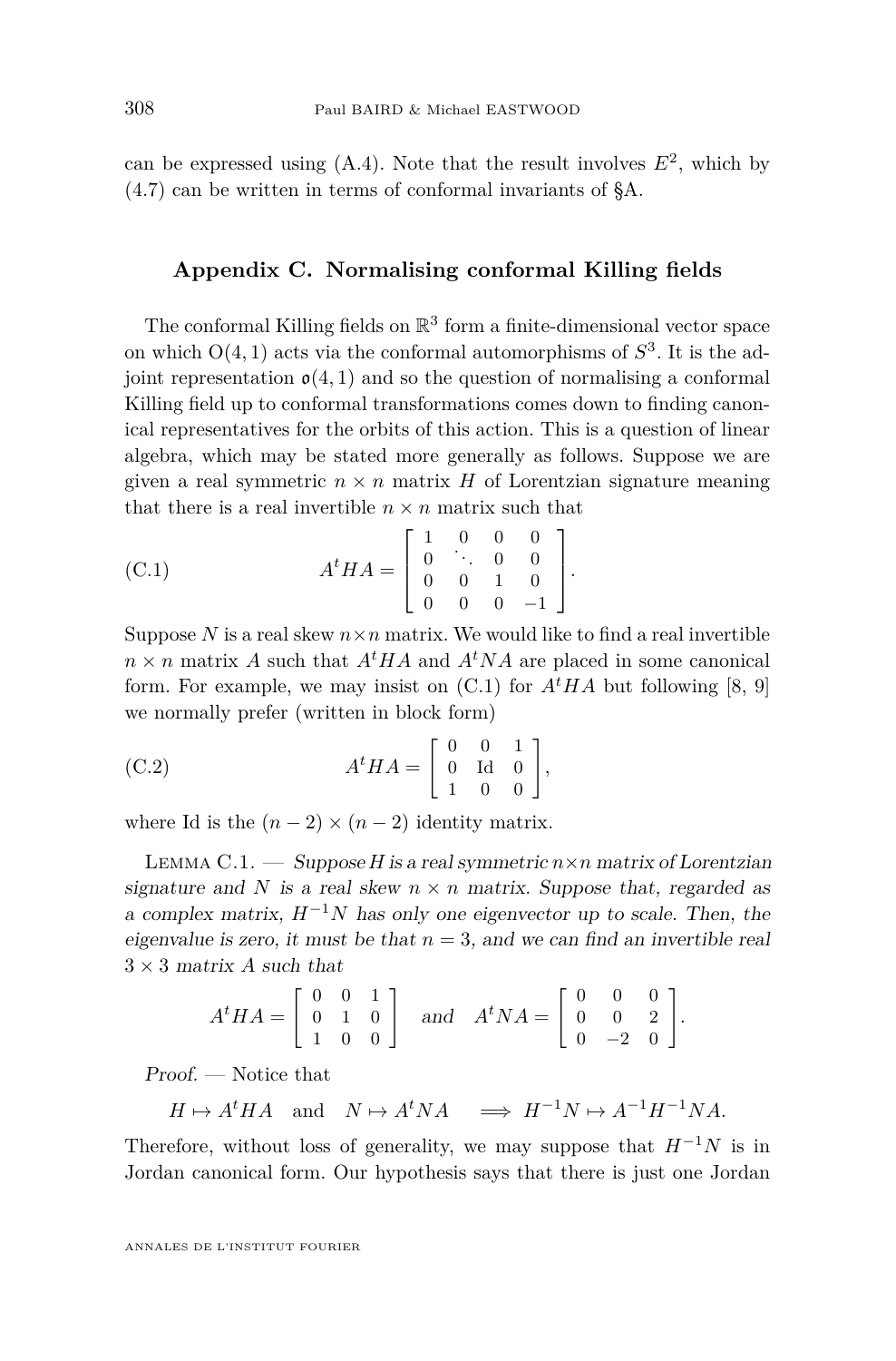can be expressed using (A.4). Note that the result involves $E^2$, which by (4.7) can be written in terms of conformal invariants of §A.

## Appendix C. Normalising conformal Killing fields

The conformal Killing fields on $\mathbb{R}^3$ form a finite-dimensional vector space on which $\mathrm{O}(4,1)$ acts via the conformal automorphisms of $S^3$. It is the adjoint representation $\mathfrak{o}(4,1)$ and so the question of normalising a conformal Killing field up to conformal transformations comes down to finding canonical representatives for the orbits of this action. This is a question of linear algebra, which may be stated more generally as follows. Suppose we are given a real symmetric $n \times n$ matrix $H$ of Lorentzian signature meaning that there is a real invertible $n \times n$ matrix such that

$$A^t H A = \begin{bmatrix} 1 & 0 & 0 & 0 \\ 0 & \ddots & 0 & 0 \\ 0 & 0 & 1 & 0 \\ 0 & 0 & 0 & -1 \end{bmatrix}. \tag{C.1}$$

Suppose $N$ is a real skew $n \times n$ matrix. We would like to find a real invertible $n \times n$ matrix $A$ such that $A^t H A$ and $A^t N A$ are placed in some canonical form. For example, we may insist on (C.1) for $A^t H A$ but following [8, 9] we normally prefer (written in block form)

$$A^t H A = \begin{bmatrix} 0 & 0 & 1 \\ 0 & \mathrm{Id} & 0 \\ 1 & 0 & 0 \end{bmatrix}, \tag{C.2}$$

where Id is the $(n-2) \times (n-2)$ identity matrix.

Lemma C.1. — *Suppose $H$ is a real symmetric $n \times n$ matrix of Lorentzian signature and $N$ is a real skew $n \times n$ matrix. Suppose that, regarded as a complex matrix, $H^{-1}N$ has only one eigenvector up to scale. Then, the eigenvalue is zero, it must be that $n = 3$, and we can find an invertible real $3 \times 3$ matrix $A$ such that*

$$A^t H A = \begin{bmatrix} 0 & 0 & 1 \\ 0 & 1 & 0 \\ 1 & 0 & 0 \end{bmatrix} \quad \text{and} \quad A^t N A = \begin{bmatrix} 0 & 0 & 0 \\ 0 & 0 & 2 \\ 0 & -2 & 0 \end{bmatrix}.$$

*Proof.* — Notice that

$$H \mapsto A^t H A \quad \text{and} \quad N \mapsto A^t N A \quad \implies H^{-1}N \mapsto A^{-1}H^{-1}NA.$$

Therefore, without loss of generality, we may suppose that $H^{-1}N$ is in Jordan canonical form. Our hypothesis says that there is just one Jordan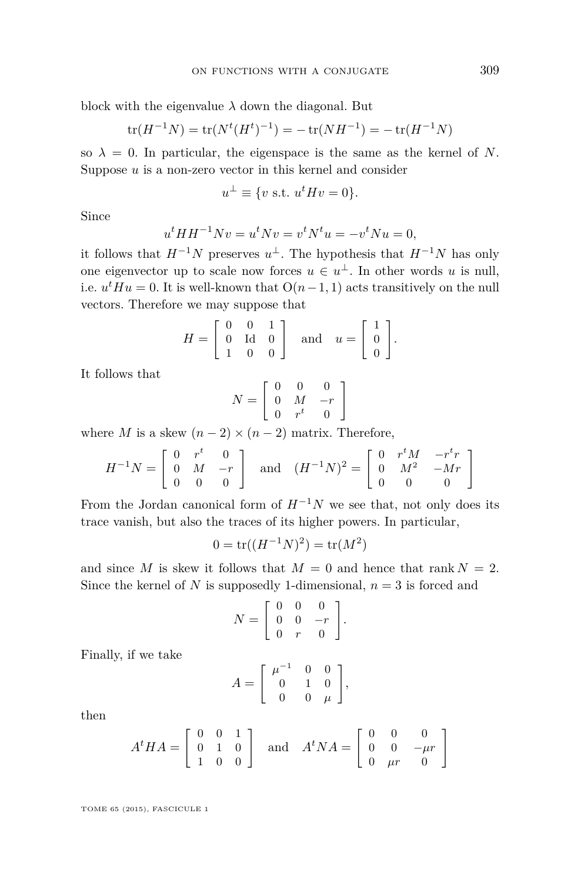block with the eigenvalue $\lambda$ down the diagonal. But

$$\operatorname{tr}(H^{-1}N) = \operatorname{tr}(N^t(H^t)^{-1}) = -\operatorname{tr}(NH^{-1}) = -\operatorname{tr}(H^{-1}N)$$

so $\lambda = 0$. In particular, the eigenspace is the same as the kernel of $N$. Suppose $u$ is a non-zero vector in this kernel and consider

$$u^\perp \equiv \{v \text{ s.t. } u^tHv = 0\}.$$

Since

$$u^tHH^{-1}Nv = u^tNv = v^tN^tu = -v^tNu = 0,$$

it follows that $H^{-1}N$ preserves $u^\perp$. The hypothesis that $H^{-1}N$ has only one eigenvector up to scale now forces $u \in u^\perp$. In other words $u$ is null, i.e. $u^tHu = 0$. It is well-known that $\mathrm{O}(n-1,1)$ acts transitively on the null vectors. Therefore we may suppose that

$$H = \begin{bmatrix} 0 & 0 & 1 \\ 0 & \mathrm{Id} & 0 \\ 1 & 0 & 0 \end{bmatrix} \quad \text{and} \quad u = \begin{bmatrix} 1 \\ 0 \\ 0 \end{bmatrix}.$$

It follows that

$$N = \begin{bmatrix} 0 & 0 & 0 \\ 0 & M & -r \\ 0 & r^t & 0 \end{bmatrix}$$

where $M$ is a skew $(n-2) \times (n-2)$ matrix. Therefore,

$$H^{-1}N = \begin{bmatrix} 0 & r^t & 0 \\ 0 & M & -r \\ 0 & 0 & 0 \end{bmatrix} \quad \text{and} \quad (H^{-1}N)^2 = \begin{bmatrix} 0 & r^tM & -r^tr \\ 0 & M^2 & -Mr \\ 0 & 0 & 0 \end{bmatrix}$$

From the Jordan canonical form of $H^{-1}N$ we see that, not only does its trace vanish, but also the traces of its higher powers. In particular,

$$0 = \operatorname{tr}((H^{-1}N)^2) = \operatorname{tr}(M^2)$$

and since $M$ is skew it follows that $M = 0$ and hence that $\operatorname{rank} N = 2$. Since the kernel of $N$ is supposedly 1-dimensional, $n = 3$ is forced and

$$N = \begin{bmatrix} 0 & 0 & 0 \\ 0 & 0 & -r \\ 0 & r & 0 \end{bmatrix}.$$

Finally, if we take

$$A = \begin{bmatrix} \mu^{-1} & 0 & 0 \\ 0 & 1 & 0 \\ 0 & 0 & \mu \end{bmatrix},$$

then

$$A^tHA = \begin{bmatrix} 0 & 0 & 1 \\ 0 & 1 & 0 \\ 1 & 0 & 0 \end{bmatrix} \quad \text{and} \quad A^tNA = \begin{bmatrix} 0 & 0 & 0 \\ 0 & 0 & -\mu r \\ 0 & \mu r & 0 \end{bmatrix}$$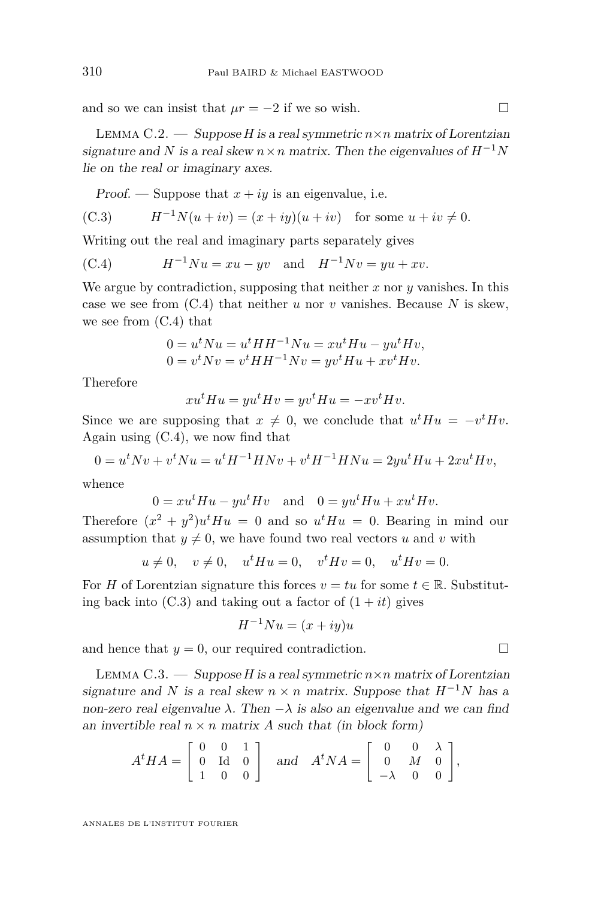and so we can insist that $\mu r = -2$ if we so wish. □

Lemma C.2. — *Suppose $H$ is a real symmetric $n\times n$ matrix of Lorentzian signature and $N$ is a real skew $n\times n$ matrix. Then the eigenvalues of $H^{-1}N$ lie on the real or imaginary axes.*

*Proof.* — Suppose that $x+iy$ is an eigenvalue, i.e.

$$H^{-1}N(u+iv) = (x+iy)(u+iv) \quad \text{for some } u+iv \neq 0. \tag{C.3}$$

Writing out the real and imaginary parts separately gives

$$H^{-1}Nu = xu - yv \quad \text{and} \quad H^{-1}Nv = yu + xv. \tag{C.4}$$

We argue by contradiction, supposing that neither $x$ nor $y$ vanishes. In this case we see from (C.4) that neither $u$ nor $v$ vanishes. Because $N$ is skew, we see from (C.4) that

$$\begin{aligned} 0 &= u^tNu = u^tHH^{-1}Nu = xu^tHu - yu^tHv,\\ 0 &= v^tNv = v^tHH^{-1}Nv = yv^tHu + xv^tHv. \end{aligned}$$

Therefore

$$xu^tHu = yu^tHv = yv^tHu = -xv^tHv.$$

Since we are supposing that $x\neq 0$, we conclude that $u^tHu = -v^tHv$. Again using (C.4), we now find that

$$0 = u^tNv + v^tNu = u^tH^{-1}HNv + v^tH^{-1}HNu = 2yu^tHu + 2xu^tHv,$$

whence

$$0 = xu^tHu - yu^tHv \quad \text{and} \quad 0 = yu^tHu + xu^tHv.$$

Therefore $(x^2+y^2)u^tHu = 0$ and so $u^tHu = 0$. Bearing in mind our assumption that $y\neq 0$, we have found two real vectors $u$ and $v$ with

$$u\neq 0, \quad v\neq 0, \quad u^tHu = 0, \quad v^tHv = 0, \quad u^tHv = 0.$$

For $H$ of Lorentzian signature this forces $v = tu$ for some $t\in\mathbb{R}$. Substituting back into (C.3) and taking out a factor of $(1+it)$ gives

$$H^{-1}Nu = (x+iy)u$$

and hence that $y=0$, our required contradiction. □

Lemma C.3. — *Suppose $H$ is a real symmetric $n\times n$ matrix of Lorentzian signature and $N$ is a real skew $n\times n$ matrix. Suppose that $H^{-1}N$ has a non-zero real eigenvalue $\lambda$. Then $-\lambda$ is also an eigenvalue and we can find an invertible real $n\times n$ matrix $A$ such that (in block form)*

$$A^tHA = \begin{bmatrix} 0 & 0 & 1\\ 0 & \mathrm{Id} & 0\\ 1 & 0 & 0 \end{bmatrix} \quad \textit{and} \quad A^tNA = \begin{bmatrix} 0 & 0 & \lambda\\ 0 & M & 0\\ -\lambda & 0 & 0 \end{bmatrix},$$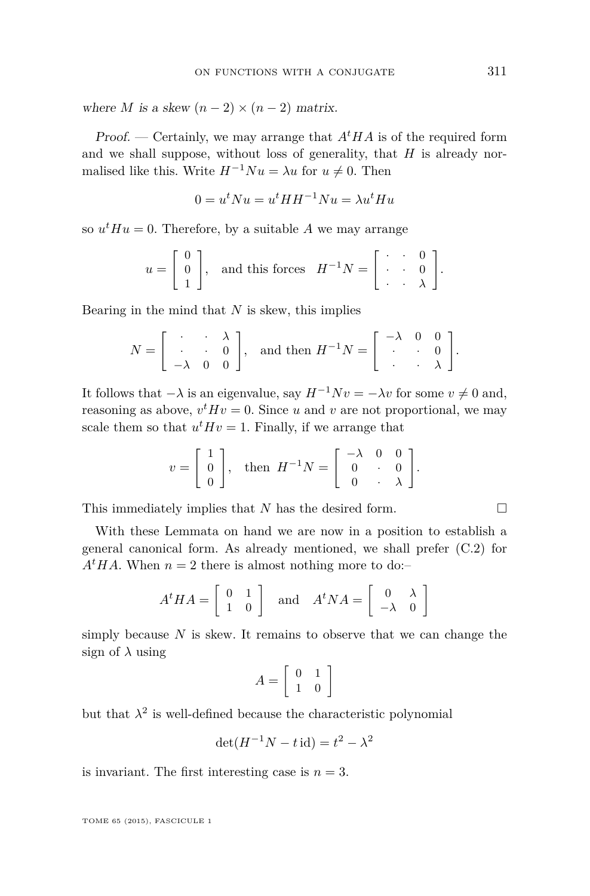*where $M$ is a skew $(n-2) \times (n-2)$ matrix.*

*Proof.* — Certainly, we may arrange that $A^t HA$ is of the required form and we shall suppose, without loss of generality, that $H$ is already normalised like this. Write $H^{-1}Nu = \lambda u$ for $u \neq 0$. Then

$$0 = u^t N u = u^t H H^{-1} N u = \lambda u^t H u$$

so $u^t H u = 0$. Therefore, by a suitable $A$ we may arrange

$$u = \begin{bmatrix} 0 \\ 0 \\ 1 \end{bmatrix}, \quad \text{and this forces} \quad H^{-1}N = \begin{bmatrix} \cdot & \cdot & 0 \\ \cdot & \cdot & 0 \\ \cdot & \cdot & \lambda \end{bmatrix}.$$

Bearing in the mind that $N$ is skew, this implies

$$N = \begin{bmatrix} \cdot & \cdot & \lambda \\ \cdot & \cdot & 0 \\ -\lambda & 0 & 0 \end{bmatrix}, \quad \text{and then } H^{-1}N = \begin{bmatrix} -\lambda & 0 & 0 \\ \cdot & \cdot & 0 \\ \cdot & \cdot & \lambda \end{bmatrix}.$$

It follows that $-\lambda$ is an eigenvalue, say $H^{-1}Nv = -\lambda v$ for some $v \neq 0$ and, reasoning as above, $v^t H v = 0$. Since $u$ and $v$ are not proportional, we may scale them so that $u^t H v = 1$. Finally, if we arrange that

$$v = \begin{bmatrix} 1 \\ 0 \\ 0 \end{bmatrix}, \quad \text{then } H^{-1}N = \begin{bmatrix} -\lambda & 0 & 0 \\ 0 & \cdot & 0 \\ 0 & \cdot & \lambda \end{bmatrix}.$$

This immediately implies that $N$ has the desired form. $\square$

With these Lemmata on hand we are now in a position to establish a general canonical form. As already mentioned, we shall prefer (C.2) for $A^t HA$. When $n = 2$ there is almost nothing more to do:–

$$A^t HA = \begin{bmatrix} 0 & 1 \\ 1 & 0 \end{bmatrix} \quad \text{and} \quad A^t NA = \begin{bmatrix} 0 & \lambda \\ -\lambda & 0 \end{bmatrix}$$

simply because $N$ is skew. It remains to observe that we can change the sign of $\lambda$ using

$$A = \begin{bmatrix} 0 & 1 \\ 1 & 0 \end{bmatrix}$$

but that $\lambda^2$ is well-defined because the characteristic polynomial

$$\det(H^{-1}N - t\,\mathrm{id}) = t^2 - \lambda^2$$

is invariant. The first interesting case is $n = 3$.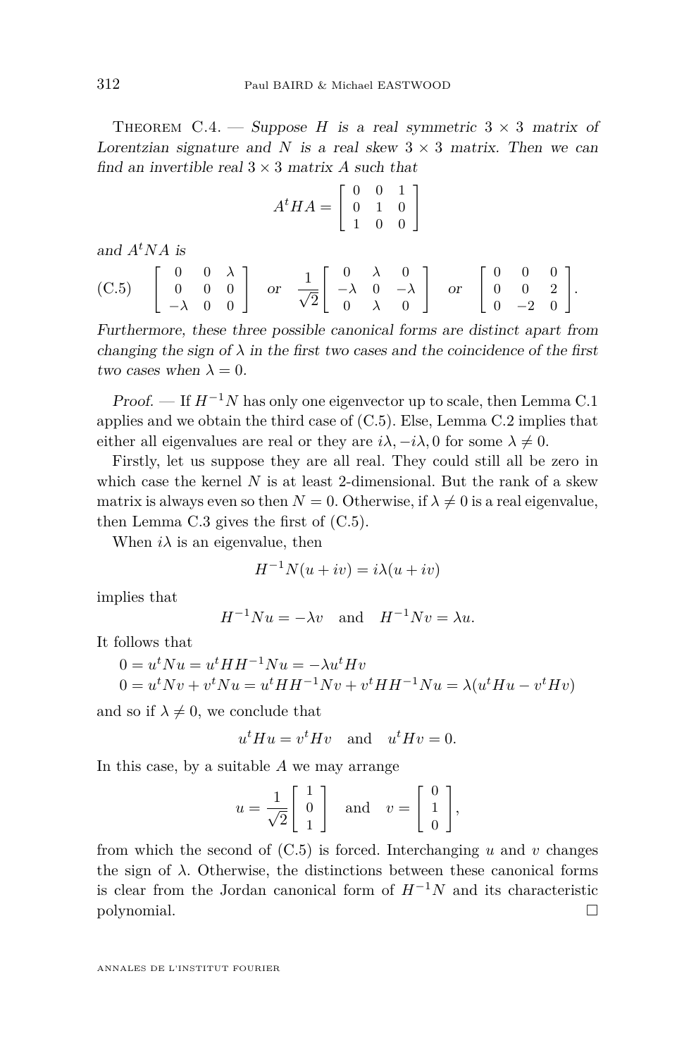Theorem C.4. — *Suppose $H$ is a real symmetric $3 \times 3$ matrix of Lorentzian signature and $N$ is a real skew $3 \times 3$ matrix. Then we can find an invertible real $3 \times 3$ matrix $A$ such that*

$$A^t H A = \begin{bmatrix} 0 & 0 & 1 \\ 0 & 1 & 0 \\ 1 & 0 & 0 \end{bmatrix}$$

*and $A^t N A$ is*

$$\begin{bmatrix} 0 & 0 & \lambda \\ 0 & 0 & 0 \\ -\lambda & 0 & 0 \end{bmatrix} \quad \text{or} \quad \frac{1}{\sqrt{2}}\begin{bmatrix} 0 & \lambda & 0 \\ -\lambda & 0 & -\lambda \\ 0 & \lambda & 0 \end{bmatrix} \quad \text{or} \quad \begin{bmatrix} 0 & 0 & 0 \\ 0 & 0 & 2 \\ 0 & -2 & 0 \end{bmatrix}. \tag{C.5}$$

*Furthermore, these three possible canonical forms are distinct apart from changing the sign of $\lambda$ in the first two cases and the coincidence of the first two cases when $\lambda = 0$.*

*Proof.* — If $H^{-1}N$ has only one eigenvector up to scale, then Lemma C.1 applies and we obtain the third case of (C.5). Else, Lemma C.2 implies that either all eigenvalues are real or they are $i\lambda, -i\lambda, 0$ for some $\lambda \neq 0$.

Firstly, let us suppose they are all real. They could still all be zero in which case the kernel $N$ is at least 2-dimensional. But the rank of a skew matrix is always even so then $N = 0$. Otherwise, if $\lambda \neq 0$ is a real eigenvalue, then Lemma C.3 gives the first of (C.5).

When $i\lambda$ is an eigenvalue, then

$$H^{-1}N(u + iv) = i\lambda(u + iv)$$

implies that

$$H^{-1}Nu = -\lambda v \quad \text{and} \quad H^{-1}Nv = \lambda u.$$

It follows that

$$\begin{aligned} 0 &= u^t N u = u^t H H^{-1} N u = -\lambda u^t H v \\ 0 &= u^t N v + v^t N u = u^t H H^{-1} N v + v^t H H^{-1} N u = \lambda(u^t H u - v^t H v) \end{aligned}$$

and so if $\lambda \neq 0$, we conclude that

$$u^t H u = v^t H v \quad \text{and} \quad u^t H v = 0.$$

In this case, by a suitable $A$ we may arrange

$$u = \frac{1}{\sqrt{2}}\begin{bmatrix} 1 \\ 0 \\ 1 \end{bmatrix} \quad \text{and} \quad v = \begin{bmatrix} 0 \\ 1 \\ 0 \end{bmatrix},$$

from which the second of (C.5) is forced. Interchanging $u$ and $v$ changes the sign of $\lambda$. Otherwise, the distinctions between these canonical forms is clear from the Jordan canonical form of $H^{-1}N$ and its characteristic polynomial. $\square$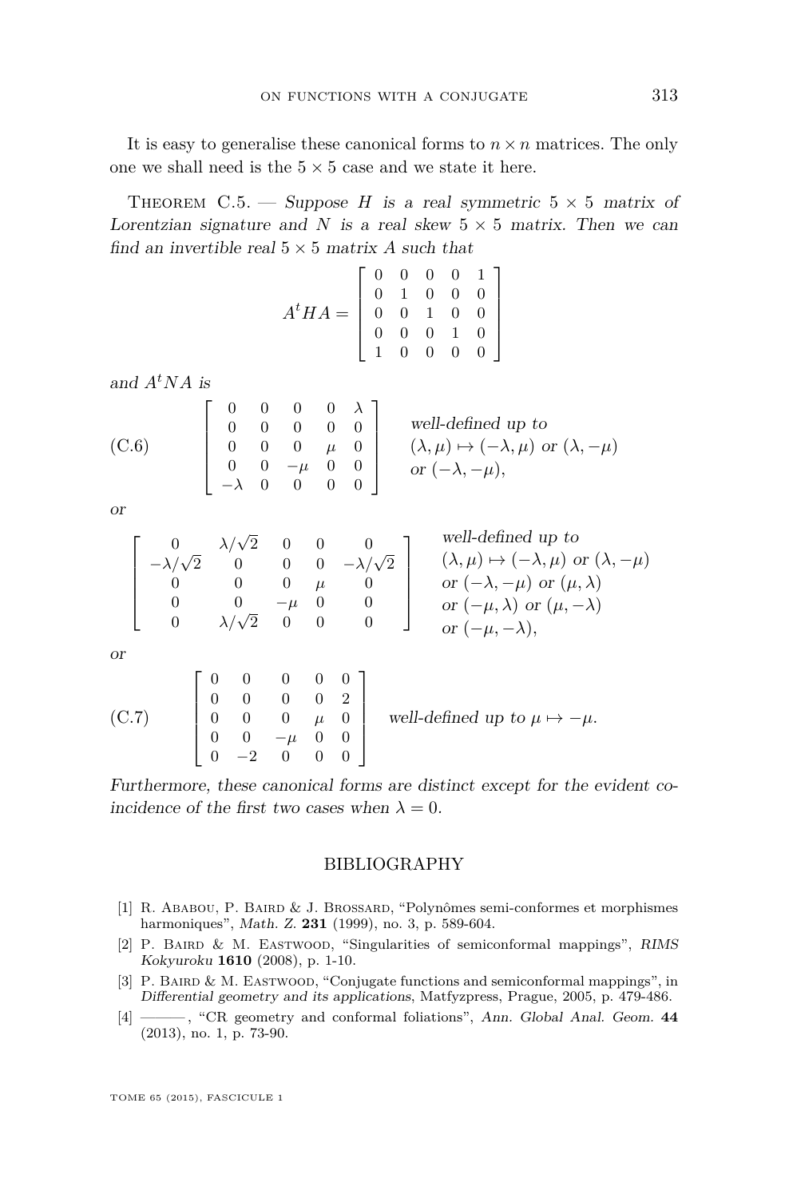It is easy to generalise these canonical forms to $n \times n$ matrices. The only one we shall need is the $5 \times 5$ case and we state it here.

Theorem C.5. — *Suppose $H$ is a real symmetric $5 \times 5$ matrix of Lorentzian signature and $N$ is a real skew $5 \times 5$ matrix. Then we can find an invertible real $5 \times 5$ matrix $A$ such that*

$$A^t H A = \left[\begin{array}{ccccc} 0 & 0 & 0 & 0 & 1 \\ 0 & 1 & 0 & 0 & 0 \\ 0 & 0 & 1 & 0 & 0 \\ 0 & 0 & 0 & 1 & 0 \\ 1 & 0 & 0 & 0 & 0 \end{array}\right]$$

*and $A^t N A$ is*

$$\left[\begin{array}{ccccc} 0 & 0 & 0 & 0 & \lambda \\ 0 & 0 & 0 & 0 & 0 \\ 0 & 0 & 0 & \mu & 0 \\ 0 & 0 & -\mu & 0 & 0 \\ -\lambda & 0 & 0 & 0 & 0 \end{array}\right] \quad \begin{array}{l} \textit{well-defined up to} \\ (\lambda,\mu) \mapsto (-\lambda,\mu) \textit{ or } (\lambda,-\mu) \\ \textit{or } (-\lambda,-\mu), \end{array} \tag{C.6}$$

*or*

$$\left[\begin{array}{ccccc} 0 & \lambda/\sqrt{2} & 0 & 0 & 0 \\ -\lambda/\sqrt{2} & 0 & 0 & 0 & -\lambda/\sqrt{2} \\ 0 & 0 & 0 & \mu & 0 \\ 0 & 0 & -\mu & 0 & 0 \\ 0 & \lambda/\sqrt{2} & 0 & 0 & 0 \end{array}\right] \quad \begin{array}{l} \textit{well-defined up to} \\ (\lambda,\mu) \mapsto (-\lambda,\mu) \textit{ or } (\lambda,-\mu) \\ \textit{or } (-\lambda,-\mu) \textit{ or } (\mu,\lambda) \\ \textit{or } (-\mu,\lambda) \textit{ or } (\mu,-\lambda) \\ \textit{or } (-\mu,-\lambda), \end{array}$$

*or*

$$\left[\begin{array}{ccccc} 0 & 0 & 0 & 0 & 0 \\ 0 & 0 & 0 & 0 & 2 \\ 0 & 0 & 0 & \mu & 0 \\ 0 & 0 & -\mu & 0 & 0 \\ 0 & -2 & 0 & 0 & 0 \end{array}\right] \quad \textit{well-defined up to } \mu \mapsto -\mu. \tag{C.7}$$

*Furthermore, these canonical forms are distinct except for the evident coincidence of the first two cases when $\lambda = 0$.*

## BIBLIOGRAPHY

[1] R. Ababou, P. Baird & J. Brossard, "Polynômes semi-conformes et morphismes harmoniques", *Math. Z.* **231** (1999), no. 3, p. 589-604.

[2] P. Baird & M. Eastwood, "Singularities of semiconformal mappings", *RIMS Kokyuroku* **1610** (2008), p. 1-10.

[3] P. Baird & M. Eastwood, "Conjugate functions and semiconformal mappings", in *Differential geometry and its applications*, Matfyzpress, Prague, 2005, p. 479-486.

[4] ———, "CR geometry and conformal foliations", *Ann. Global Anal. Geom.* **44** (2013), no. 1, p. 73-90.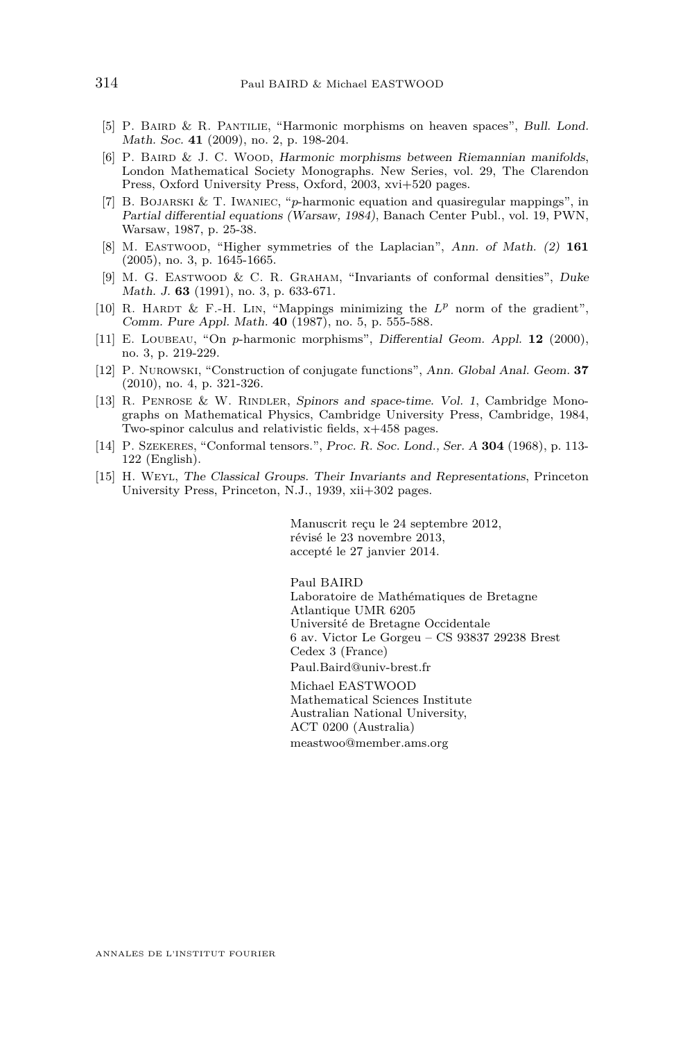[5] P. Baird & R. Pantilie, "Harmonic morphisms on heaven spaces", *Bull. Lond. Math. Soc.* **41** (2009), no. 2, p. 198-204.

[6] P. Baird & J. C. Wood, *Harmonic morphisms between Riemannian manifolds*, London Mathematical Society Monographs. New Series, vol. 29, The Clarendon Press, Oxford University Press, Oxford, 2003, xvi+520 pages.

[7] B. Bojarski & T. Iwaniec, "$p$-harmonic equation and quasiregular mappings", in *Partial differential equations (Warsaw, 1984)*, Banach Center Publ., vol. 19, PWN, Warsaw, 1987, p. 25-38.

[8] M. Eastwood, "Higher symmetries of the Laplacian", *Ann. of Math. (2)* **161** (2005), no. 3, p. 1645-1665.

[9] M. G. Eastwood & C. R. Graham, "Invariants of conformal densities", *Duke Math. J.* **63** (1991), no. 3, p. 633-671.

[10] R. Hardt & F.-H. Lin, "Mappings minimizing the $L^p$ norm of the gradient", *Comm. Pure Appl. Math.* **40** (1987), no. 5, p. 555-588.

[11] E. Loubeau, "On $p$-harmonic morphisms", *Differential Geom. Appl.* **12** (2000), no. 3, p. 219-229.

[12] P. Nurowski, "Construction of conjugate functions", *Ann. Global Anal. Geom.* **37** (2010), no. 4, p. 321-326.

[13] R. Penrose & W. Rindler, *Spinors and space-time. Vol. 1*, Cambridge Monographs on Mathematical Physics, Cambridge University Press, Cambridge, 1984, Two-spinor calculus and relativistic fields, x+458 pages.

[14] P. Szekeres, "Conformal tensors.", *Proc. R. Soc. Lond., Ser. A* **304** (1968), p. 113-122 (English).

[15] H. Weyl, *The Classical Groups. Their Invariants and Representations*, Princeton University Press, Princeton, N.J., 1939, xii+302 pages.

Manuscrit reçu le 24 septembre 2012,
révisé le 23 novembre 2013,
accepté le 27 janvier 2014.

Paul BAIRD
Laboratoire de Mathématiques de Bretagne Atlantique UMR 6205
Université de Bretagne Occidentale
6 av. Victor Le Gorgeu – CS 93837 29238 Brest Cedex 3 (France)
Paul.Baird@univ-brest.fr

Michael EASTWOOD
Mathematical Sciences Institute
Australian National University,
ACT 0200 (Australia)
meastwoo@member.ams.org